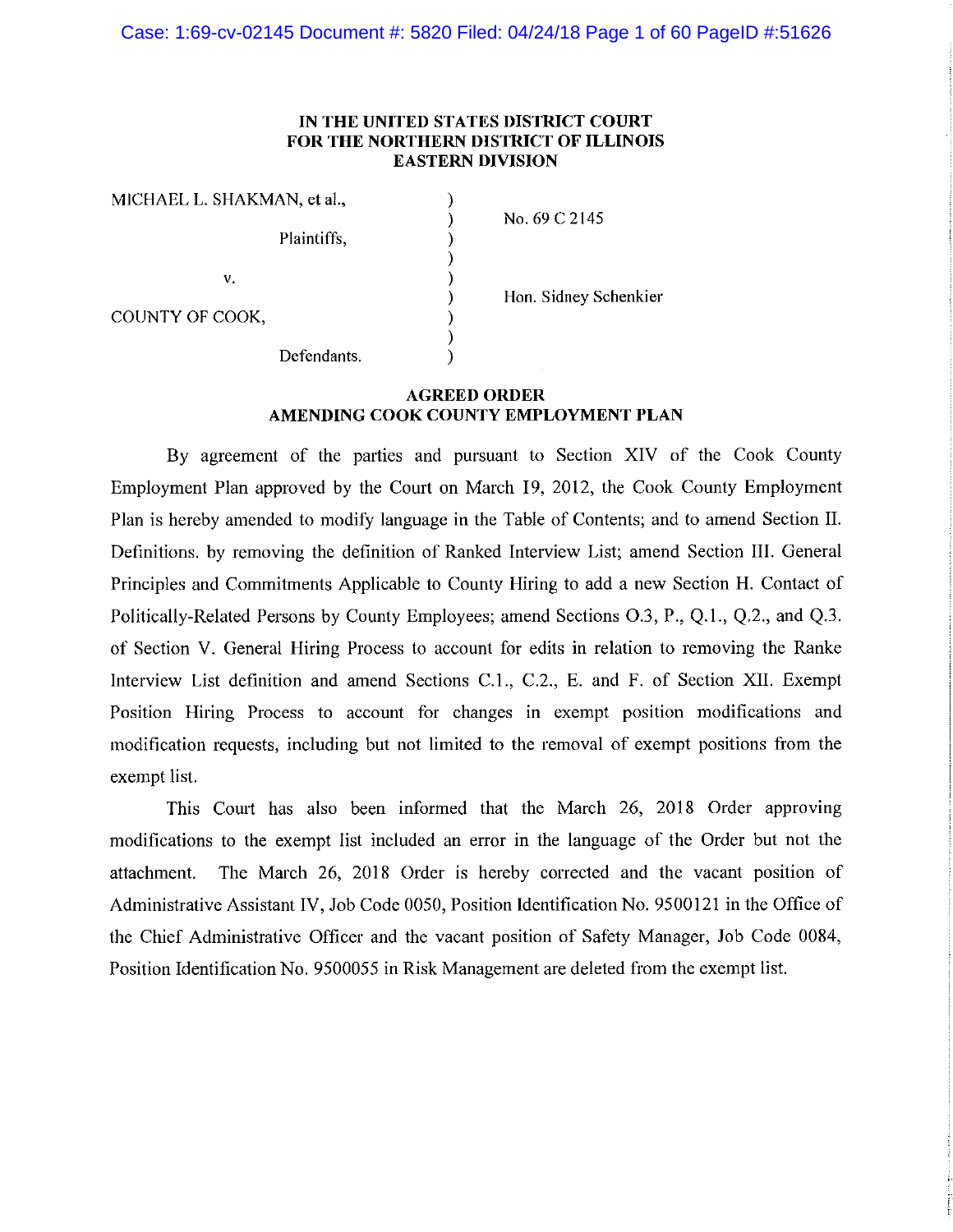**IN THE UNITED STATES DISTRICT COURT**
**FOR THE NORTHERN DISTRICT OF ILLINOIS**
**EASTERN DIVISION**

| | | |
|---|---|---|
| MICHAEL L. SHAKMAN, et al., | ) | |
| | ) | No. 69 C 2145 |
| Plaintiffs, | ) | |
| | ) | |
| v. | ) | |
| | ) | Hon. Sidney Schenkier |
| COUNTY OF COOK, | ) | |
| | ) | |
| Defendants. | ) | |

**AGREED ORDER**
**AMENDING COOK COUNTY EMPLOYMENT PLAN**

By agreement of the parties and pursuant to Section XIV of the Cook County Employment Plan approved by the Court on March 19, 2012, the Cook County Employment Plan is hereby amended to modify language in the Table of Contents; and to amend Section II. Definitions. by removing the definition of Ranked Interview List; amend Section III. General Principles and Commitments Applicable to County Hiring to add a new Section H. Contact of Politically-Related Persons by County Employees; amend Sections O.3, P., Q.1., Q.2., and Q.3. of Section V. General Hiring Process to account for edits in relation to removing the Ranke Interview List definition and amend Sections C.1., C.2., E. and F. of Section XII. Exempt Position Hiring Process to account for changes in exempt position modifications and modification requests, including but not limited to the removal of exempt positions from the exempt list.

This Court has also been informed that the March 26, 2018 Order approving modifications to the exempt list included an error in the language of the Order but not the attachment. The March 26, 2018 Order is hereby corrected and the vacant position of Administrative Assistant IV, Job Code 0050, Position Identification No. 9500121 in the Office of the Chief Administrative Officer and the vacant position of Safety Manager, Job Code 0084, Position Identification No. 9500055 in Risk Management are deleted from the exempt list.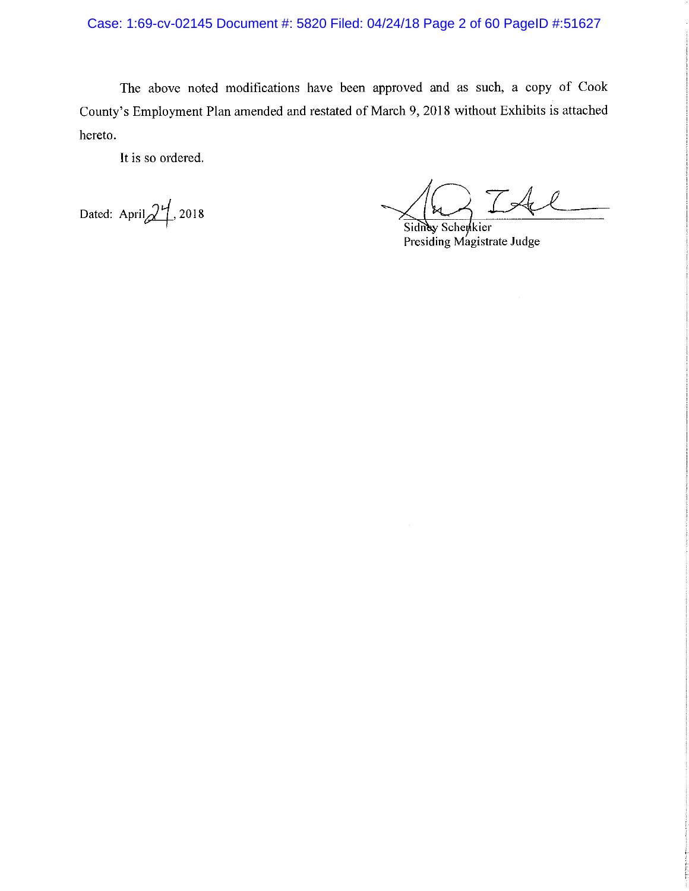The above noted modifications have been approved and as such, a copy of Cook County's Employment Plan amended and restated of March 9, 2018 without Exhibits is attached hereto.

It is so ordered.

Dated: April 24, 2018

Sidney Schenkier
Presiding Magistrate Judge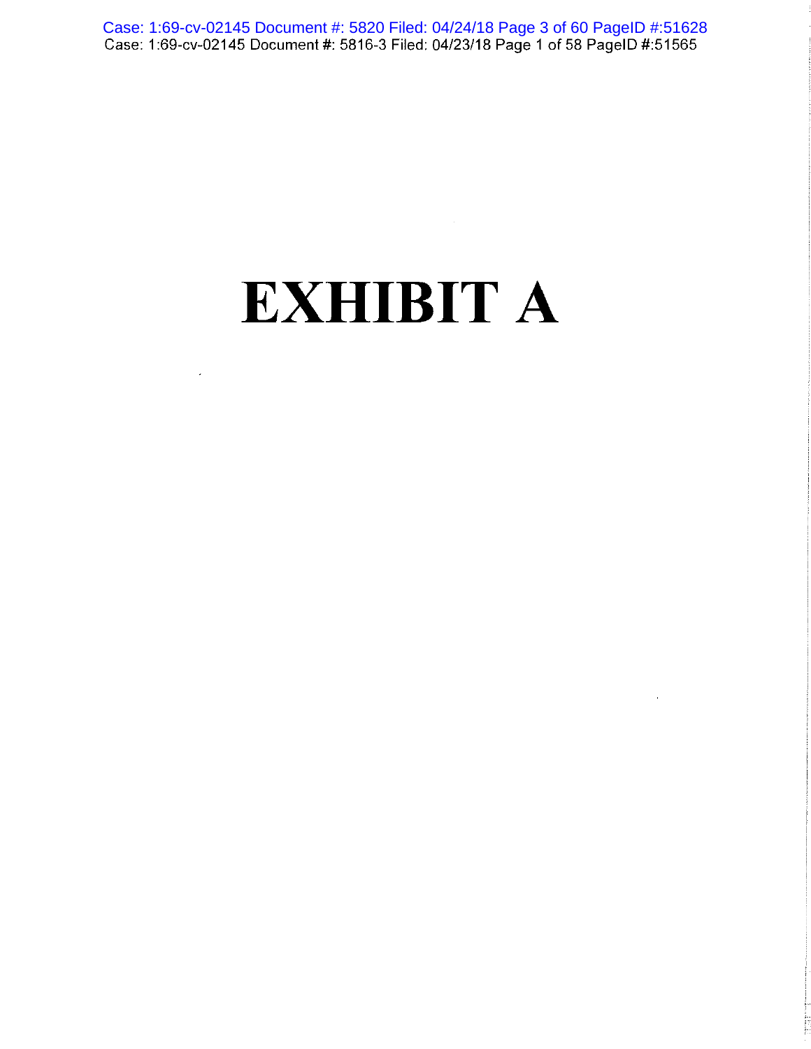# EXHIBIT A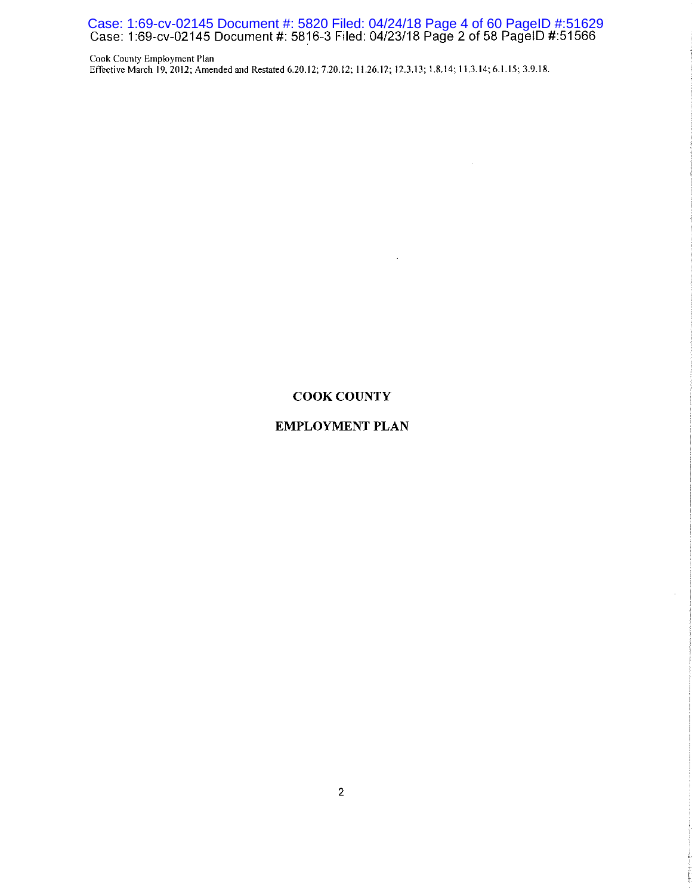# COOK COUNTY

# EMPLOYMENT PLAN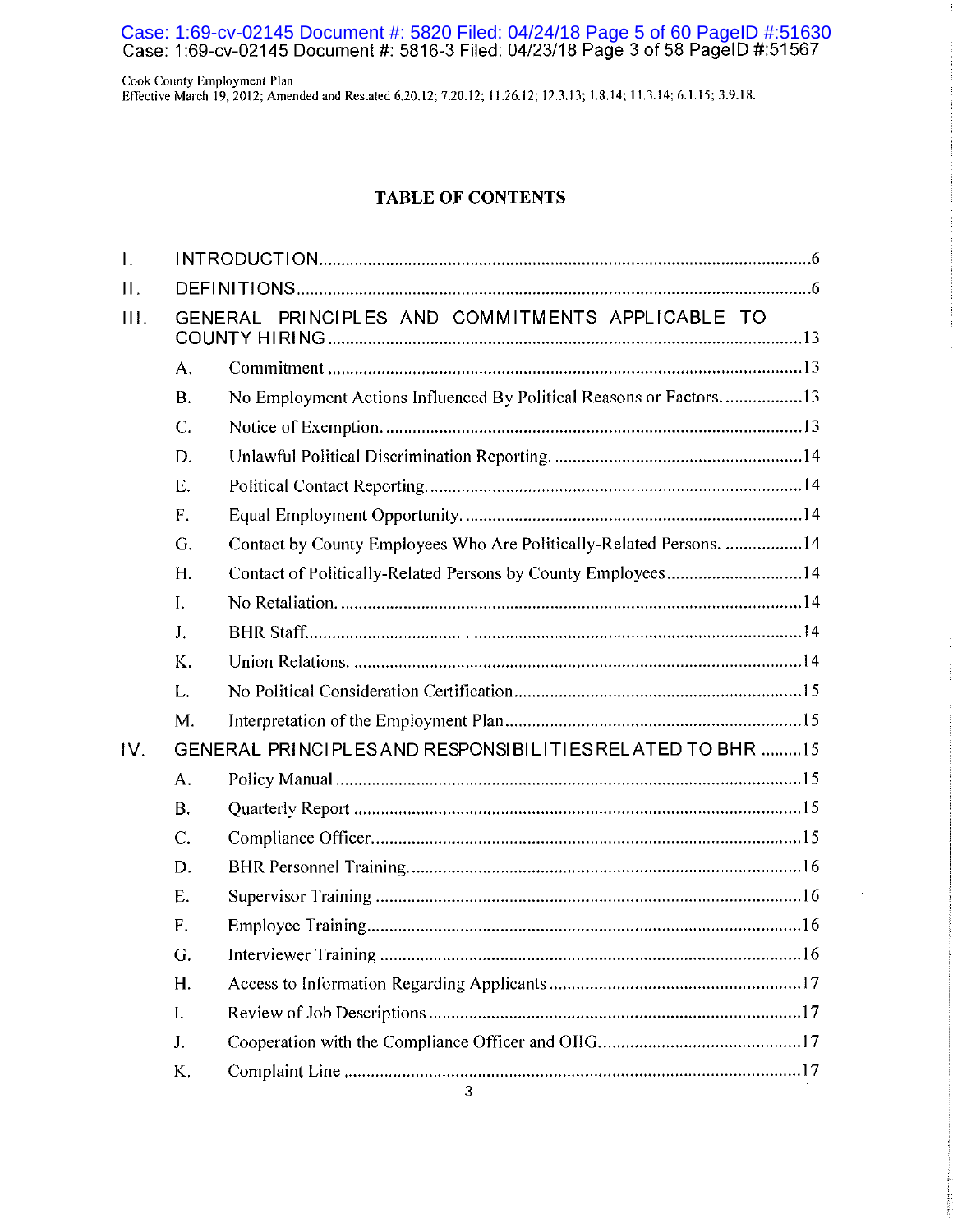## TABLE OF CONTENTS

I. INTRODUCTION ....................................................................................................6

II. DEFINITIONS ........................................................................................................6

III. GENERAL PRINCIPLES AND COMMITMENTS APPLICABLE TO COUNTY HIRING ........................................................................................................13

- A. Commitment .......................................................................................................13
- B. No Employment Actions Influenced By Political Reasons or Factors. ..................13
- C. Notice of Exemption. ...........................................................................................13
- D. Unlawful Political Discrimination Reporting. .......................................................14
- E. Political Contact Reporting. ..................................................................................14
- F. Equal Employment Opportunity. ..........................................................................14
- G. Contact by County Employees Who Are Politically-Related Persons. .................14
- H. Contact of Politically-Related Persons by County Employees ..............................14
- I. No Retaliation. ......................................................................................................14
- J. BHR Staff .............................................................................................................14
- K. Union Relations. ...................................................................................................14
- L. No Political Consideration Certification ...............................................................15
- M. Interpretation of the Employment Plan .................................................................15

IV. GENERAL PRINCIPLES AND RESPONSIBILITIES RELATED TO BHR .........15

- A. Policy Manual ......................................................................................................15
- B. Quarterly Report ..................................................................................................15
- C. Compliance Officer ..............................................................................................15
- D. BHR Personnel Training .......................................................................................16
- E. Supervisor Training ..............................................................................................16
- F. Employee Training ................................................................................................16
- G. Interviewer Training .............................................................................................16
- H. Access to Information Regarding Applicants .......................................................17
- I. Review of Job Descriptions ..................................................................................17
- J. Cooperation with the Compliance Officer and OIIG .............................................17
- K. Complaint Line .....................................................................................................17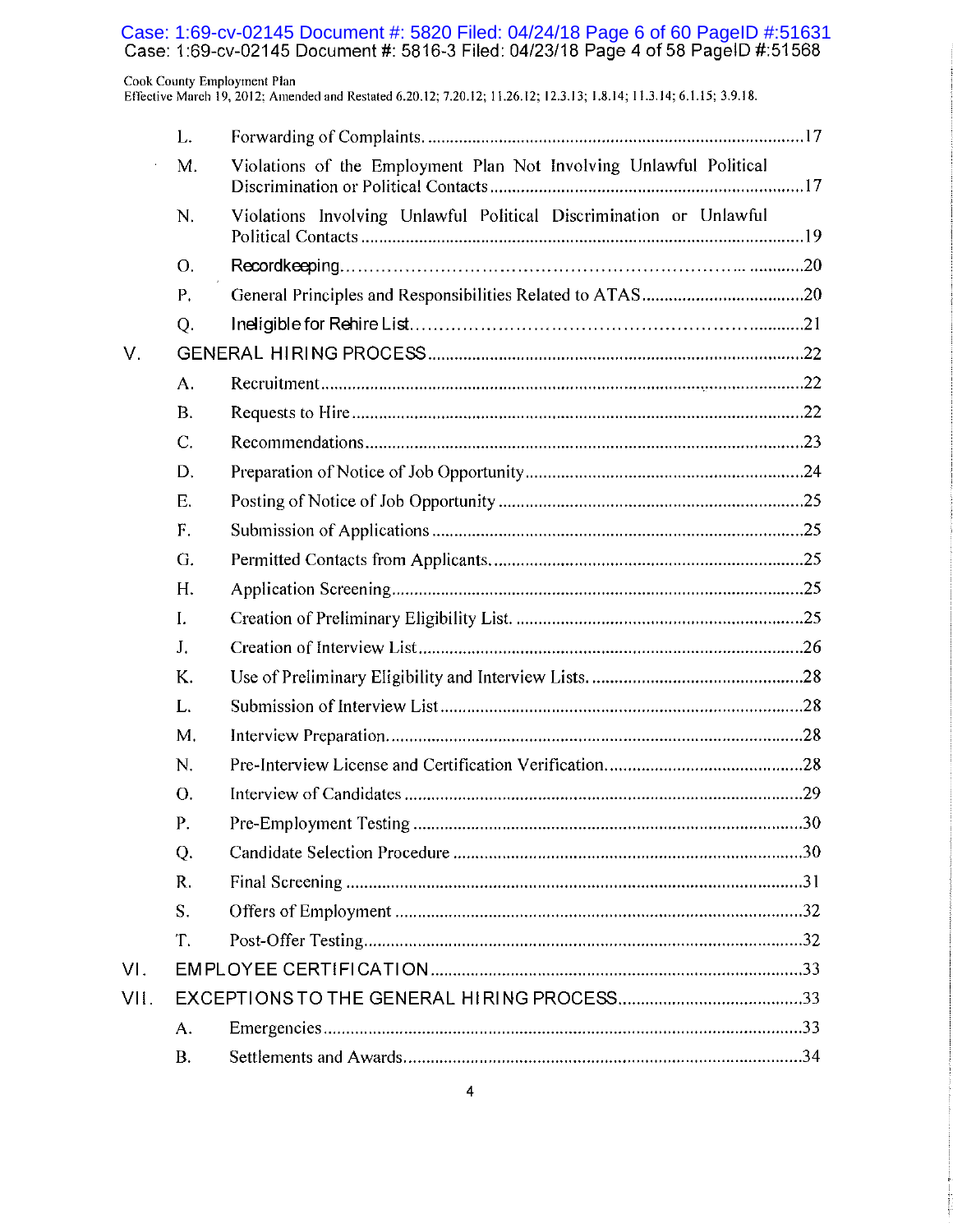| | | |
|---|---|---|
| L. | Forwarding of Complaints. | 17 |
| M. | Violations of the Employment Plan Not Involving Unlawful Political Discrimination or Political Contacts | 17 |
| N. | Violations Involving Unlawful Political Discrimination or Unlawful Political Contacts | 19 |
| O. | Recordkeeping | 20 |
| P. | General Principles and Responsibilities Related to ATAS | 20 |
| Q. | Ineligible for Rehire List | 21 |

**V. GENERAL HIRING PROCESS** ........ 22

| | | |
|---|---|---|
| A. | Recruitment | 22 |
| B. | Requests to Hire | 22 |
| C. | Recommendations | 23 |
| D. | Preparation of Notice of Job Opportunity | 24 |
| E. | Posting of Notice of Job Opportunity | 25 |
| F. | Submission of Applications | 25 |
| G. | Permitted Contacts from Applicants. | 25 |
| H. | Application Screening | 25 |
| I. | Creation of Preliminary Eligibility List. | 25 |
| J. | Creation of Interview List | 26 |
| K. | Use of Preliminary Eligibility and Interview Lists. | 28 |
| L. | Submission of Interview List | 28 |
| M. | Interview Preparation. | 28 |
| N. | Pre-Interview License and Certification Verification. | 28 |
| O. | Interview of Candidates | 29 |
| P. | Pre-Employment Testing | 30 |
| Q. | Candidate Selection Procedure | 30 |
| R. | Final Screening | 31 |
| S. | Offers of Employment | 32 |
| T. | Post-Offer Testing | 32 |

**VI. EMPLOYEE CERTIFICATION** ........ 33

**VII. EXCEPTIONS TO THE GENERAL HIRING PROCESS** ........ 33

| | | |
|---|---|---|
| A. | Emergencies | 33 |
| B. | Settlements and Awards | 34 |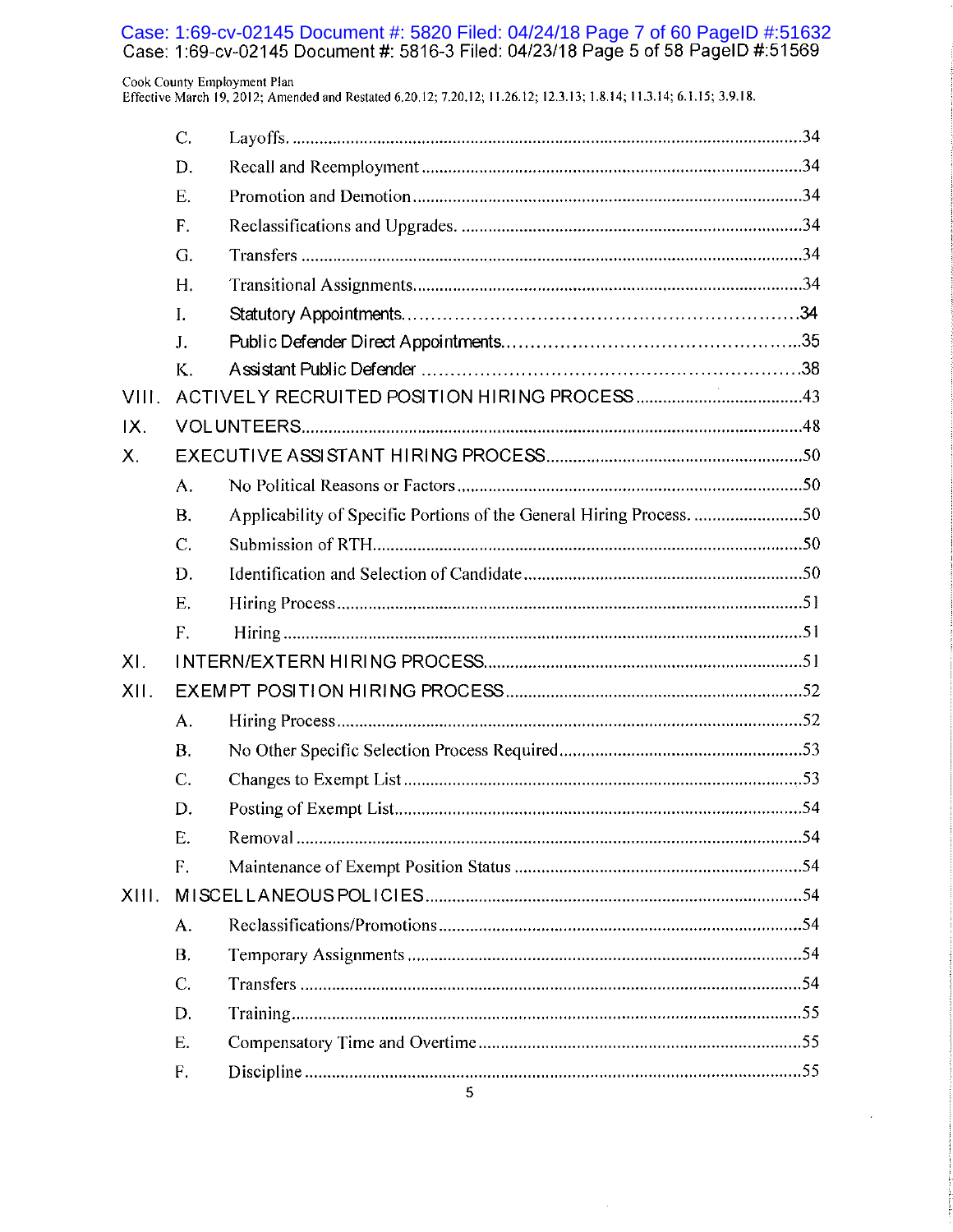Cook County Employment Plan
Effective March 19, 2012; Amended and Restated 6.20.12; 7.20.12; 11.26.12; 12.3.13; 1.8.14; 11.3.14; 6.1.15; 3.9.18.

- C. Layoffs ..... 34
- D. Recall and Reemployment ..... 34
- E. Promotion and Demotion ..... 34
- F. Reclassifications and Upgrades ..... 34
- G. Transfers ..... 34
- H. Transitional Assignments ..... 34
- I. Statutory Appointments ..... 34
- J. Public Defender Direct Appointments ..... 35
- K. Assistant Public Defender ..... 38

VIII. ACTIVELY RECRUITED POSITION HIRING PROCESS ..... 43

IX. VOLUNTEERS ..... 48

X. EXECUTIVE ASSISTANT HIRING PROCESS ..... 50

- A. No Political Reasons or Factors ..... 50
- B. Applicability of Specific Portions of the General Hiring Process ..... 50
- C. Submission of RTH ..... 50
- D. Identification and Selection of Candidate ..... 50
- E. Hiring Process ..... 51
- F. Hiring ..... 51

XI. INTERN/EXTERN HIRING PROCESS ..... 51

XII. EXEMPT POSITION HIRING PROCESS ..... 52

- A. Hiring Process ..... 52
- B. No Other Specific Selection Process Required ..... 53
- C. Changes to Exempt List ..... 53
- D. Posting of Exempt List ..... 54
- E. Removal ..... 54
- F. Maintenance of Exempt Position Status ..... 54

XIII. MISCELLANEOUS POLICIES ..... 54

- A. Reclassifications/Promotions ..... 54
- B. Temporary Assignments ..... 54
- C. Transfers ..... 54
- D. Training ..... 55
- E. Compensatory Time and Overtime ..... 55
- F. Discipline ..... 55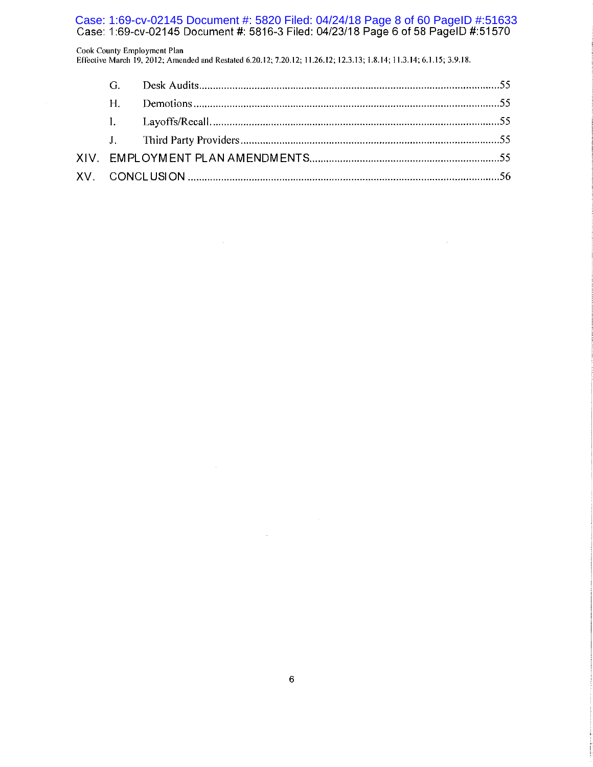| | | |
|---|---|---|
| G. | Desk Audits | 55 |
| H. | Demotions | 55 |
| I. | Layoffs/Recall | 55 |
| J. | Third Party Providers | 55 |
| XIV. | EMPLOYMENT PLAN AMENDMENTS | 55 |
| XV. | CONCLUSION | 56 |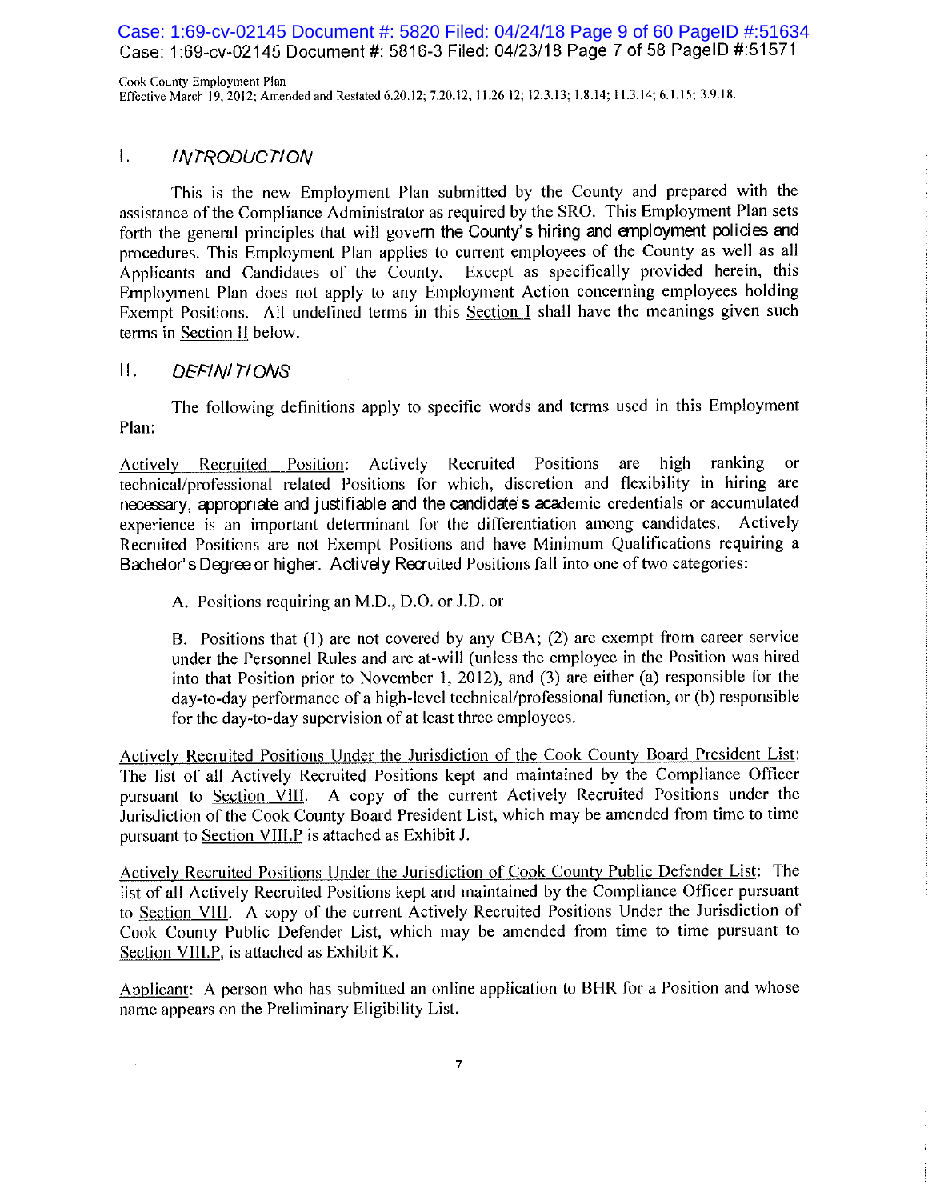## I. *INTRODUCTION*

This is the new Employment Plan submitted by the County and prepared with the assistance of the Compliance Administrator as required by the SRO. This Employment Plan sets forth the general principles that will govern the County's hiring and employment policies and procedures. This Employment Plan applies to current employees of the County as well as all Applicants and Candidates of the County. Except as specifically provided herein, this Employment Plan does not apply to any Employment Action concerning employees holding Exempt Positions. All undefined terms in this Section I shall have the meanings given such terms in Section II below.

## II. *DEFINITIONS*

The following definitions apply to specific words and terms used in this Employment Plan:

Actively Recruited Position: Actively Recruited Positions are high ranking or technical/professional related Positions for which, discretion and flexibility in hiring are necessary, appropriate and justifiable and the candidate's academic credentials or accumulated experience is an important determinant for the differentiation among candidates. Actively Recruited Positions are not Exempt Positions and have Minimum Qualifications requiring a Bachelor's Degree or higher. Actively Recruited Positions fall into one of two categories:

A. Positions requiring an M.D., D.O. or J.D. or

B. Positions that (1) are not covered by any CBA; (2) are exempt from career service under the Personnel Rules and are at-will (unless the employee in the Position was hired into that Position prior to November 1, 2012), and (3) are either (a) responsible for the day-to-day performance of a high-level technical/professional function, or (b) responsible for the day-to-day supervision of at least three employees.

Actively Recruited Positions Under the Jurisdiction of the Cook County Board President List: The list of all Actively Recruited Positions kept and maintained by the Compliance Officer pursuant to Section VIII. A copy of the current Actively Recruited Positions under the Jurisdiction of the Cook County Board President List, which may be amended from time to time pursuant to Section VIII.P is attached as Exhibit J.

Actively Recruited Positions Under the Jurisdiction of Cook County Public Defender List: The list of all Actively Recruited Positions kept and maintained by the Compliance Officer pursuant to Section VIII. A copy of the current Actively Recruited Positions Under the Jurisdiction of Cook County Public Defender List, which may be amended from time to time pursuant to Section VIII.P, is attached as Exhibit K.

Applicant: A person who has submitted an online application to BHR for a Position and whose name appears on the Preliminary Eligibility List.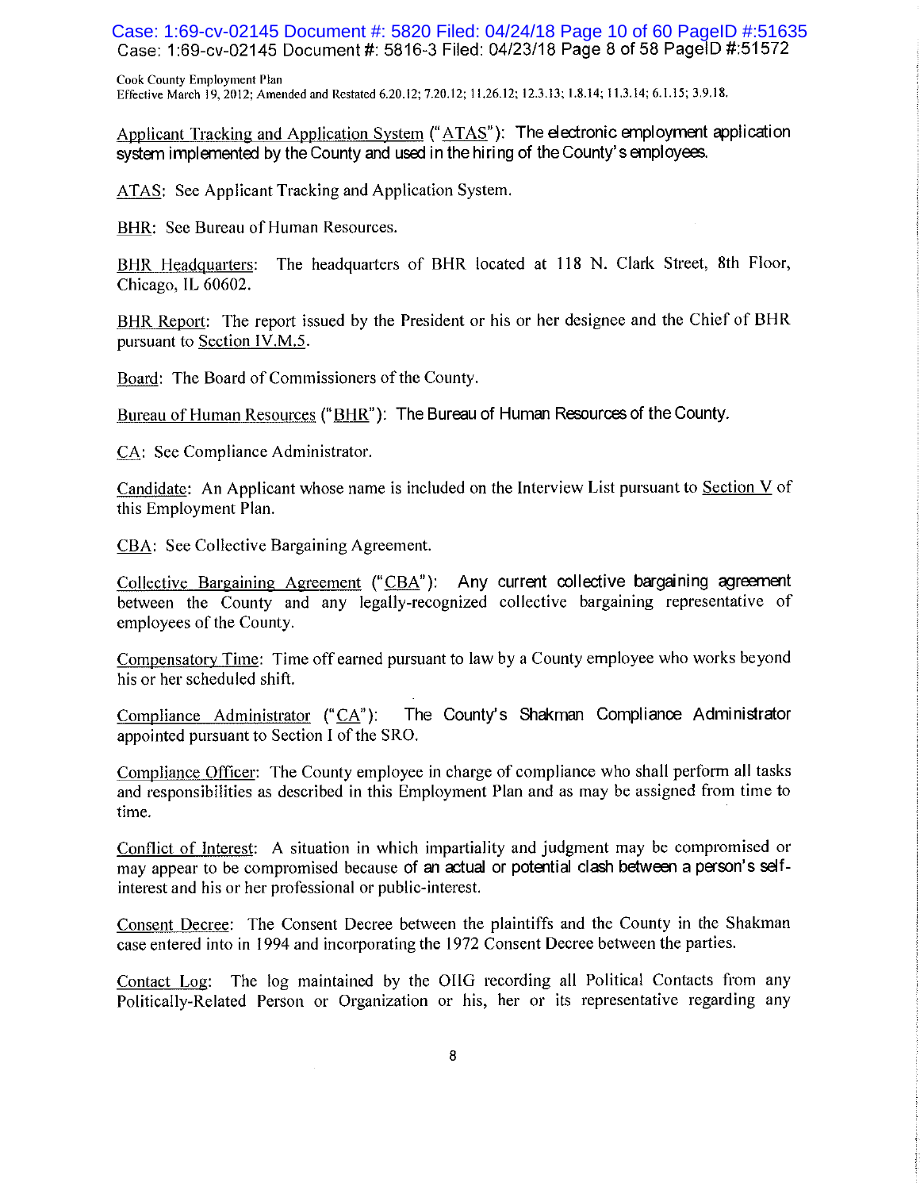Applicant Tracking and Application System ("ATAS"): The electronic employment application system implemented by the County and used in the hiring of the County's employees.

ATAS: See Applicant Tracking and Application System.

BHR: See Bureau of Human Resources.

BHR Headquarters: The headquarters of BHR located at 118 N. Clark Street, 8th Floor, Chicago, IL 60602.

BHR Report: The report issued by the President or his or her designee and the Chief of BHR pursuant to Section IV.M.5.

Board: The Board of Commissioners of the County.

Bureau of Human Resources ("BHR"): The Bureau of Human Resources of the County.

CA: See Compliance Administrator.

Candidate: An Applicant whose name is included on the Interview List pursuant to Section V of this Employment Plan.

CBA: See Collective Bargaining Agreement.

Collective Bargaining Agreement ("CBA"): Any current collective bargaining agreement between the County and any legally-recognized collective bargaining representative of employees of the County.

Compensatory Time: Time off earned pursuant to law by a County employee who works beyond his or her scheduled shift.

Compliance Administrator ("CA"): The County's Shakman Compliance Administrator appointed pursuant to Section I of the SRO.

Compliance Officer: The County employee in charge of compliance who shall perform all tasks and responsibilities as described in this Employment Plan and as may be assigned from time to time.

Conflict of Interest: A situation in which impartiality and judgment may be compromised or may appear to be compromised because of an actual or potential clash between a person's self-interest and his or her professional or public-interest.

Consent Decree: The Consent Decree between the plaintiffs and the County in the Shakman case entered into in 1994 and incorporating the 1972 Consent Decree between the parties.

Contact Log: The log maintained by the OIIG recording all Political Contacts from any Politically-Related Person or Organization or his, her or its representative regarding any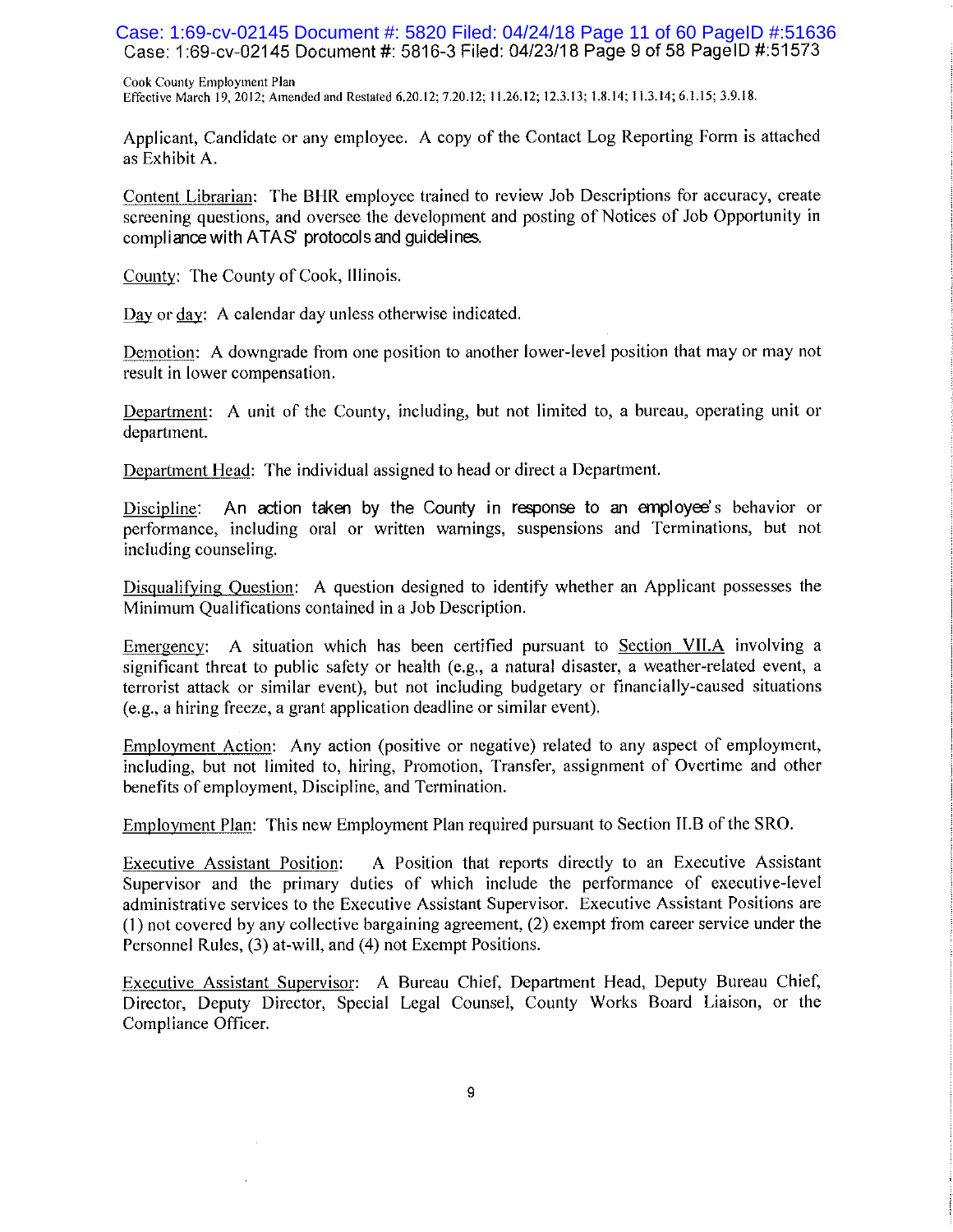Applicant, Candidate or any employee. A copy of the Contact Log Reporting Form is attached as Exhibit A.

<u>Content Librarian</u>: The BHR employee trained to review Job Descriptions for accuracy, create screening questions, and oversee the development and posting of Notices of Job Opportunity in compliance with ATAS' protocols and guidelines.

<u>County</u>: The County of Cook, Illinois.

<u>Day</u> or <u>day</u>: A calendar day unless otherwise indicated.

<u>Demotion</u>: A downgrade from one position to another lower-level position that may or may not result in lower compensation.

<u>Department</u>: A unit of the County, including, but not limited to, a bureau, operating unit or department.

<u>Department Head</u>: The individual assigned to head or direct a Department.

<u>Discipline</u>: An action taken by the County in response to an employee's behavior or performance, including oral or written warnings, suspensions and Terminations, but not including counseling.

<u>Disqualifying Question</u>: A question designed to identify whether an Applicant possesses the Minimum Qualifications contained in a Job Description.

<u>Emergency</u>: A situation which has been certified pursuant to <u>Section VII.A</u> involving a significant threat to public safety or health (e.g., a natural disaster, a weather-related event, a terrorist attack or similar event), but not including budgetary or financially-caused situations (e.g., a hiring freeze, a grant application deadline or similar event).

<u>Employment Action</u>: Any action (positive or negative) related to any aspect of employment, including, but not limited to, hiring, Promotion, Transfer, assignment of Overtime and other benefits of employment, Discipline, and Termination.

<u>Employment Plan</u>: This new Employment Plan required pursuant to Section II.B of the SRO.

<u>Executive Assistant Position</u>: A Position that reports directly to an Executive Assistant Supervisor and the primary duties of which include the performance of executive-level administrative services to the Executive Assistant Supervisor. Executive Assistant Positions are (1) not covered by any collective bargaining agreement, (2) exempt from career service under the Personnel Rules, (3) at-will, and (4) not Exempt Positions.

<u>Executive Assistant Supervisor</u>: A Bureau Chief, Department Head, Deputy Bureau Chief, Director, Deputy Director, Special Legal Counsel, County Works Board Liaison, or the Compliance Officer.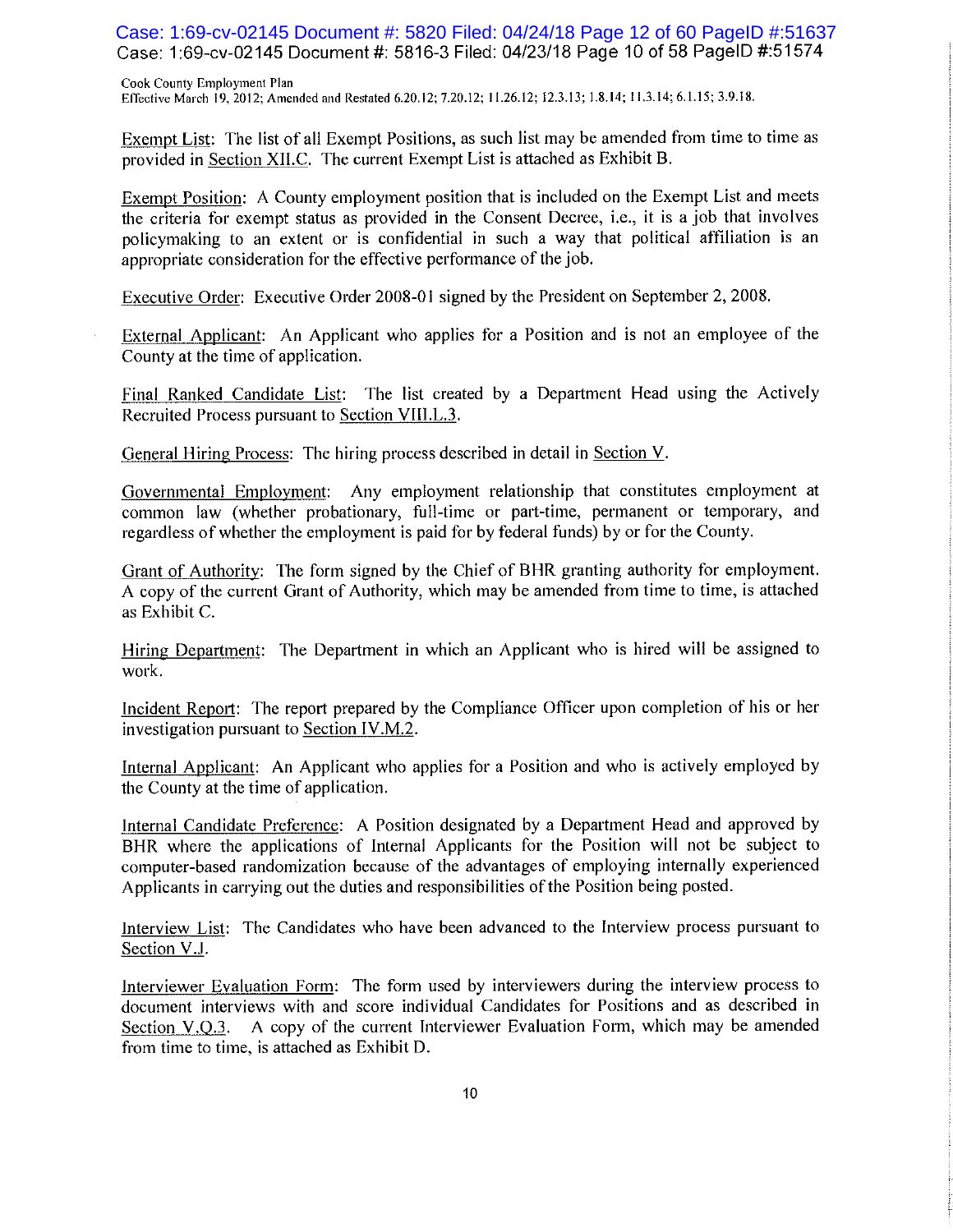Exempt List: The list of all Exempt Positions, as such list may be amended from time to time as provided in Section XII.C. The current Exempt List is attached as Exhibit B.

Exempt Position: A County employment position that is included on the Exempt List and meets the criteria for exempt status as provided in the Consent Decree, i.e., it is a job that involves policymaking to an extent or is confidential in such a way that political affiliation is an appropriate consideration for the effective performance of the job.

Executive Order: Executive Order 2008-01 signed by the President on September 2, 2008.

External Applicant: An Applicant who applies for a Position and is not an employee of the County at the time of application.

Final Ranked Candidate List: The list created by a Department Head using the Actively Recruited Process pursuant to Section VIII.L.3.

General Hiring Process: The hiring process described in detail in Section V.

Governmental Employment: Any employment relationship that constitutes employment at common law (whether probationary, full-time or part-time, permanent or temporary, and regardless of whether the employment is paid for by federal funds) by or for the County.

Grant of Authority: The form signed by the Chief of BHR granting authority for employment. A copy of the current Grant of Authority, which may be amended from time to time, is attached as Exhibit C.

Hiring Department: The Department in which an Applicant who is hired will be assigned to work.

Incident Report: The report prepared by the Compliance Officer upon completion of his or her investigation pursuant to Section IV.M.2.

Internal Applicant: An Applicant who applies for a Position and who is actively employed by the County at the time of application.

Internal Candidate Preference: A Position designated by a Department Head and approved by BHR where the applications of Internal Applicants for the Position will not be subject to computer-based randomization because of the advantages of employing internally experienced Applicants in carrying out the duties and responsibilities of the Position being posted.

Interview List: The Candidates who have been advanced to the Interview process pursuant to Section V.J.

Interviewer Evaluation Form: The form used by interviewers during the interview process to document interviews with and score individual Candidates for Positions and as described in Section V.Q.3. A copy of the current Interviewer Evaluation Form, which may be amended from time to time, is attached as Exhibit D.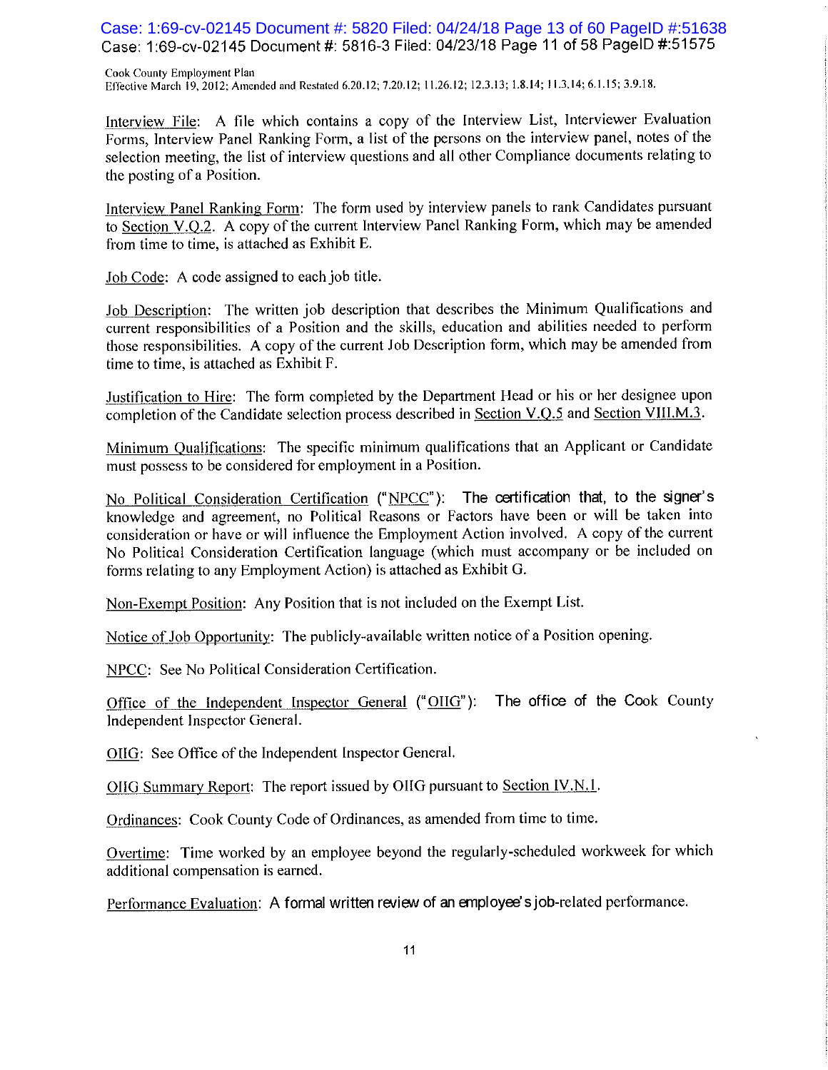Cook County Employment Plan
Effective March 19, 2012; Amended and Restated 6.20.12; 7.20.12; 11.26.12; 12.3.13; 1.8.14; 11.3.14; 6.1.15; 3.9.18.

Interview File: A file which contains a copy of the Interview List, Interviewer Evaluation Forms, Interview Panel Ranking Form, a list of the persons on the interview panel, notes of the selection meeting, the list of interview questions and all other Compliance documents relating to the posting of a Position.

Interview Panel Ranking Form: The form used by interview panels to rank Candidates pursuant to Section V.Q.2. A copy of the current Interview Panel Ranking Form, which may be amended from time to time, is attached as Exhibit E.

Job Code: A code assigned to each job title.

Job Description: The written job description that describes the Minimum Qualifications and current responsibilities of a Position and the skills, education and abilities needed to perform those responsibilities. A copy of the current Job Description form, which may be amended from time to time, is attached as Exhibit F.

Justification to Hire: The form completed by the Department Head or his or her designee upon completion of the Candidate selection process described in Section V.Q.5 and Section VIII.M.3.

Minimum Qualifications: The specific minimum qualifications that an Applicant or Candidate must possess to be considered for employment in a Position.

No Political Consideration Certification ("NPCC"): The certification that, to the signer's knowledge and agreement, no Political Reasons or Factors have been or will be taken into consideration or have or will influence the Employment Action involved. A copy of the current No Political Consideration Certification language (which must accompany or be included on forms relating to any Employment Action) is attached as Exhibit G.

Non-Exempt Position: Any Position that is not included on the Exempt List.

Notice of Job Opportunity: The publicly-available written notice of a Position opening.

NPCC: See No Political Consideration Certification.

Office of the Independent Inspector General ("OIIG"): The office of the Cook County Independent Inspector General.

OIIG: See Office of the Independent Inspector General.

OIIG Summary Report: The report issued by OIIG pursuant to Section IV.N.1.

Ordinances: Cook County Code of Ordinances, as amended from time to time.

Overtime: Time worked by an employee beyond the regularly-scheduled workweek for which additional compensation is earned.

Performance Evaluation: A formal written review of an employee's job-related performance.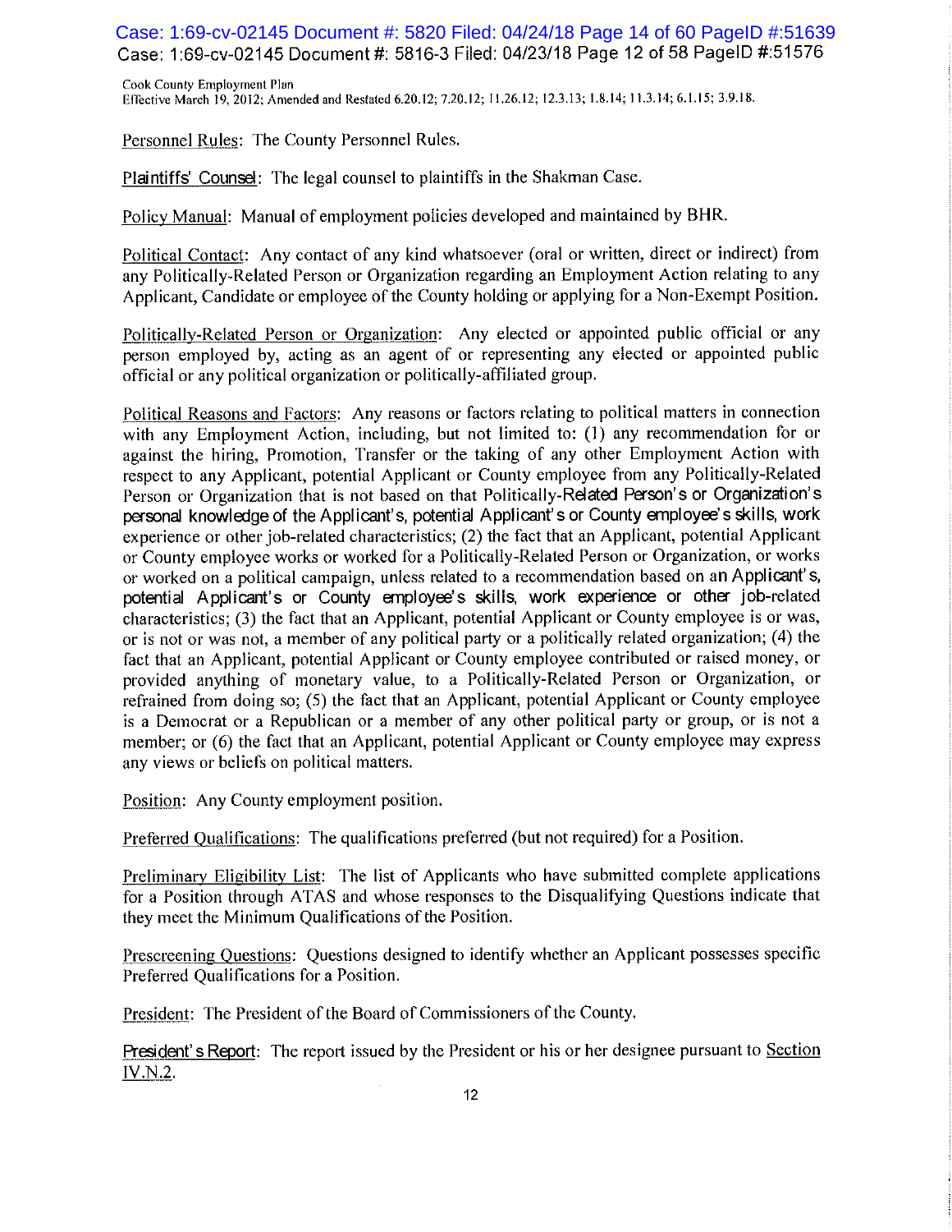Personnel Rules: The County Personnel Rules.

Plaintiffs' Counsel: The legal counsel to plaintiffs in the Shakman Case.

Policy Manual: Manual of employment policies developed and maintained by BHR.

Political Contact: Any contact of any kind whatsoever (oral or written, direct or indirect) from any Politically-Related Person or Organization regarding an Employment Action relating to any Applicant, Candidate or employee of the County holding or applying for a Non-Exempt Position.

Politically-Related Person or Organization: Any elected or appointed public official or any person employed by, acting as an agent of or representing any elected or appointed public official or any political organization or politically-affiliated group.

Political Reasons and Factors: Any reasons or factors relating to political matters in connection with any Employment Action, including, but not limited to: (1) any recommendation for or against the hiring, Promotion, Transfer or the taking of any other Employment Action with respect to any Applicant, potential Applicant or County employee from any Politically-Related Person or Organization that is not based on that Politically-Related Person's or Organization's personal knowledge of the Applicant's, potential Applicant's or County employee's skills, work experience or other job-related characteristics; (2) the fact that an Applicant, potential Applicant or County employee works or worked for a Politically-Related Person or Organization, or works or worked on a political campaign, unless related to a recommendation based on an Applicant's, potential Applicant's or County employee's skills, work experience or other job-related characteristics; (3) the fact that an Applicant, potential Applicant or County employee is or was, or is not or was not, a member of any political party or a politically related organization; (4) the fact that an Applicant, potential Applicant or County employee contributed or raised money, or provided anything of monetary value, to a Politically-Related Person or Organization, or refrained from doing so; (5) the fact that an Applicant, potential Applicant or County employee is a Democrat or a Republican or a member of any other political party or group, or is not a member; or (6) the fact that an Applicant, potential Applicant or County employee may express any views or beliefs on political matters.

Position: Any County employment position.

Preferred Qualifications: The qualifications preferred (but not required) for a Position.

Preliminary Eligibility List: The list of Applicants who have submitted complete applications for a Position through ATAS and whose responses to the Disqualifying Questions indicate that they meet the Minimum Qualifications of the Position.

Prescreening Questions: Questions designed to identify whether an Applicant possesses specific Preferred Qualifications for a Position.

President: The President of the Board of Commissioners of the County.

President's Report: The report issued by the President or his or her designee pursuant to Section IV.N.2.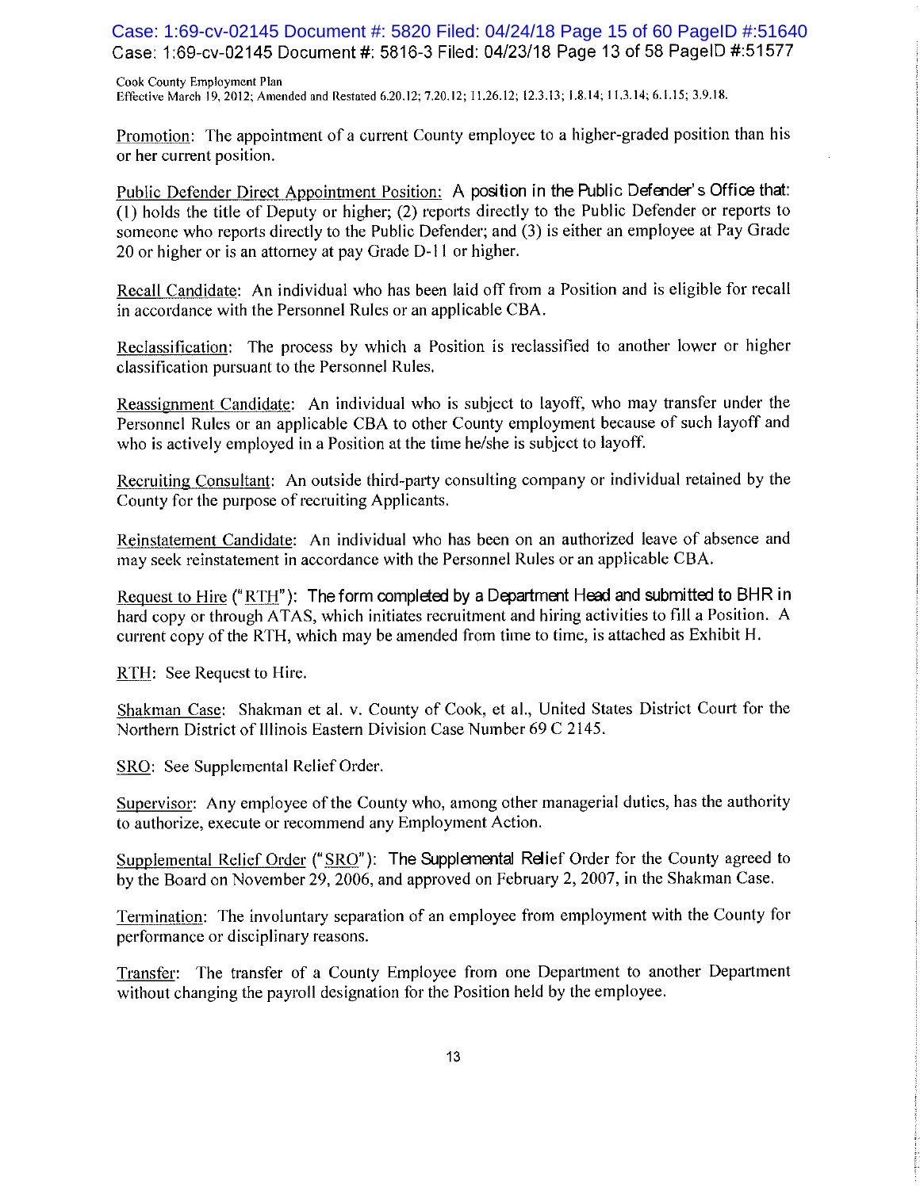Promotion: The appointment of a current County employee to a higher-graded position than his or her current position.

Public Defender Direct Appointment Position: A position in the Public Defender's Office that: (1) holds the title of Deputy or higher; (2) reports directly to the Public Defender or reports to someone who reports directly to the Public Defender; and (3) is either an employee at Pay Grade 20 or higher or is an attorney at pay Grade D-11 or higher.

Recall Candidate: An individual who has been laid off from a Position and is eligible for recall in accordance with the Personnel Rules or an applicable CBA.

Reclassification: The process by which a Position is reclassified to another lower or higher classification pursuant to the Personnel Rules.

Reassignment Candidate: An individual who is subject to layoff, who may transfer under the Personnel Rules or an applicable CBA to other County employment because of such layoff and who is actively employed in a Position at the time he/she is subject to layoff.

Recruiting Consultant: An outside third-party consulting company or individual retained by the County for the purpose of recruiting Applicants.

Reinstatement Candidate: An individual who has been on an authorized leave of absence and may seek reinstatement in accordance with the Personnel Rules or an applicable CBA.

Request to Hire ("RTH"): The form completed by a Department Head and submitted to BHR in hard copy or through ATAS, which initiates recruitment and hiring activities to fill a Position. A current copy of the RTH, which may be amended from time to time, is attached as Exhibit H.

RTH: See Request to Hire.

Shakman Case: Shakman et al. v. County of Cook, et al., United States District Court for the Northern District of Illinois Eastern Division Case Number 69 C 2145.

SRO: See Supplemental Relief Order.

Supervisor: Any employee of the County who, among other managerial duties, has the authority to authorize, execute or recommend any Employment Action.

Supplemental Relief Order ("SRO"): The Supplemental Relief Order for the County agreed to by the Board on November 29, 2006, and approved on February 2, 2007, in the Shakman Case.

Termination: The involuntary separation of an employee from employment with the County for performance or disciplinary reasons.

Transfer: The transfer of a County Employee from one Department to another Department without changing the payroll designation for the Position held by the employee.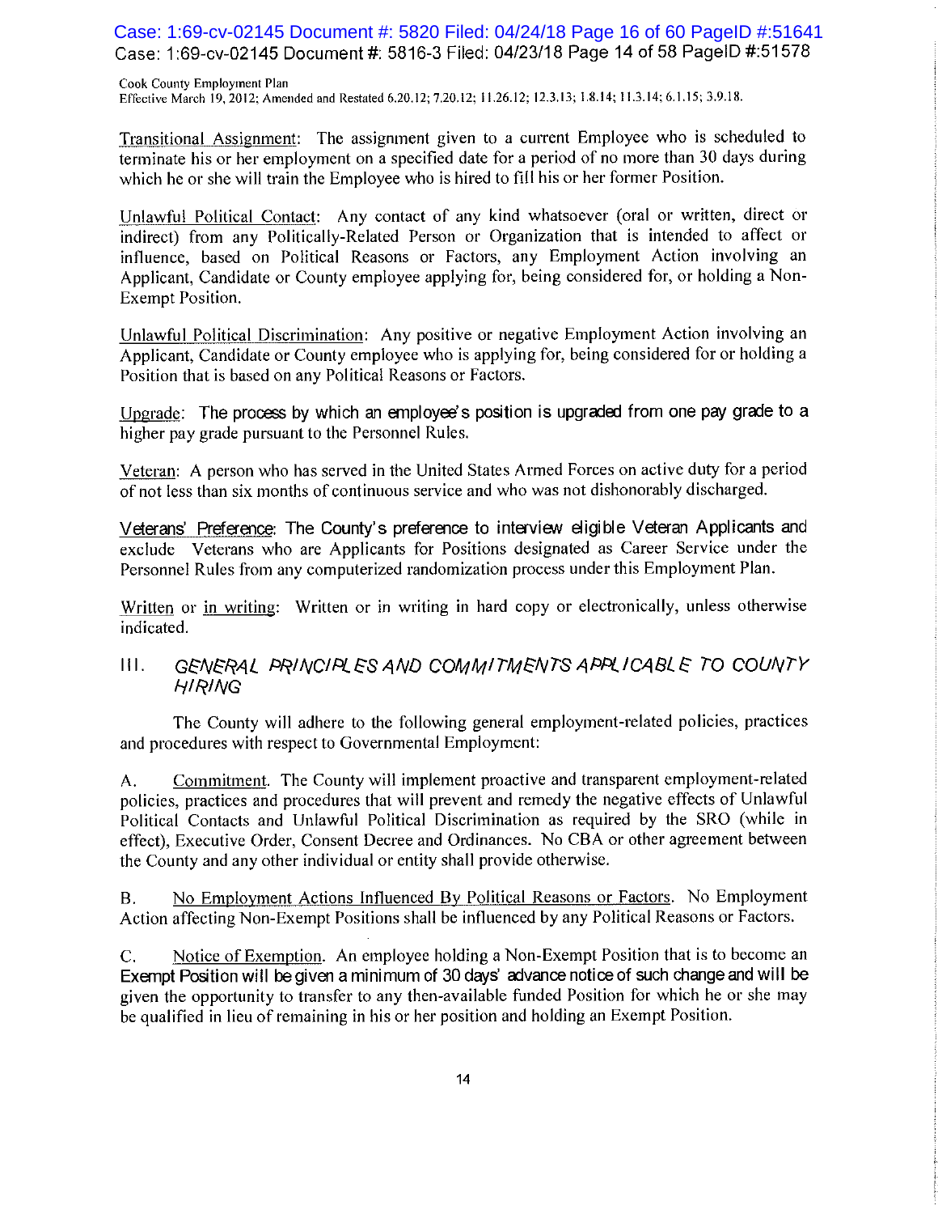Transitional Assignment: The assignment given to a current Employee who is scheduled to terminate his or her employment on a specified date for a period of no more than 30 days during which he or she will train the Employee who is hired to fill his or her former Position.

Unlawful Political Contact: Any contact of any kind whatsoever (oral or written, direct or indirect) from any Politically-Related Person or Organization that is intended to affect or influence, based on Political Reasons or Factors, any Employment Action involving an Applicant, Candidate or County employee applying for, being considered for, or holding a Non-Exempt Position.

Unlawful Political Discrimination: Any positive or negative Employment Action involving an Applicant, Candidate or County employee who is applying for, being considered for or holding a Position that is based on any Political Reasons or Factors.

Upgrade: The process by which an employee's position is upgraded from one pay grade to a higher pay grade pursuant to the Personnel Rules.

Veteran: A person who has served in the United States Armed Forces on active duty for a period of not less than six months of continuous service and who was not dishonorably discharged.

Veterans' Preference: The County's preference to interview eligible Veteran Applicants and exclude Veterans who are Applicants for Positions designated as Career Service under the Personnel Rules from any computerized randomization process under this Employment Plan.

Written or in writing: Written or in writing in hard copy or electronically, unless otherwise indicated.

## III. *GENERAL PRINCIPLES AND COMMITMENTS APPLICABLE TO COUNTY HIRING*

The County will adhere to the following general employment-related policies, practices and procedures with respect to Governmental Employment:

A. Commitment. The County will implement proactive and transparent employment-related policies, practices and procedures that will prevent and remedy the negative effects of Unlawful Political Contacts and Unlawful Political Discrimination as required by the SRO (while in effect), Executive Order, Consent Decree and Ordinances. No CBA or other agreement between the County and any other individual or entity shall provide otherwise.

B. No Employment Actions Influenced By Political Reasons or Factors. No Employment Action affecting Non-Exempt Positions shall be influenced by any Political Reasons or Factors.

C. Notice of Exemption. An employee holding a Non-Exempt Position that is to become an Exempt Position will be given a minimum of 30 days' advance notice of such change and will be given the opportunity to transfer to any then-available funded Position for which he or she may be qualified in lieu of remaining in his or her position and holding an Exempt Position.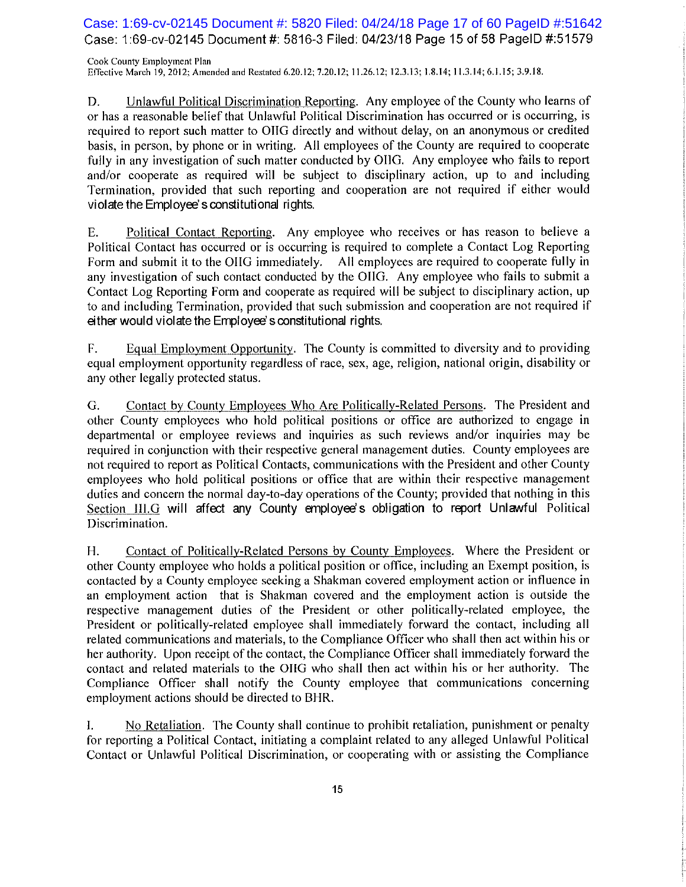D. Unlawful Political Discrimination Reporting. Any employee of the County who learns of or has a reasonable belief that Unlawful Political Discrimination has occurred or is occurring, is required to report such matter to OIIG directly and without delay, on an anonymous or credited basis, in person, by phone or in writing. All employees of the County are required to cooperate fully in any investigation of such matter conducted by OIIG. Any employee who fails to report and/or cooperate as required will be subject to disciplinary action, up to and including Termination, provided that such reporting and cooperation are not required if either would violate the Employee's constitutional rights.

E. Political Contact Reporting. Any employee who receives or has reason to believe a Political Contact has occurred or is occurring is required to complete a Contact Log Reporting Form and submit it to the OIIG immediately. All employees are required to cooperate fully in any investigation of such contact conducted by the OIIG. Any employee who fails to submit a Contact Log Reporting Form and cooperate as required will be subject to disciplinary action, up to and including Termination, provided that such submission and cooperation are not required if either would violate the Employee's constitutional rights.

F. Equal Employment Opportunity. The County is committed to diversity and to providing equal employment opportunity regardless of race, sex, age, religion, national origin, disability or any other legally protected status.

G. Contact by County Employees Who Are Politically-Related Persons. The President and other County employees who hold political positions or office are authorized to engage in departmental or employee reviews and inquiries as such reviews and/or inquiries may be required in conjunction with their respective general management duties. County employees are not required to report as Political Contacts, communications with the President and other County employees who hold political positions or office that are within their respective management duties and concern the normal day-to-day operations of the County; provided that nothing in this Section III.G will affect any County employee's obligation to report Unlawful Political Discrimination.

H. Contact of Politically-Related Persons by County Employees. Where the President or other County employee who holds a political position or office, including an Exempt position, is contacted by a County employee seeking a Shakman covered employment action or influence in an employment action that is Shakman covered and the employment action is outside the respective management duties of the President or other politically-related employee, the President or politically-related employee shall immediately forward the contact, including all related communications and materials, to the Compliance Officer who shall then act within his or her authority. Upon receipt of the contact, the Compliance Officer shall immediately forward the contact and related materials to the OIIG who shall then act within his or her authority. The Compliance Officer shall notify the County employee that communications concerning employment actions should be directed to BHR.

I. No Retaliation. The County shall continue to prohibit retaliation, punishment or penalty for reporting a Political Contact, initiating a complaint related to any alleged Unlawful Political Contact or Unlawful Political Discrimination, or cooperating with or assisting the Compliance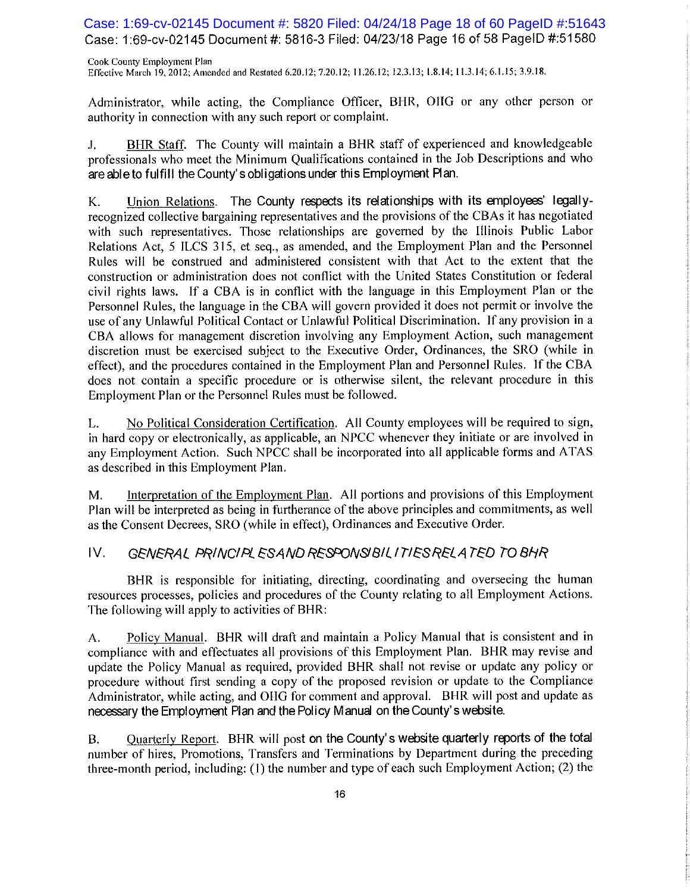Administrator, while acting, the Compliance Officer, BHR, OIIG or any other person or authority in connection with any such report or complaint.

J. BHR Staff. The County will maintain a BHR staff of experienced and knowledgeable professionals who meet the Minimum Qualifications contained in the Job Descriptions and who are able to fulfill the County's obligations under this Employment Plan.

K. Union Relations. The County respects its relationships with its employees' legally-recognized collective bargaining representatives and the provisions of the CBAs it has negotiated with such representatives. Those relationships are governed by the Illinois Public Labor Relations Act, 5 ILCS 315, et seq., as amended, and the Employment Plan and the Personnel Rules will be construed and administered consistent with that Act to the extent that the construction or administration does not conflict with the United States Constitution or federal civil rights laws. If a CBA is in conflict with the language in this Employment Plan or the Personnel Rules, the language in the CBA will govern provided it does not permit or involve the use of any Unlawful Political Contact or Unlawful Political Discrimination. If any provision in a CBA allows for management discretion involving any Employment Action, such management discretion must be exercised subject to the Executive Order, Ordinances, the SRO (while in effect), and the procedures contained in the Employment Plan and Personnel Rules. If the CBA does not contain a specific procedure or is otherwise silent, the relevant procedure in this Employment Plan or the Personnel Rules must be followed.

L. No Political Consideration Certification. All County employees will be required to sign, in hard copy or electronically, as applicable, an NPCC whenever they initiate or are involved in any Employment Action. Such NPCC shall be incorporated into all applicable forms and ATAS as described in this Employment Plan.

M. Interpretation of the Employment Plan. All portions and provisions of this Employment Plan will be interpreted as being in furtherance of the above principles and commitments, as well as the Consent Decrees, SRO (while in effect), Ordinances and Executive Order.

## IV. *GENERAL PRINCIPLES AND RESPONSIBILITIES RELATED TO BHR*

BHR is responsible for initiating, directing, coordinating and overseeing the human resources processes, policies and procedures of the County relating to all Employment Actions. The following will apply to activities of BHR:

A. Policy Manual. BHR will draft and maintain a Policy Manual that is consistent and in compliance with and effectuates all provisions of this Employment Plan. BHR may revise and update the Policy Manual as required, provided BHR shall not revise or update any policy or procedure without first sending a copy of the proposed revision or update to the Compliance Administrator, while acting, and OIIG for comment and approval. BHR will post and update as necessary the Employment Plan and the Policy Manual on the County's website.

B. Quarterly Report. BHR will post on the County's website quarterly reports of the total number of hires, Promotions, Transfers and Terminations by Department during the preceding three-month period, including: (1) the number and type of each such Employment Action; (2) the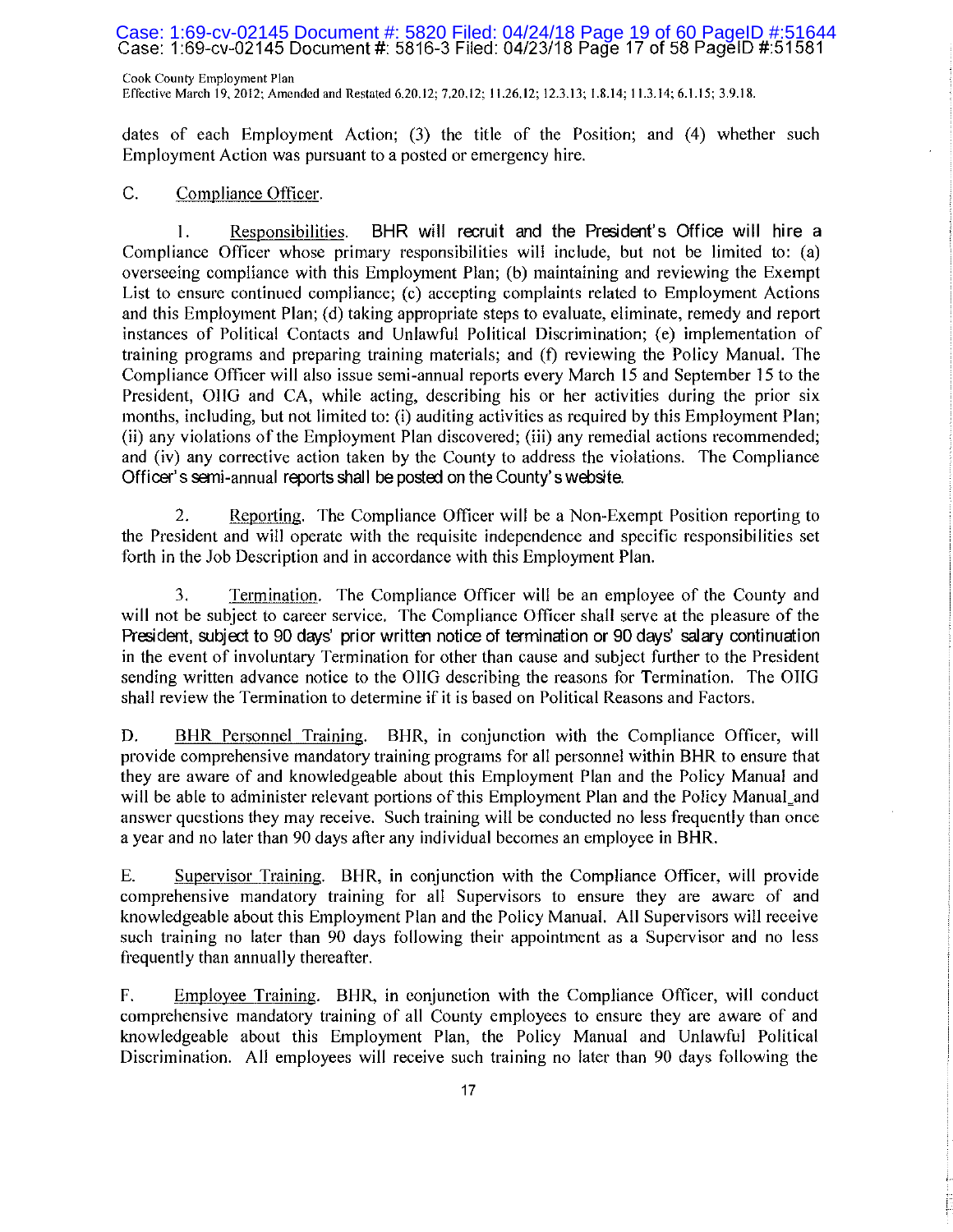dates of each Employment Action; (3) the title of the Position; and (4) whether such Employment Action was pursuant to a posted or emergency hire.

C. Compliance Officer.

1. Responsibilities. BHR will recruit and the President's Office will hire a Compliance Officer whose primary responsibilities will include, but not be limited to: (a) overseeing compliance with this Employment Plan; (b) maintaining and reviewing the Exempt List to ensure continued compliance; (c) accepting complaints related to Employment Actions and this Employment Plan; (d) taking appropriate steps to evaluate, eliminate, remedy and report instances of Political Contacts and Unlawful Political Discrimination; (e) implementation of training programs and preparing training materials; and (f) reviewing the Policy Manual. The Compliance Officer will also issue semi-annual reports every March 15 and September 15 to the President, OIIG and CA, while acting, describing his or her activities during the prior six months, including, but not limited to: (i) auditing activities as required by this Employment Plan; (ii) any violations of the Employment Plan discovered; (iii) any remedial actions recommended; and (iv) any corrective action taken by the County to address the violations. The Compliance Officer's semi-annual reports shall be posted on the County's website.

2. Reporting. The Compliance Officer will be a Non-Exempt Position reporting to the President and will operate with the requisite independence and specific responsibilities set forth in the Job Description and in accordance with this Employment Plan.

3. Termination. The Compliance Officer will be an employee of the County and will not be subject to career service. The Compliance Officer shall serve at the pleasure of the President, subject to 90 days' prior written notice of termination or 90 days' salary continuation in the event of involuntary Termination for other than cause and subject further to the President sending written advance notice to the OIIG describing the reasons for Termination. The OIIG shall review the Termination to determine if it is based on Political Reasons and Factors.

D. BHR Personnel Training. BHR, in conjunction with the Compliance Officer, will provide comprehensive mandatory training programs for all personnel within BHR to ensure that they are aware of and knowledgeable about this Employment Plan and the Policy Manual and will be able to administer relevant portions of this Employment Plan and the Policy Manual and answer questions they may receive. Such training will be conducted no less frequently than once a year and no later than 90 days after any individual becomes an employee in BHR.

E. Supervisor Training. BHR, in conjunction with the Compliance Officer, will provide comprehensive mandatory training for all Supervisors to ensure they are aware of and knowledgeable about this Employment Plan and the Policy Manual. All Supervisors will receive such training no later than 90 days following their appointment as a Supervisor and no less frequently than annually thereafter.

F. Employee Training. BHR, in conjunction with the Compliance Officer, will conduct comprehensive mandatory training of all County employees to ensure they are aware of and knowledgeable about this Employment Plan, the Policy Manual and Unlawful Political Discrimination. All employees will receive such training no later than 90 days following the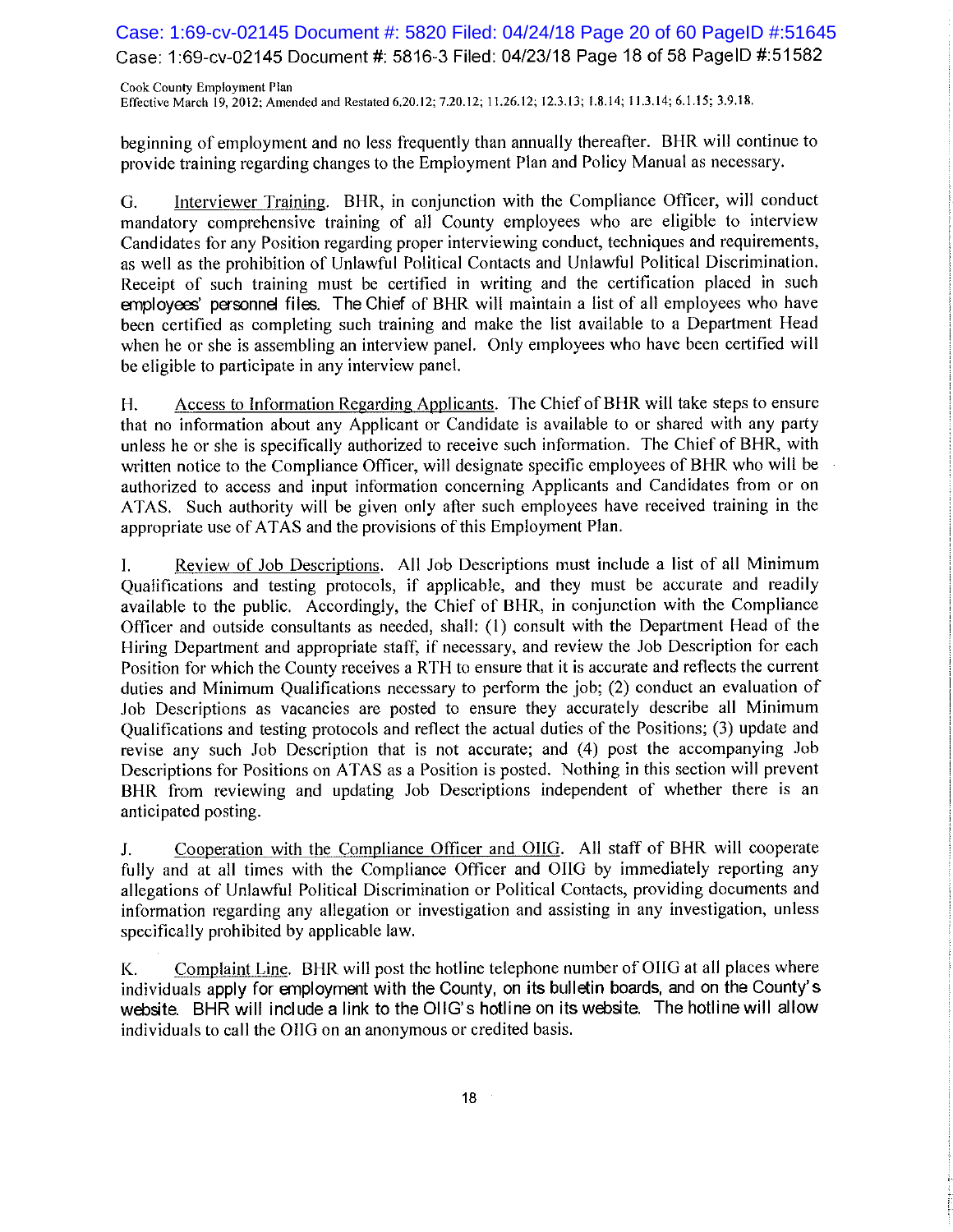beginning of employment and no less frequently than annually thereafter. BHR will continue to provide training regarding changes to the Employment Plan and Policy Manual as necessary.

G. Interviewer Training. BHR, in conjunction with the Compliance Officer, will conduct mandatory comprehensive training of all County employees who are eligible to interview Candidates for any Position regarding proper interviewing conduct, techniques and requirements, as well as the prohibition of Unlawful Political Contacts and Unlawful Political Discrimination. Receipt of such training must be certified in writing and the certification placed in such employees' personnel files. The Chief of BHR will maintain a list of all employees who have been certified as completing such training and make the list available to a Department Head when he or she is assembling an interview panel. Only employees who have been certified will be eligible to participate in any interview panel.

H. Access to Information Regarding Applicants. The Chief of BHR will take steps to ensure that no information about any Applicant or Candidate is available to or shared with any party unless he or she is specifically authorized to receive such information. The Chief of BHR, with written notice to the Compliance Officer, will designate specific employees of BHR who will be authorized to access and input information concerning Applicants and Candidates from or on ATAS. Such authority will be given only after such employees have received training in the appropriate use of ATAS and the provisions of this Employment Plan.

I. Review of Job Descriptions. All Job Descriptions must include a list of all Minimum Qualifications and testing protocols, if applicable, and they must be accurate and readily available to the public. Accordingly, the Chief of BHR, in conjunction with the Compliance Officer and outside consultants as needed, shall: (1) consult with the Department Head of the Hiring Department and appropriate staff, if necessary, and review the Job Description for each Position for which the County receives a RTH to ensure that it is accurate and reflects the current duties and Minimum Qualifications necessary to perform the job; (2) conduct an evaluation of Job Descriptions as vacancies are posted to ensure they accurately describe all Minimum Qualifications and testing protocols and reflect the actual duties of the Positions; (3) update and revise any such Job Description that is not accurate; and (4) post the accompanying Job Descriptions for Positions on ATAS as a Position is posted. Nothing in this section will prevent BHR from reviewing and updating Job Descriptions independent of whether there is an anticipated posting.

J. Cooperation with the Compliance Officer and OIIG. All staff of BHR will cooperate fully and at all times with the Compliance Officer and OIIG by immediately reporting any allegations of Unlawful Political Discrimination or Political Contacts, providing documents and information regarding any allegation or investigation and assisting in any investigation, unless specifically prohibited by applicable law.

K. Complaint Line. BHR will post the hotline telephone number of OIIG at all places where individuals apply for employment with the County, on its bulletin boards, and on the County's website. BHR will include a link to the OIIG's hotline on its website. The hotline will allow individuals to call the OIIG on an anonymous or credited basis.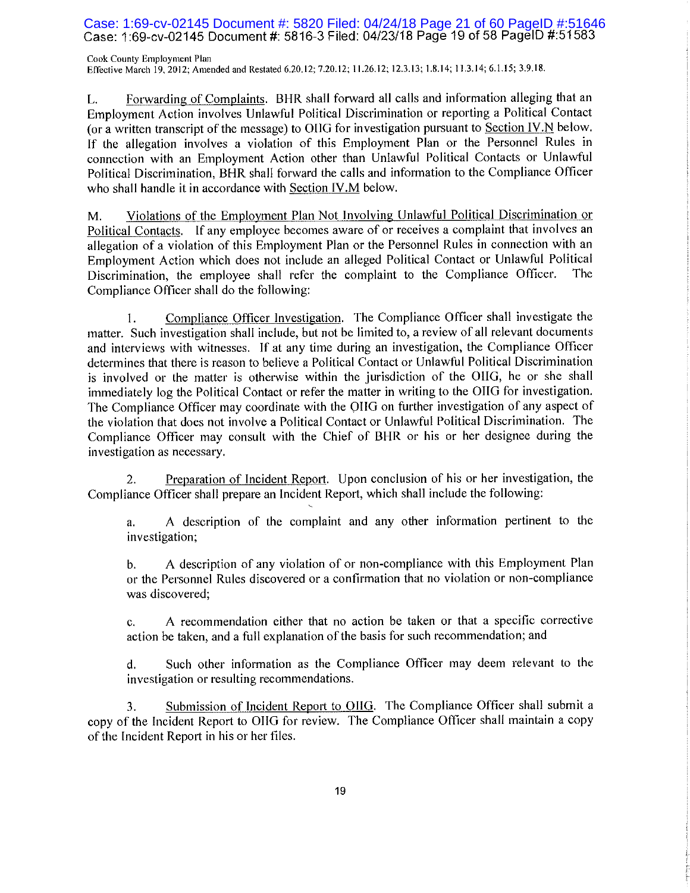L. Forwarding of Complaints. BHR shall forward all calls and information alleging that an Employment Action involves Unlawful Political Discrimination or reporting a Political Contact (or a written transcript of the message) to OIIG for investigation pursuant to Section IV.N below. If the allegation involves a violation of this Employment Plan or the Personnel Rules in connection with an Employment Action other than Unlawful Political Contacts or Unlawful Political Discrimination, BHR shall forward the calls and information to the Compliance Officer who shall handle it in accordance with Section IV.M below.

M. Violations of the Employment Plan Not Involving Unlawful Political Discrimination or Political Contacts. If any employee becomes aware of or receives a complaint that involves an allegation of a violation of this Employment Plan or the Personnel Rules in connection with an Employment Action which does not include an alleged Political Contact or Unlawful Political Discrimination, the employee shall refer the complaint to the Compliance Officer. The Compliance Officer shall do the following:

1. Compliance Officer Investigation. The Compliance Officer shall investigate the matter. Such investigation shall include, but not be limited to, a review of all relevant documents and interviews with witnesses. If at any time during an investigation, the Compliance Officer determines that there is reason to believe a Political Contact or Unlawful Political Discrimination is involved or the matter is otherwise within the jurisdiction of the OIIG, he or she shall immediately log the Political Contact or refer the matter in writing to the OIIG for investigation. The Compliance Officer may coordinate with the OIIG on further investigation of any aspect of the violation that does not involve a Political Contact or Unlawful Political Discrimination. The Compliance Officer may consult with the Chief of BHR or his or her designee during the investigation as necessary.

2. Preparation of Incident Report. Upon conclusion of his or her investigation, the Compliance Officer shall prepare an Incident Report, which shall include the following:

a. A description of the complaint and any other information pertinent to the investigation;

b. A description of any violation of or non-compliance with this Employment Plan or the Personnel Rules discovered or a confirmation that no violation or non-compliance was discovered;

c. A recommendation either that no action be taken or that a specific corrective action be taken, and a full explanation of the basis for such recommendation; and

d. Such other information as the Compliance Officer may deem relevant to the investigation or resulting recommendations.

3. Submission of Incident Report to OIIG. The Compliance Officer shall submit a copy of the Incident Report to OIIG for review. The Compliance Officer shall maintain a copy of the Incident Report in his or her files.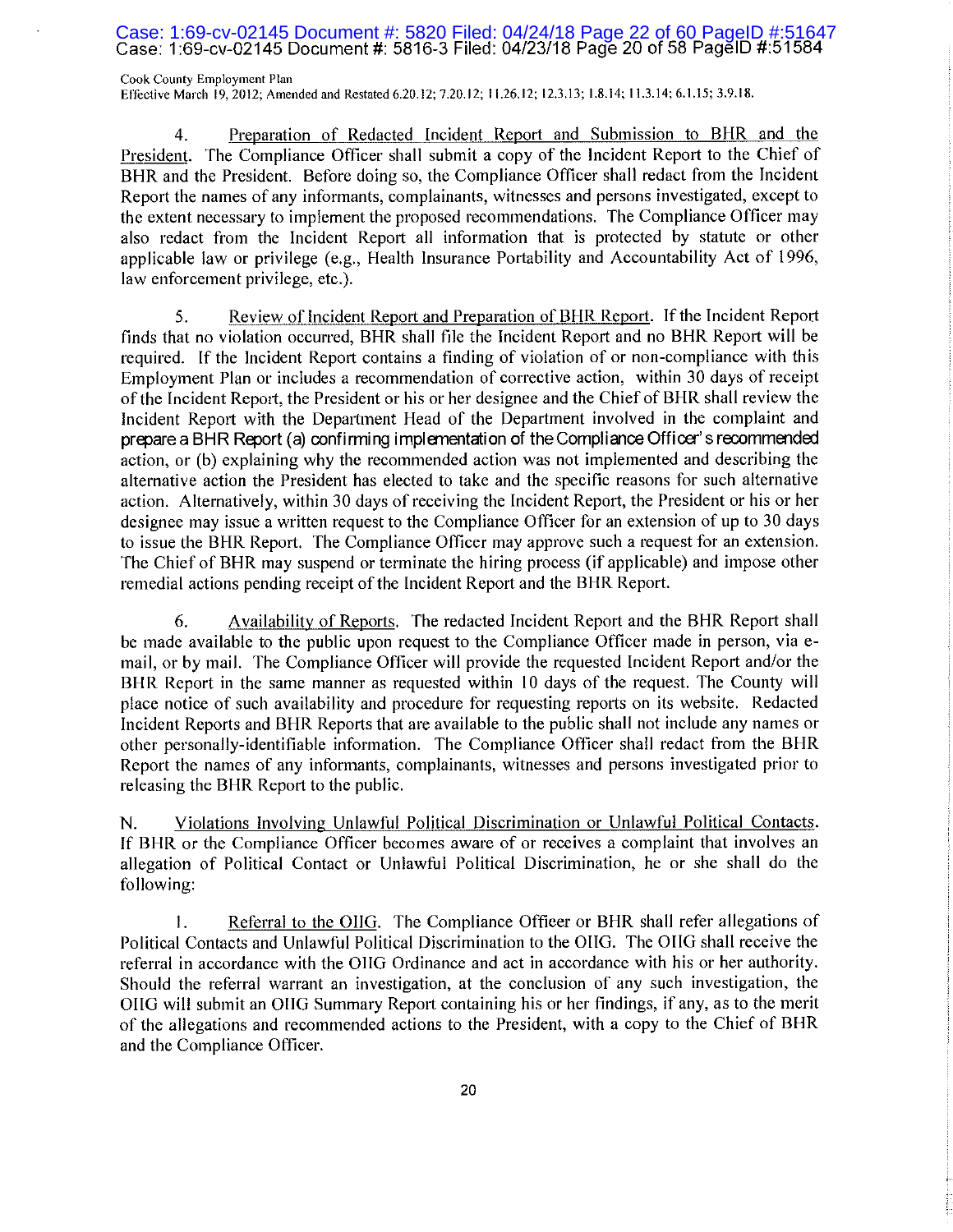4. Preparation of Redacted Incident Report and Submission to BHR and the President. The Compliance Officer shall submit a copy of the Incident Report to the Chief of BHR and the President. Before doing so, the Compliance Officer shall redact from the Incident Report the names of any informants, complainants, witnesses and persons investigated, except to the extent necessary to implement the proposed recommendations. The Compliance Officer may also redact from the Incident Report all information that is protected by statute or other applicable law or privilege (e.g., Health Insurance Portability and Accountability Act of 1996, law enforcement privilege, etc.).

5. Review of Incident Report and Preparation of BHR Report. If the Incident Report finds that no violation occurred, BHR shall file the Incident Report and no BHR Report will be required. If the Incident Report contains a finding of violation of or non-compliance with this Employment Plan or includes a recommendation of corrective action, within 30 days of receipt of the Incident Report, the President or his or her designee and the Chief of BHR shall review the Incident Report with the Department Head of the Department involved in the complaint and prepare a BHR Report (a) confirming implementation of the Compliance Officer's recommended action, or (b) explaining why the recommended action was not implemented and describing the alternative action the President has elected to take and the specific reasons for such alternative action. Alternatively, within 30 days of receiving the Incident Report, the President or his or her designee may issue a written request to the Compliance Officer for an extension of up to 30 days to issue the BHR Report. The Compliance Officer may approve such a request for an extension. The Chief of BHR may suspend or terminate the hiring process (if applicable) and impose other remedial actions pending receipt of the Incident Report and the BHR Report.

6. Availability of Reports. The redacted Incident Report and the BHR Report shall be made available to the public upon request to the Compliance Officer made in person, via e-mail, or by mail. The Compliance Officer will provide the requested Incident Report and/or the BHR Report in the same manner as requested within 10 days of the request. The County will place notice of such availability and procedure for requesting reports on its website. Redacted Incident Reports and BHR Reports that are available to the public shall not include any names or other personally-identifiable information. The Compliance Officer shall redact from the BHR Report the names of any informants, complainants, witnesses and persons investigated prior to releasing the BHR Report to the public.

N. Violations Involving Unlawful Political Discrimination or Unlawful Political Contacts. If BHR or the Compliance Officer becomes aware of or receives a complaint that involves an allegation of Political Contact or Unlawful Political Discrimination, he or she shall do the following:

1. Referral to the OIIG. The Compliance Officer or BHR shall refer allegations of Political Contacts and Unlawful Political Discrimination to the OIIG. The OIIG shall receive the referral in accordance with the OIIG Ordinance and act in accordance with his or her authority. Should the referral warrant an investigation, at the conclusion of any such investigation, the OIIG will submit an OIIG Summary Report containing his or her findings, if any, as to the merit of the allegations and recommended actions to the President, with a copy to the Chief of BHR and the Compliance Officer.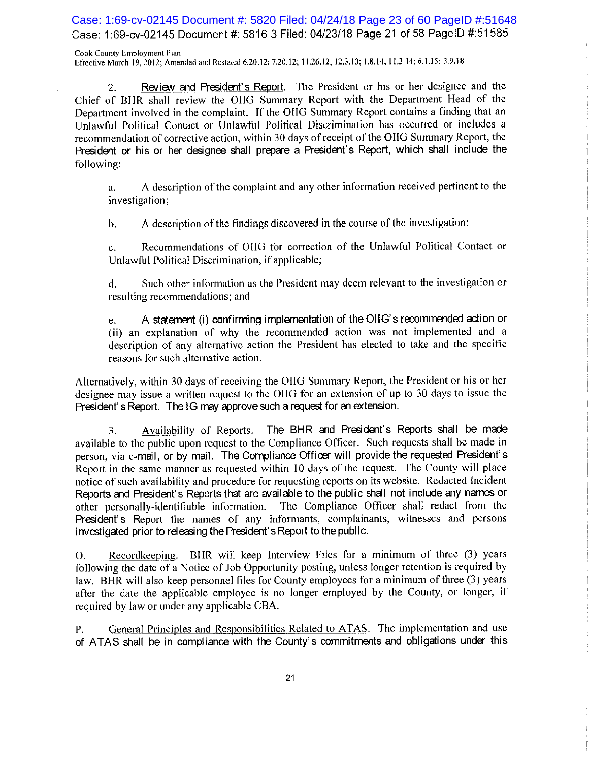2. Review and President's Report. The President or his or her designee and the Chief of BHR shall review the OIIG Summary Report with the Department Head of the Department involved in the complaint. If the OIIG Summary Report contains a finding that an Unlawful Political Contact or Unlawful Political Discrimination has occurred or includes a recommendation of corrective action, within 30 days of receipt of the OIIG Summary Report, the President or his or her designee shall prepare a President's Report, which shall include the following:

a. A description of the complaint and any other information received pertinent to the investigation;

b. A description of the findings discovered in the course of the investigation;

c. Recommendations of OIIG for correction of the Unlawful Political Contact or Unlawful Political Discrimination, if applicable;

d. Such other information as the President may deem relevant to the investigation or resulting recommendations; and

e. A statement (i) confirming implementation of the OIIG's recommended action or (ii) an explanation of why the recommended action was not implemented and a description of any alternative action the President has elected to take and the specific reasons for such alternative action.

Alternatively, within 30 days of receiving the OIIG Summary Report, the President or his or her designee may issue a written request to the OIIG for an extension of up to 30 days to issue the President's Report. The IG may approve such a request for an extension.

3. Availability of Reports. The BHR and President's Reports shall be made available to the public upon request to the Compliance Officer. Such requests shall be made in person, via e-mail, or by mail. The Compliance Officer will provide the requested President's Report in the same manner as requested within 10 days of the request. The County will place notice of such availability and procedure for requesting reports on its website. Redacted Incident Reports and President's Reports that are available to the public shall not include any names or other personally-identifiable information. The Compliance Officer shall redact from the President's Report the names of any informants, complainants, witnesses and persons investigated prior to releasing the President's Report to the public.

O. Recordkeeping. BHR will keep Interview Files for a minimum of three (3) years following the date of a Notice of Job Opportunity posting, unless longer retention is required by law. BHR will also keep personnel files for County employees for a minimum of three (3) years after the date the applicable employee is no longer employed by the County, or longer, if required by law or under any applicable CBA.

P. General Principles and Responsibilities Related to ATAS. The implementation and use of ATAS shall be in compliance with the County's commitments and obligations under this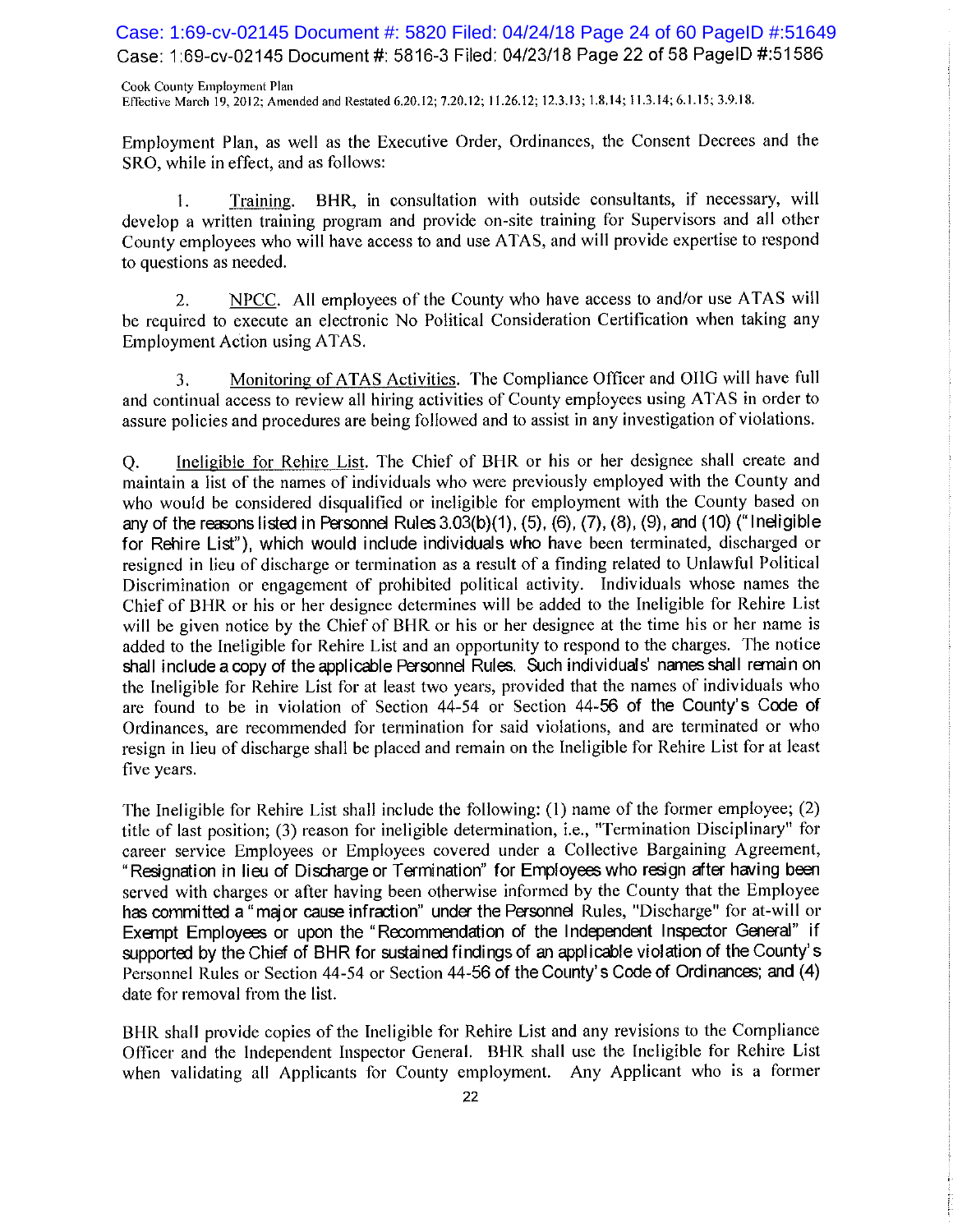Employment Plan, as well as the Executive Order, Ordinances, the Consent Decrees and the SRO, while in effect, and as follows:

1. Training. BHR, in consultation with outside consultants, if necessary, will develop a written training program and provide on-site training for Supervisors and all other County employees who will have access to and use ATAS, and will provide expertise to respond to questions as needed.

2. NPCC. All employees of the County who have access to and/or use ATAS will be required to execute an electronic No Political Consideration Certification when taking any Employment Action using ATAS.

3. Monitoring of ATAS Activities. The Compliance Officer and OIIG will have full and continual access to review all hiring activities of County employees using ATAS in order to assure policies and procedures are being followed and to assist in any investigation of violations.

Q. Ineligible for Rehire List. The Chief of BHR or his or her designee shall create and maintain a list of the names of individuals who were previously employed with the County and who would be considered disqualified or ineligible for employment with the County based on any of the reasons listed in Personnel Rules 3.03(b)(1), (5), (6), (7), (8), (9), and (10) ("Ineligible for Rehire List"), which would include individuals who have been terminated, discharged or resigned in lieu of discharge or termination as a result of a finding related to Unlawful Political Discrimination or engagement of prohibited political activity. Individuals whose names the Chief of BHR or his or her designee determines will be added to the Ineligible for Rehire List will be given notice by the Chief of BHR or his or her designee at the time his or her name is added to the Ineligible for Rehire List and an opportunity to respond to the charges. The notice shall include a copy of the applicable Personnel Rules. Such individuals' names shall remain on the Ineligible for Rehire List for at least two years, provided that the names of individuals who are found to be in violation of Section 44-54 or Section 44-56 of the County's Code of Ordinances, are recommended for termination for said violations, and are terminated or who resign in lieu of discharge shall be placed and remain on the Ineligible for Rehire List for at least five years.

The Ineligible for Rehire List shall include the following: (1) name of the former employee; (2) title of last position; (3) reason for ineligible determination, i.e., "Termination Disciplinary" for career service Employees or Employees covered under a Collective Bargaining Agreement, "Resignation in lieu of Discharge or Termination" for Employees who resign after having been served with charges or after having been otherwise informed by the County that the Employee has committed a "major cause infraction" under the Personnel Rules, "Discharge" for at-will or Exempt Employees or upon the "Recommendation of the Independent Inspector General" if supported by the Chief of BHR for sustained findings of an applicable violation of the County's Personnel Rules or Section 44-54 or Section 44-56 of the County's Code of Ordinances; and (4) date for removal from the list.

BHR shall provide copies of the Ineligible for Rehire List and any revisions to the Compliance Officer and the Independent Inspector General. BHR shall use the Ineligible for Rehire List when validating all Applicants for County employment. Any Applicant who is a former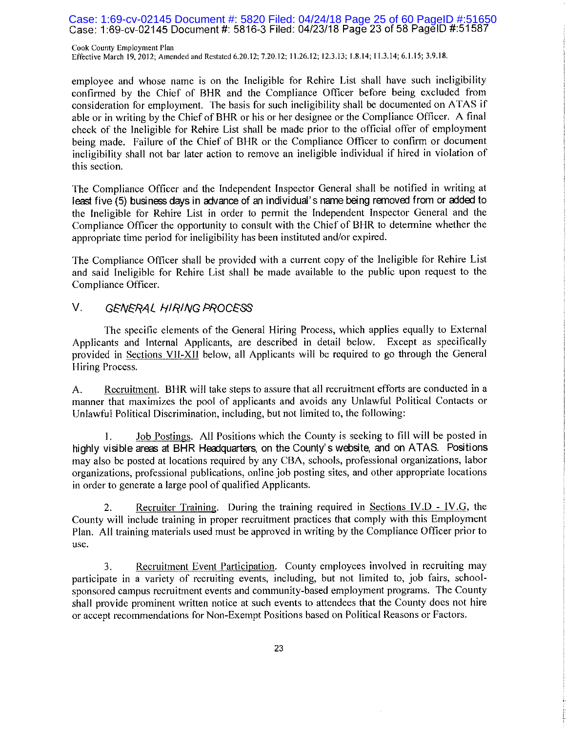employee and whose name is on the Ineligible for Rehire List shall have such ineligibility confirmed by the Chief of BHR and the Compliance Officer before being excluded from consideration for employment. The basis for such ineligibility shall be documented on ATAS if able or in writing by the Chief of BHR or his or her designee or the Compliance Officer. A final check of the Ineligible for Rehire List shall be made prior to the official offer of employment being made. Failure of the Chief of BHR or the Compliance Officer to confirm or document ineligibility shall not bar later action to remove an ineligible individual if hired in violation of this section.

The Compliance Officer and the Independent Inspector General shall be notified in writing at least five (5) business days in advance of an individual's name being removed from or added to the Ineligible for Rehire List in order to permit the Independent Inspector General and the Compliance Officer the opportunity to consult with the Chief of BHR to determine whether the appropriate time period for ineligibility has been instituted and/or expired.

The Compliance Officer shall be provided with a current copy of the Ineligible for Rehire List and said Ineligible for Rehire List shall be made available to the public upon request to the Compliance Officer.

## V. *GENERAL HIRING PROCESS*

The specific elements of the General Hiring Process, which applies equally to External Applicants and Internal Applicants, are described in detail below. Except as specifically provided in Sections VII-XII below, all Applicants will be required to go through the General Hiring Process.

A. Recruitment. BHR will take steps to assure that all recruitment efforts are conducted in a manner that maximizes the pool of applicants and avoids any Unlawful Political Contacts or Unlawful Political Discrimination, including, but not limited to, the following:

1. Job Postings. All Positions which the County is seeking to fill will be posted in highly visible areas at BHR Headquarters, on the County's website, and on ATAS. Positions may also be posted at locations required by any CBA, schools, professional organizations, labor organizations, professional publications, online job posting sites, and other appropriate locations in order to generate a large pool of qualified Applicants.

2. Recruiter Training. During the training required in Sections IV.D - IV.G, the County will include training in proper recruitment practices that comply with this Employment Plan. All training materials used must be approved in writing by the Compliance Officer prior to use.

3. Recruitment Event Participation. County employees involved in recruiting may participate in a variety of recruiting events, including, but not limited to, job fairs, school-sponsored campus recruitment events and community-based employment programs. The County shall provide prominent written notice at such events to attendees that the County does not hire or accept recommendations for Non-Exempt Positions based on Political Reasons or Factors.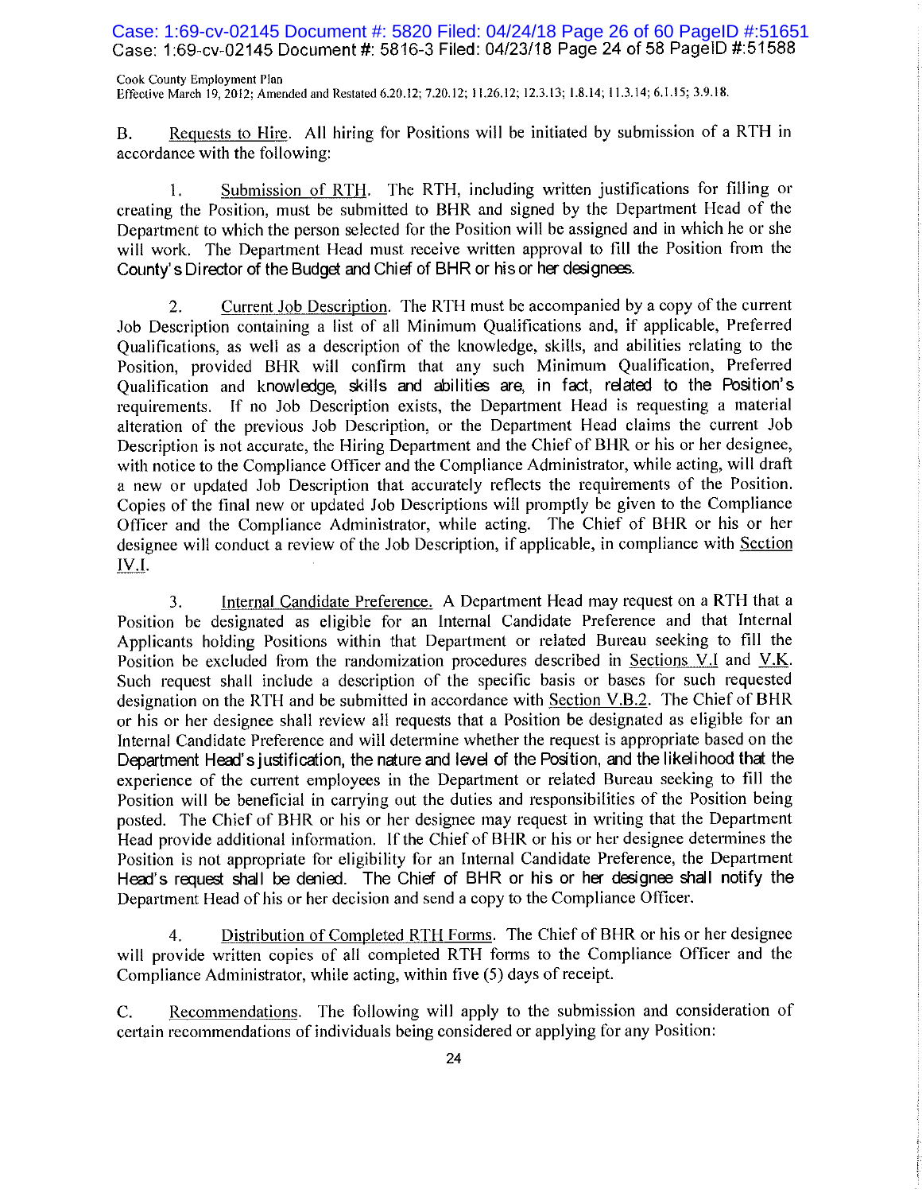B. Requests to Hire. All hiring for Positions will be initiated by submission of a RTH in accordance with the following:

1. Submission of RTH. The RTH, including written justifications for filling or creating the Position, must be submitted to BHR and signed by the Department Head of the Department to which the person selected for the Position will be assigned and in which he or she will work. The Department Head must receive written approval to fill the Position from the County's Director of the Budget and Chief of BHR or his or her designees.

2. Current Job Description. The RTH must be accompanied by a copy of the current Job Description containing a list of all Minimum Qualifications and, if applicable, Preferred Qualifications, as well as a description of the knowledge, skills, and abilities relating to the Position, provided BHR will confirm that any such Minimum Qualification, Preferred Qualification and knowledge, skills and abilities are, in fact, related to the Position's requirements. If no Job Description exists, the Department Head is requesting a material alteration of the previous Job Description, or the Department Head claims the current Job Description is not accurate, the Hiring Department and the Chief of BHR or his or her designee, with notice to the Compliance Officer and the Compliance Administrator, while acting, will draft a new or updated Job Description that accurately reflects the requirements of the Position. Copies of the final new or updated Job Descriptions will promptly be given to the Compliance Officer and the Compliance Administrator, while acting. The Chief of BHR or his or her designee will conduct a review of the Job Description, if applicable, in compliance with Section IV.I.

3. Internal Candidate Preference. A Department Head may request on a RTH that a Position be designated as eligible for an Internal Candidate Preference and that Internal Applicants holding Positions within that Department or related Bureau seeking to fill the Position be excluded from the randomization procedures described in Sections V.I and V.K. Such request shall include a description of the specific basis or bases for such requested designation on the RTH and be submitted in accordance with Section V.B.2. The Chief of BHR or his or her designee shall review all requests that a Position be designated as eligible for an Internal Candidate Preference and will determine whether the request is appropriate based on the Department Head's justification, the nature and level of the Position, and the likelihood that the experience of the current employees in the Department or related Bureau seeking to fill the Position will be beneficial in carrying out the duties and responsibilities of the Position being posted. The Chief of BHR or his or her designee may request in writing that the Department Head provide additional information. If the Chief of BHR or his or her designee determines the Position is not appropriate for eligibility for an Internal Candidate Preference, the Department Head's request shall be denied. The Chief of BHR or his or her designee shall notify the Department Head of his or her decision and send a copy to the Compliance Officer.

4. Distribution of Completed RTH Forms. The Chief of BHR or his or her designee will provide written copies of all completed RTH forms to the Compliance Officer and the Compliance Administrator, while acting, within five (5) days of receipt.

C. Recommendations. The following will apply to the submission and consideration of certain recommendations of individuals being considered or applying for any Position: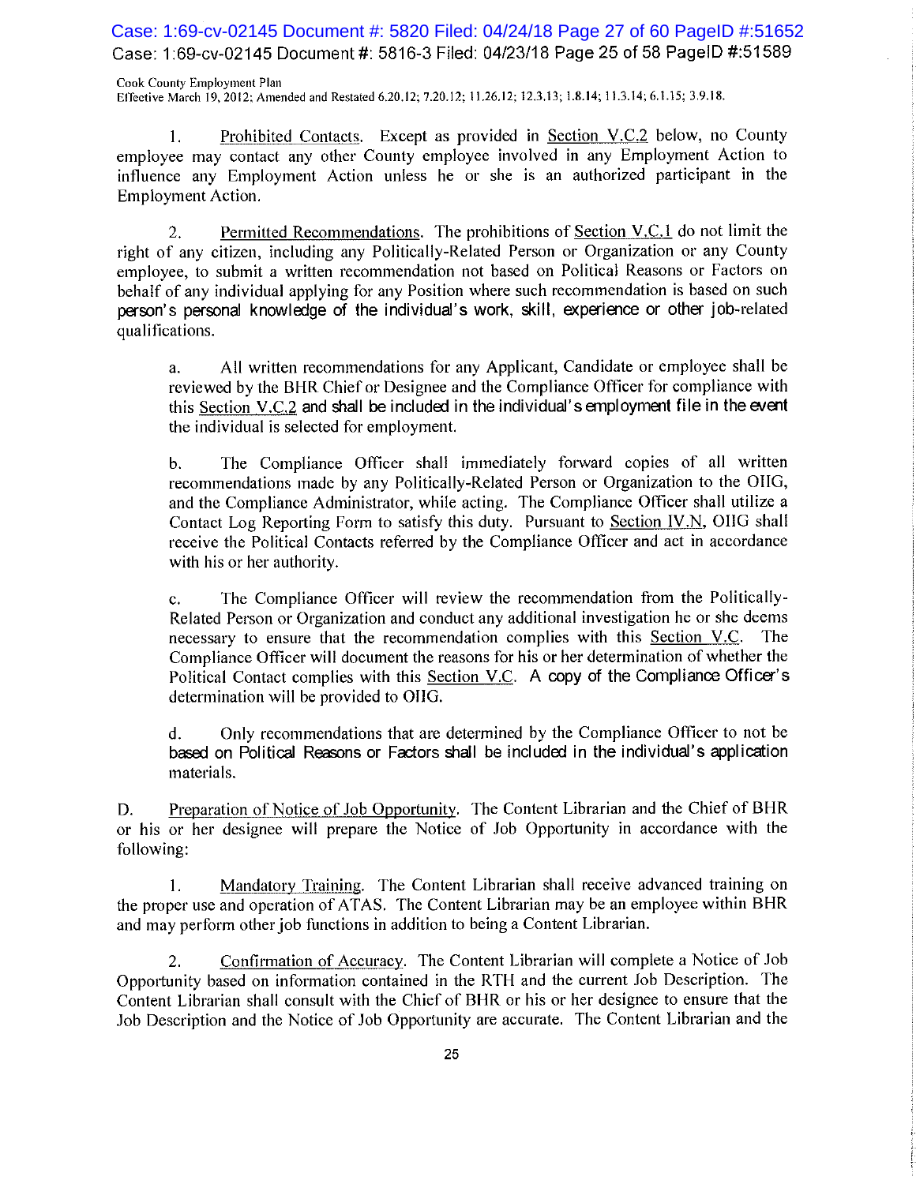1. Prohibited Contacts. Except as provided in Section V.C.2 below, no County employee may contact any other County employee involved in any Employment Action to influence any Employment Action unless he or she is an authorized participant in the Employment Action.

2. Permitted Recommendations. The prohibitions of Section V.C.1 do not limit the right of any citizen, including any Politically-Related Person or Organization or any County employee, to submit a written recommendation not based on Political Reasons or Factors on behalf of any individual applying for any Position where such recommendation is based on such person's personal knowledge of the individual's work, skill, experience or other job-related qualifications.

   a. All written recommendations for any Applicant, Candidate or employee shall be reviewed by the BHR Chief or Designee and the Compliance Officer for compliance with this Section V.C.2 and shall be included in the individual's employment file in the event the individual is selected for employment.

   b. The Compliance Officer shall immediately forward copies of all written recommendations made by any Politically-Related Person or Organization to the OIIG, and the Compliance Administrator, while acting. The Compliance Officer shall utilize a Contact Log Reporting Form to satisfy this duty. Pursuant to Section IV.N, OIIG shall receive the Political Contacts referred by the Compliance Officer and act in accordance with his or her authority.

   c. The Compliance Officer will review the recommendation from the Politically-Related Person or Organization and conduct any additional investigation he or she deems necessary to ensure that the recommendation complies with this Section V.C. The Compliance Officer will document the reasons for his or her determination of whether the Political Contact complies with this Section V.C. A copy of the Compliance Officer's determination will be provided to OIIG.

   d. Only recommendations that are determined by the Compliance Officer to not be based on Political Reasons or Factors shall be included in the individual's application materials.

D. Preparation of Notice of Job Opportunity. The Content Librarian and the Chief of BHR or his or her designee will prepare the Notice of Job Opportunity in accordance with the following:

1. Mandatory Training. The Content Librarian shall receive advanced training on the proper use and operation of ATAS. The Content Librarian may be an employee within BHR and may perform other job functions in addition to being a Content Librarian.

2. Confirmation of Accuracy. The Content Librarian will complete a Notice of Job Opportunity based on information contained in the RTH and the current Job Description. The Content Librarian shall consult with the Chief of BHR or his or her designee to ensure that the Job Description and the Notice of Job Opportunity are accurate. The Content Librarian and the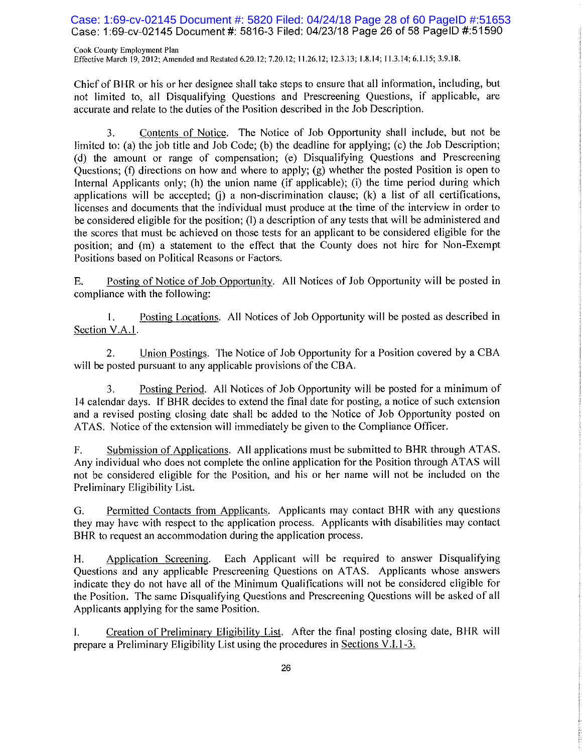Chief of BHR or his or her designee shall take steps to ensure that all information, including, but not limited to, all Disqualifying Questions and Prescreening Questions, if applicable, are accurate and relate to the duties of the Position described in the Job Description.

3. Contents of Notice. The Notice of Job Opportunity shall include, but not be limited to: (a) the job title and Job Code; (b) the deadline for applying; (c) the Job Description; (d) the amount or range of compensation; (e) Disqualifying Questions and Prescreening Questions; (f) directions on how and where to apply; (g) whether the posted Position is open to Internal Applicants only; (h) the union name (if applicable); (i) the time period during which applications will be accepted; (j) a non-discrimination clause; (k) a list of all certifications, licenses and documents that the individual must produce at the time of the interview in order to be considered eligible for the position; (l) a description of any tests that will be administered and the scores that must be achieved on those tests for an applicant to be considered eligible for the position; and (m) a statement to the effect that the County does not hire for Non-Exempt Positions based on Political Reasons or Factors.

E. Posting of Notice of Job Opportunity. All Notices of Job Opportunity will be posted in compliance with the following:

1. Posting Locations. All Notices of Job Opportunity will be posted as described in Section V.A.1.

2. Union Postings. The Notice of Job Opportunity for a Position covered by a CBA will be posted pursuant to any applicable provisions of the CBA.

3. Posting Period. All Notices of Job Opportunity will be posted for a minimum of 14 calendar days. If BHR decides to extend the final date for posting, a notice of such extension and a revised posting closing date shall be added to the Notice of Job Opportunity posted on ATAS. Notice of the extension will immediately be given to the Compliance Officer.

F. Submission of Applications. All applications must be submitted to BHR through ATAS. Any individual who does not complete the online application for the Position through ATAS will not be considered eligible for the Position, and his or her name will not be included on the Preliminary Eligibility List.

G. Permitted Contacts from Applicants. Applicants may contact BHR with any questions they may have with respect to the application process. Applicants with disabilities may contact BHR to request an accommodation during the application process.

H. Application Screening. Each Applicant will be required to answer Disqualifying Questions and any applicable Prescreening Questions on ATAS. Applicants whose answers indicate they do not have all of the Minimum Qualifications will not be considered eligible for the Position. The same Disqualifying Questions and Prescreening Questions will be asked of all Applicants applying for the same Position.

I. Creation of Preliminary Eligibility List. After the final posting closing date, BHR will prepare a Preliminary Eligibility List using the procedures in Sections V.I.1-3.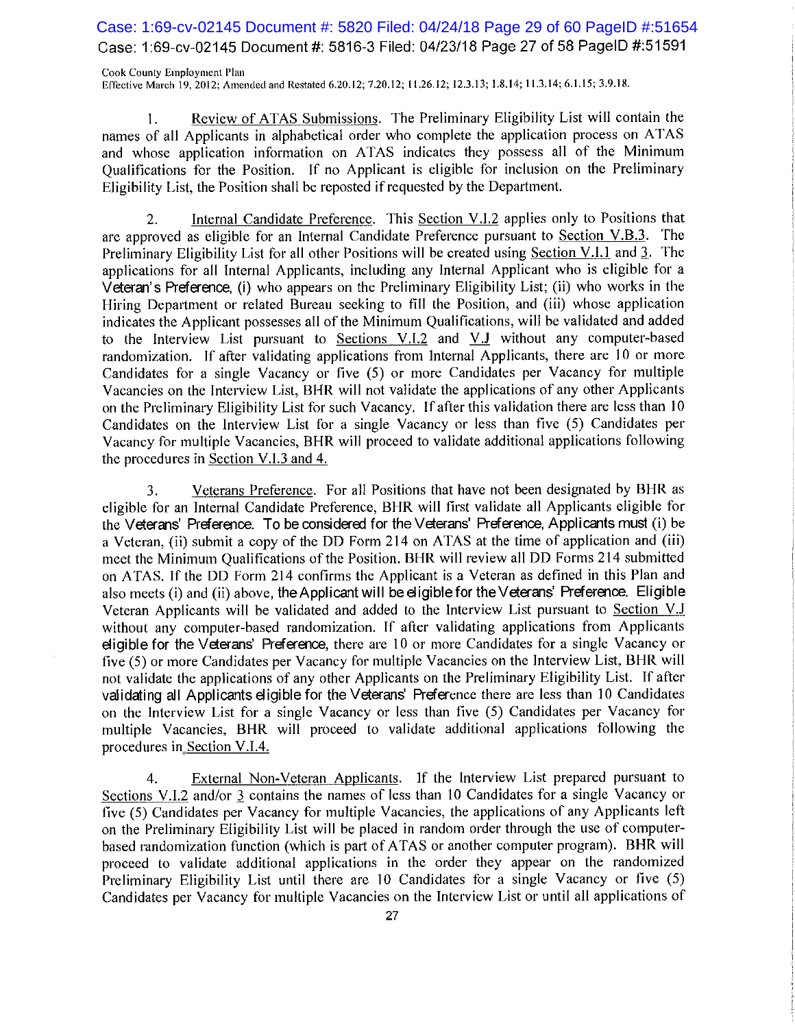1. Review of ATAS Submissions. The Preliminary Eligibility List will contain the names of all Applicants in alphabetical order who complete the application process on ATAS and whose application information on ATAS indicates they possess all of the Minimum Qualifications for the Position. If no Applicant is eligible for inclusion on the Preliminary Eligibility List, the Position shall be reposted if requested by the Department.

2. Internal Candidate Preference. This Section V.I.2 applies only to Positions that are approved as eligible for an Internal Candidate Preference pursuant to Section V.B.3. The Preliminary Eligibility List for all other Positions will be created using Section V.I.1 and 3. The applications for all Internal Applicants, including any Internal Applicant who is eligible for a Veteran's Preference, (i) who appears on the Preliminary Eligibility List; (ii) who works in the Hiring Department or related Bureau seeking to fill the Position, and (iii) whose application indicates the Applicant possesses all of the Minimum Qualifications, will be validated and added to the Interview List pursuant to Sections V.I.2 and V.J without any computer-based randomization. If after validating applications from Internal Applicants, there are 10 or more Candidates for a single Vacancy or five (5) or more Candidates per Vacancy for multiple Vacancies on the Interview List, BHR will not validate the applications of any other Applicants on the Preliminary Eligibility List for such Vacancy. If after this validation there are less than 10 Candidates on the Interview List for a single Vacancy or less than five (5) Candidates per Vacancy for multiple Vacancies, BHR will proceed to validate additional applications following the procedures in Section V.I.3 and 4.

3. Veterans Preference. For all Positions that have not been designated by BHR as eligible for an Internal Candidate Preference, BHR will first validate all Applicants eligible for the Veterans' Preference. To be considered for the Veterans' Preference, Applicants must (i) be a Veteran, (ii) submit a copy of the DD Form 214 on ATAS at the time of application and (iii) meet the Minimum Qualifications of the Position. BHR will review all DD Forms 214 submitted on ATAS. If the DD Form 214 confirms the Applicant is a Veteran as defined in this Plan and also meets (i) and (ii) above, the Applicant will be eligible for the Veterans' Preference. Eligible Veteran Applicants will be validated and added to the Interview List pursuant to Section V.J without any computer-based randomization. If after validating applications from Applicants eligible for the Veterans' Preference, there are 10 or more Candidates for a single Vacancy or five (5) or more Candidates per Vacancy for multiple Vacancies on the Interview List, BHR will not validate the applications of any other Applicants on the Preliminary Eligibility List. If after validating all Applicants eligible for the Veterans' Preference there are less than 10 Candidates on the Interview List for a single Vacancy or less than five (5) Candidates per Vacancy for multiple Vacancies, BHR will proceed to validate additional applications following the procedures in Section V.I.4.

4. External Non-Veteran Applicants. If the Interview List prepared pursuant to Sections V.I.2 and/or 3 contains the names of less than 10 Candidates for a single Vacancy or five (5) Candidates per Vacancy for multiple Vacancies, the applications of any Applicants left on the Preliminary Eligibility List will be placed in random order through the use of computer-based randomization function (which is part of ATAS or another computer program). BHR will proceed to validate additional applications in the order they appear on the randomized Preliminary Eligibility List until there are 10 Candidates for a single Vacancy or five (5) Candidates per Vacancy for multiple Vacancies on the Interview List or until all applications of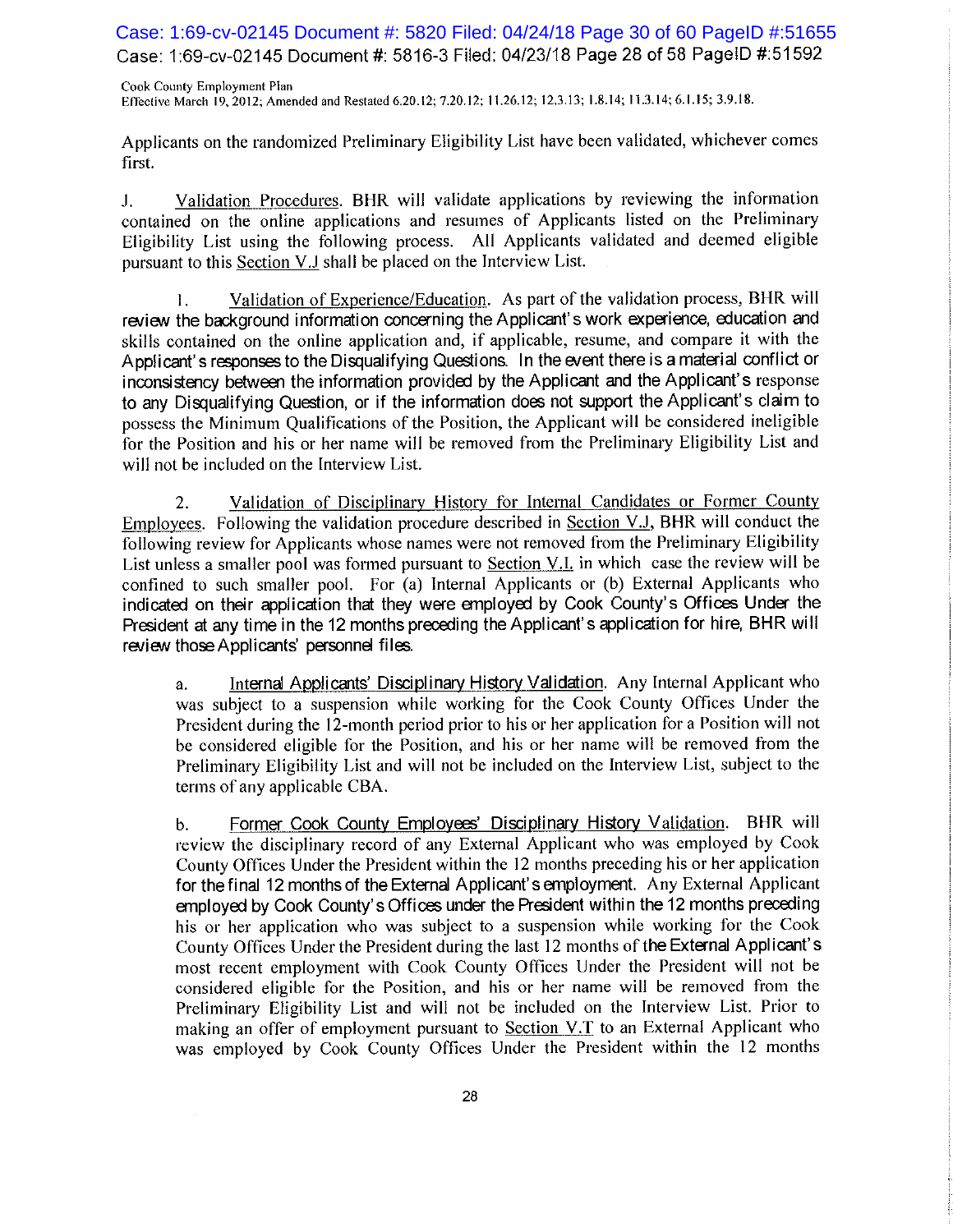Applicants on the randomized Preliminary Eligibility List have been validated, whichever comes first.

J. Validation Procedures. BHR will validate applications by reviewing the information contained on the online applications and resumes of Applicants listed on the Preliminary Eligibility List using the following process. All Applicants validated and deemed eligible pursuant to this Section V.J shall be placed on the Interview List.

1. Validation of Experience/Education. As part of the validation process, BHR will review the background information concerning the Applicant's work experience, education and skills contained on the online application and, if applicable, resume, and compare it with the Applicant's responses to the Disqualifying Questions. In the event there is a material conflict or inconsistency between the information provided by the Applicant and the Applicant's response to any Disqualifying Question, or if the information does not support the Applicant's claim to possess the Minimum Qualifications of the Position, the Applicant will be considered ineligible for the Position and his or her name will be removed from the Preliminary Eligibility List and will not be included on the Interview List.

2. Validation of Disciplinary History for Internal Candidates or Former County Employees. Following the validation procedure described in Section V.J, BHR will conduct the following review for Applicants whose names were not removed from the Preliminary Eligibility List unless a smaller pool was formed pursuant to Section V.I, in which case the review will be confined to such smaller pool. For (a) Internal Applicants or (b) External Applicants who indicated on their application that they were employed by Cook County's Offices Under the President at any time in the 12 months preceding the Applicant's application for hire, BHR will review those Applicants' personnel files.

a. Internal Applicants' Disciplinary History Validation. Any Internal Applicant who was subject to a suspension while working for the Cook County Offices Under the President during the 12-month period prior to his or her application for a Position will not be considered eligible for the Position, and his or her name will be removed from the Preliminary Eligibility List and will not be included on the Interview List, subject to the terms of any applicable CBA.

b. Former Cook County Employees' Disciplinary History Validation. BHR will review the disciplinary record of any External Applicant who was employed by Cook County Offices Under the President within the 12 months preceding his or her application for the final 12 months of the External Applicant's employment. Any External Applicant employed by Cook County's Offices under the President within the 12 months preceding his or her application who was subject to a suspension while working for the Cook County Offices Under the President during the last 12 months of the External Applicant's most recent employment with Cook County Offices Under the President will not be considered eligible for the Position, and his or her name will be removed from the Preliminary Eligibility List and will not be included on the Interview List. Prior to making an offer of employment pursuant to Section V.T to an External Applicant who was employed by Cook County Offices Under the President within the 12 months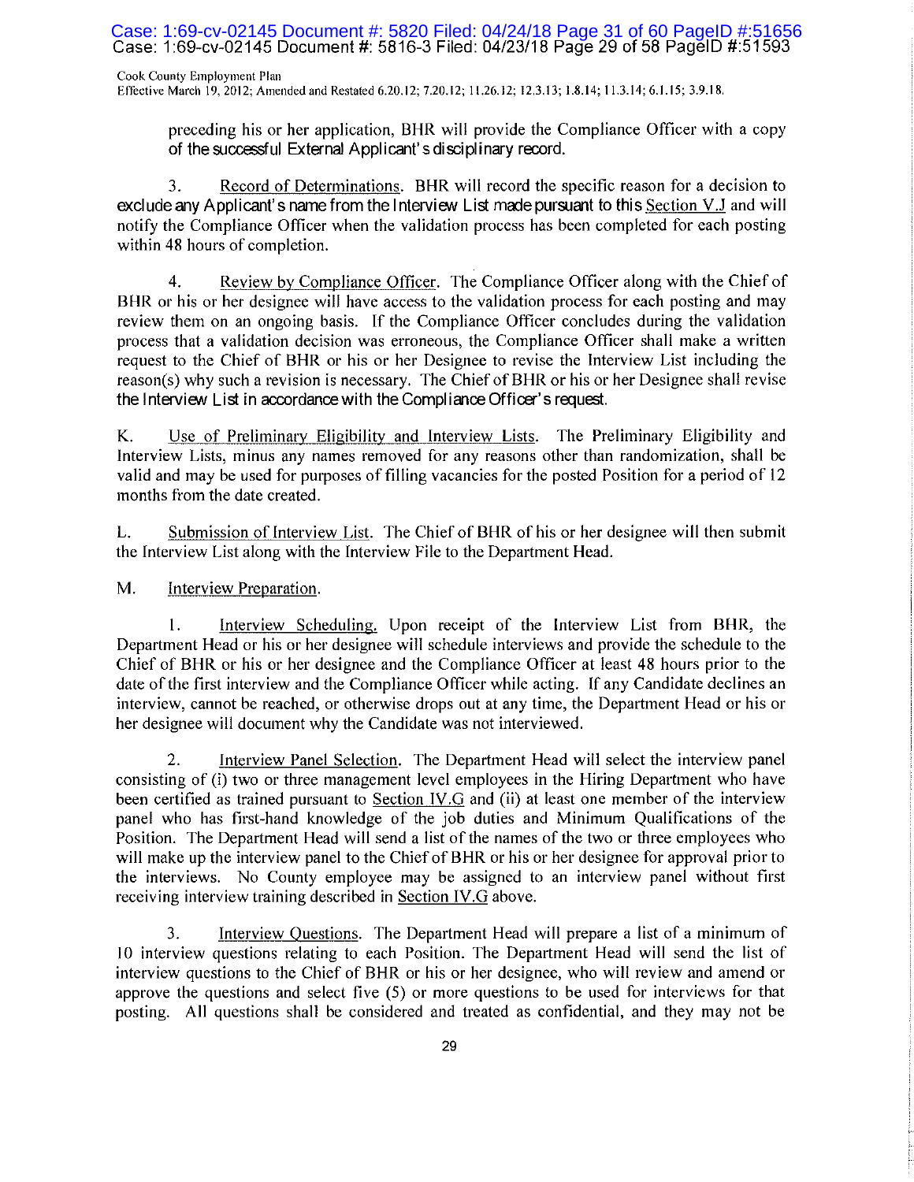preceding his or her application, BHR will provide the Compliance Officer with a copy of the successful External Applicant's disciplinary record.

3. Record of Determinations. BHR will record the specific reason for a decision to exclude any Applicant's name from the Interview List made pursuant to this Section V.J and will notify the Compliance Officer when the validation process has been completed for each posting within 48 hours of completion.

4. Review by Compliance Officer. The Compliance Officer along with the Chief of BHR or his or her designee will have access to the validation process for each posting and may review them on an ongoing basis. If the Compliance Officer concludes during the validation process that a validation decision was erroneous, the Compliance Officer shall make a written request to the Chief of BHR or his or her Designee to revise the Interview List including the reason(s) why such a revision is necessary. The Chief of BHR or his or her Designee shall revise the Interview List in accordance with the Compliance Officer's request.

K. Use of Preliminary Eligibility and Interview Lists. The Preliminary Eligibility and Interview Lists, minus any names removed for any reasons other than randomization, shall be valid and may be used for purposes of filling vacancies for the posted Position for a period of 12 months from the date created.

L. Submission of Interview List. The Chief of BHR of his or her designee will then submit the Interview List along with the Interview File to the Department Head.

M. Interview Preparation.

1. Interview Scheduling. Upon receipt of the Interview List from BHR, the Department Head or his or her designee will schedule interviews and provide the schedule to the Chief of BHR or his or her designee and the Compliance Officer at least 48 hours prior to the date of the first interview and the Compliance Officer while acting. If any Candidate declines an interview, cannot be reached, or otherwise drops out at any time, the Department Head or his or her designee will document why the Candidate was not interviewed.

2. Interview Panel Selection. The Department Head will select the interview panel consisting of (i) two or three management level employees in the Hiring Department who have been certified as trained pursuant to Section IV.G and (ii) at least one member of the interview panel who has first-hand knowledge of the job duties and Minimum Qualifications of the Position. The Department Head will send a list of the names of the two or three employees who will make up the interview panel to the Chief of BHR or his or her designee for approval prior to the interviews. No County employee may be assigned to an interview panel without first receiving interview training described in Section IV.G above.

3. Interview Questions. The Department Head will prepare a list of a minimum of 10 interview questions relating to each Position. The Department Head will send the list of interview questions to the Chief of BHR or his or her designee, who will review and amend or approve the questions and select five (5) or more questions to be used for interviews for that posting. All questions shall be considered and treated as confidential, and they may not be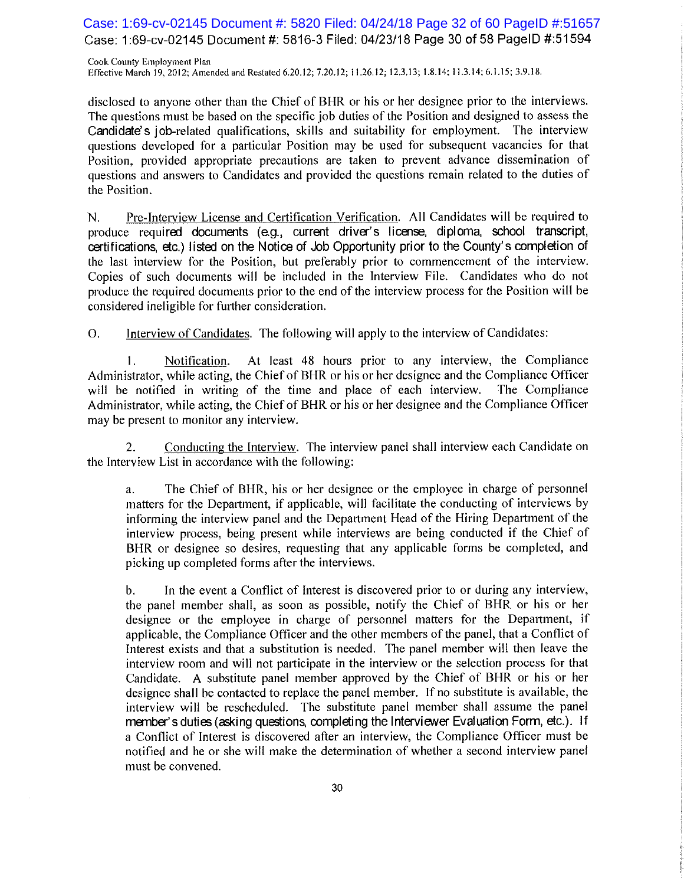disclosed to anyone other than the Chief of BHR or his or her designee prior to the interviews. The questions must be based on the specific job duties of the Position and designed to assess the Candidate's job-related qualifications, skills and suitability for employment. The interview questions developed for a particular Position may be used for subsequent vacancies for that Position, provided appropriate precautions are taken to prevent advance dissemination of questions and answers to Candidates and provided the questions remain related to the duties of the Position.

N. Pre-Interview License and Certification Verification. All Candidates will be required to produce required documents (e.g., current driver's license, diploma, school transcript, certifications, etc.) listed on the Notice of Job Opportunity prior to the County's completion of the last interview for the Position, but preferably prior to commencement of the interview. Copies of such documents will be included in the Interview File. Candidates who do not produce the required documents prior to the end of the interview process for the Position will be considered ineligible for further consideration.

O. Interview of Candidates. The following will apply to the interview of Candidates:

1. Notification. At least 48 hours prior to any interview, the Compliance Administrator, while acting, the Chief of BHR or his or her designee and the Compliance Officer will be notified in writing of the time and place of each interview. The Compliance Administrator, while acting, the Chief of BHR or his or her designee and the Compliance Officer may be present to monitor any interview.

2. Conducting the Interview. The interview panel shall interview each Candidate on the Interview List in accordance with the following:

a. The Chief of BHR, his or her designee or the employee in charge of personnel matters for the Department, if applicable, will facilitate the conducting of interviews by informing the interview panel and the Department Head of the Hiring Department of the interview process, being present while interviews are being conducted if the Chief of BHR or designee so desires, requesting that any applicable forms be completed, and picking up completed forms after the interviews.

b. In the event a Conflict of Interest is discovered prior to or during any interview, the panel member shall, as soon as possible, notify the Chief of BHR or his or her designee or the employee in charge of personnel matters for the Department, if applicable, the Compliance Officer and the other members of the panel, that a Conflict of Interest exists and that a substitution is needed. The panel member will then leave the interview room and will not participate in the interview or the selection process for that Candidate. A substitute panel member approved by the Chief of BHR or his or her designee shall be contacted to replace the panel member. If no substitute is available, the interview will be rescheduled. The substitute panel member shall assume the panel member's duties (asking questions, completing the Interviewer Evaluation Form, etc.). If a Conflict of Interest is discovered after an interview, the Compliance Officer must be notified and he or she will make the determination of whether a second interview panel must be convened.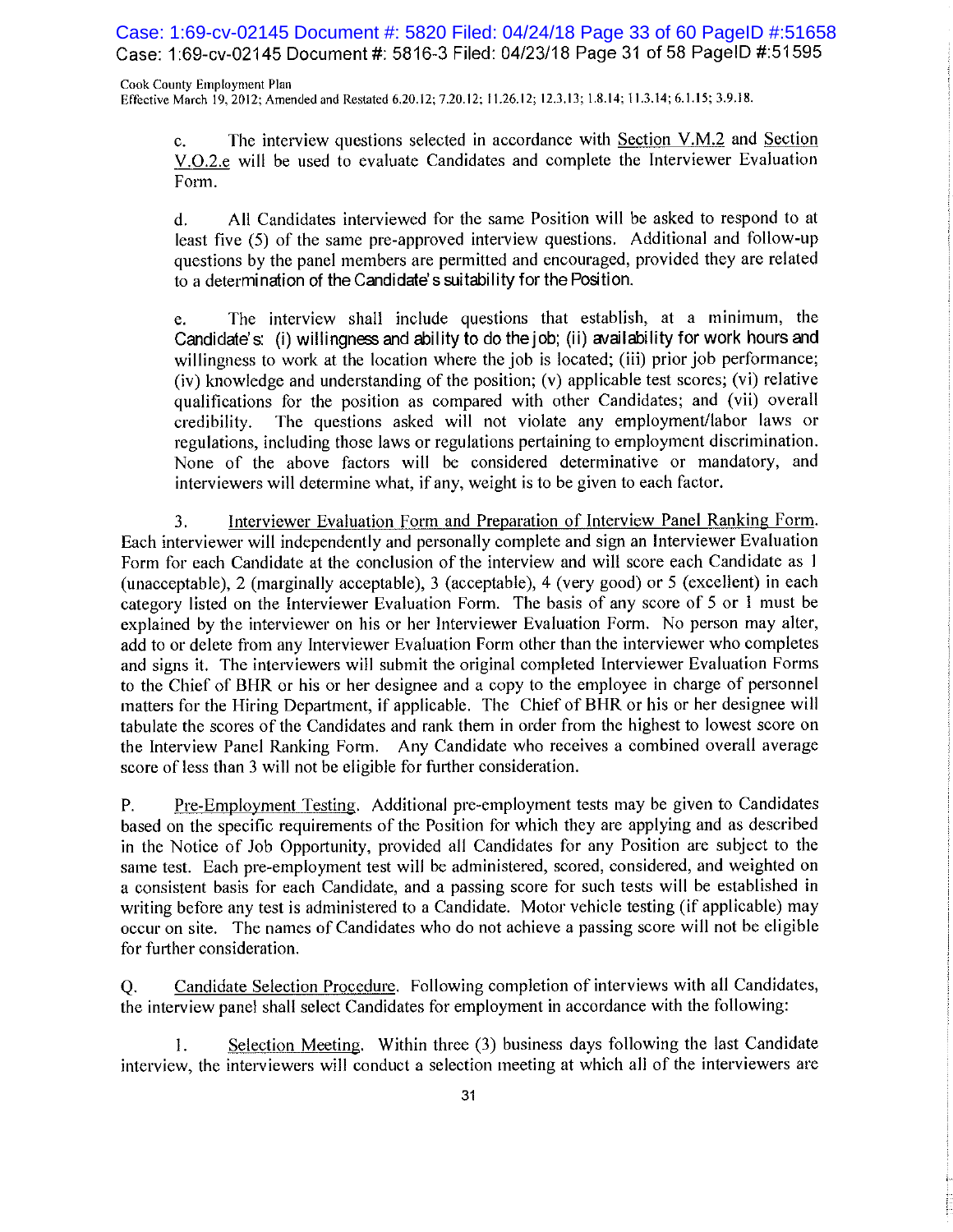c. The interview questions selected in accordance with Section V.M.2 and Section V.O.2.e will be used to evaluate Candidates and complete the Interviewer Evaluation Form.

d. All Candidates interviewed for the same Position will be asked to respond to at least five (5) of the same pre-approved interview questions. Additional and follow-up questions by the panel members are permitted and encouraged, provided they are related to a determination of the Candidate's suitability for the Position.

e. The interview shall include questions that establish, at a minimum, the Candidate's: (i) willingness and ability to do the job; (ii) availability for work hours and willingness to work at the location where the job is located; (iii) prior job performance; (iv) knowledge and understanding of the position; (v) applicable test scores; (vi) relative qualifications for the position as compared with other Candidates; and (vii) overall credibility. The questions asked will not violate any employment/labor laws or regulations, including those laws or regulations pertaining to employment discrimination. None of the above factors will be considered determinative or mandatory, and interviewers will determine what, if any, weight is to be given to each factor.

3. Interviewer Evaluation Form and Preparation of Interview Panel Ranking Form. Each interviewer will independently and personally complete and sign an Interviewer Evaluation Form for each Candidate at the conclusion of the interview and will score each Candidate as 1 (unacceptable), 2 (marginally acceptable), 3 (acceptable), 4 (very good) or 5 (excellent) in each category listed on the Interviewer Evaluation Form. The basis of any score of 5 or 1 must be explained by the interviewer on his or her Interviewer Evaluation Form. No person may alter, add to or delete from any Interviewer Evaluation Form other than the interviewer who completes and signs it. The interviewers will submit the original completed Interviewer Evaluation Forms to the Chief of BHR or his or her designee and a copy to the employee in charge of personnel matters for the Hiring Department, if applicable. The Chief of BHR or his or her designee will tabulate the scores of the Candidates and rank them in order from the highest to lowest score on the Interview Panel Ranking Form. Any Candidate who receives a combined overall average score of less than 3 will not be eligible for further consideration.

P. Pre-Employment Testing. Additional pre-employment tests may be given to Candidates based on the specific requirements of the Position for which they are applying and as described in the Notice of Job Opportunity, provided all Candidates for any Position are subject to the same test. Each pre-employment test will be administered, scored, considered, and weighted on a consistent basis for each Candidate, and a passing score for such tests will be established in writing before any test is administered to a Candidate. Motor vehicle testing (if applicable) may occur on site. The names of Candidates who do not achieve a passing score will not be eligible for further consideration.

Q. Candidate Selection Procedure. Following completion of interviews with all Candidates, the interview panel shall select Candidates for employment in accordance with the following:

1. Selection Meeting. Within three (3) business days following the last Candidate interview, the interviewers will conduct a selection meeting at which all of the interviewers are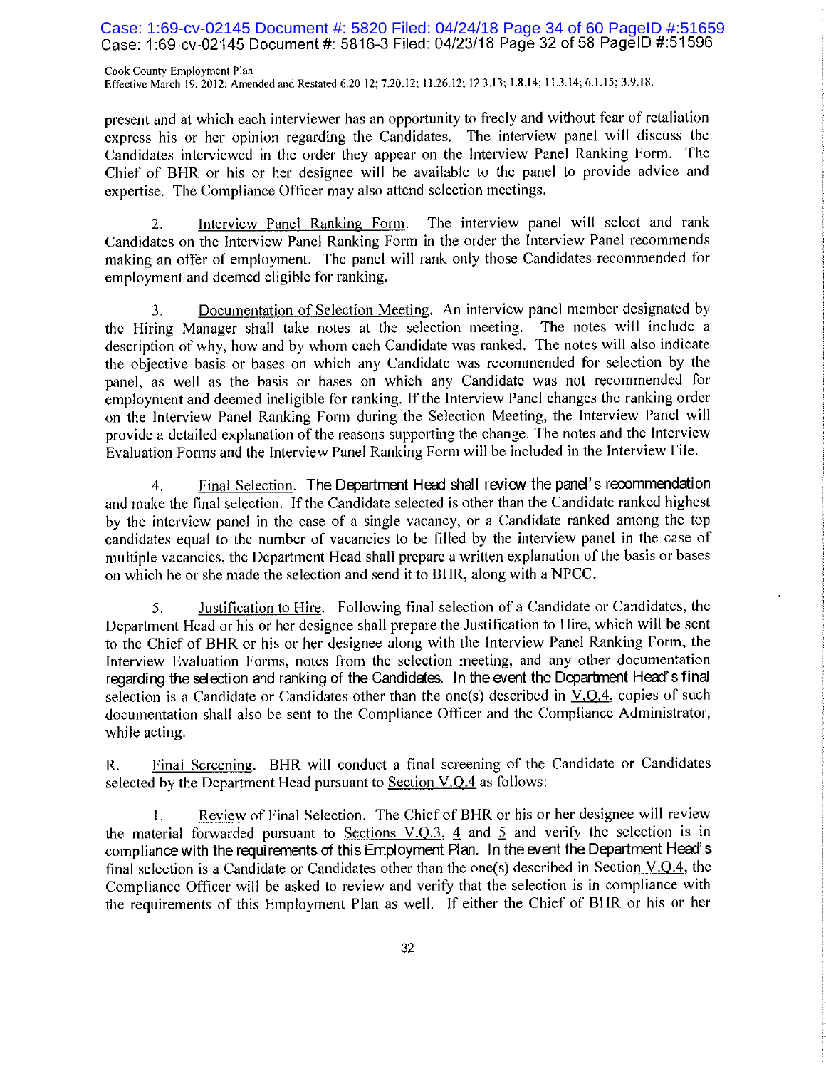present and at which each interviewer has an opportunity to freely and without fear of retaliation express his or her opinion regarding the Candidates. The interview panel will discuss the Candidates interviewed in the order they appear on the Interview Panel Ranking Form. The Chief of BHR or his or her designee will be available to the panel to provide advice and expertise. The Compliance Officer may also attend selection meetings.

2. Interview Panel Ranking Form. The interview panel will select and rank Candidates on the Interview Panel Ranking Form in the order the Interview Panel recommends making an offer of employment. The panel will rank only those Candidates recommended for employment and deemed eligible for ranking.

3. Documentation of Selection Meeting. An interview panel member designated by the Hiring Manager shall take notes at the selection meeting. The notes will include a description of why, how and by whom each Candidate was ranked. The notes will also indicate the objective basis or bases on which any Candidate was recommended for selection by the panel, as well as the basis or bases on which any Candidate was not recommended for employment and deemed ineligible for ranking. If the Interview Panel changes the ranking order on the Interview Panel Ranking Form during the Selection Meeting, the Interview Panel will provide a detailed explanation of the reasons supporting the change. The notes and the Interview Evaluation Forms and the Interview Panel Ranking Form will be included in the Interview File.

4. Final Selection. The Department Head shall review the panel's recommendation and make the final selection. If the Candidate selected is other than the Candidate ranked highest by the interview panel in the case of a single vacancy, or a Candidate ranked among the top candidates equal to the number of vacancies to be filled by the interview panel in the case of multiple vacancies, the Department Head shall prepare a written explanation of the basis or bases on which he or she made the selection and send it to BHR, along with a NPCC.

5. Justification to Hire. Following final selection of a Candidate or Candidates, the Department Head or his or her designee shall prepare the Justification to Hire, which will be sent to the Chief of BHR or his or her designee along with the Interview Panel Ranking Form, the Interview Evaluation Forms, notes from the selection meeting, and any other documentation regarding the selection and ranking of the Candidates. In the event the Department Head's final selection is a Candidate or Candidates other than the one(s) described in V.Q.4, copies of such documentation shall also be sent to the Compliance Officer and the Compliance Administrator, while acting.

R. Final Screening. BHR will conduct a final screening of the Candidate or Candidates selected by the Department Head pursuant to Section V.Q.4 as follows:

1. Review of Final Selection. The Chief of BHR or his or her designee will review the material forwarded pursuant to Sections V.Q.3, 4 and 5 and verify the selection is in compliance with the requirements of this Employment Plan. In the event the Department Head's final selection is a Candidate or Candidates other than the one(s) described in Section V.Q.4, the Compliance Officer will be asked to review and verify that the selection is in compliance with the requirements of this Employment Plan as well. If either the Chief of BHR or his or her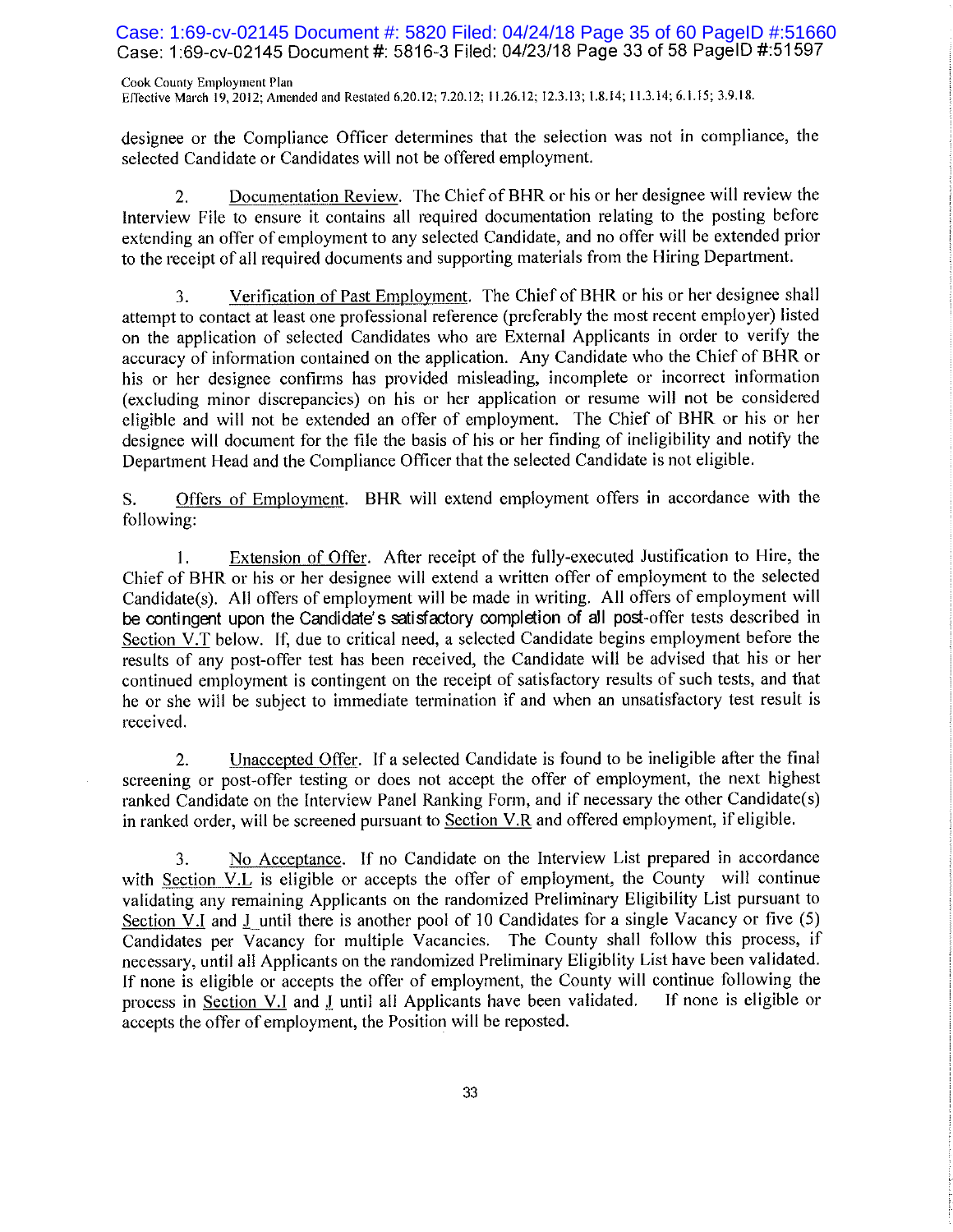designee or the Compliance Officer determines that the selection was not in compliance, the selected Candidate or Candidates will not be offered employment.

2. Documentation Review. The Chief of BHR or his or her designee will review the Interview File to ensure it contains all required documentation relating to the posting before extending an offer of employment to any selected Candidate, and no offer will be extended prior to the receipt of all required documents and supporting materials from the Hiring Department.

3. Verification of Past Employment. The Chief of BHR or his or her designee shall attempt to contact at least one professional reference (preferably the most recent employer) listed on the application of selected Candidates who are External Applicants in order to verify the accuracy of information contained on the application. Any Candidate who the Chief of BHR or his or her designee confirms has provided misleading, incomplete or incorrect information (excluding minor discrepancies) on his or her application or resume will not be considered eligible and will not be extended an offer of employment. The Chief of BHR or his or her designee will document for the file the basis of his or her finding of ineligibility and notify the Department Head and the Compliance Officer that the selected Candidate is not eligible.

S. Offers of Employment. BHR will extend employment offers in accordance with the following:

1. Extension of Offer. After receipt of the fully-executed Justification to Hire, the Chief of BHR or his or her designee will extend a written offer of employment to the selected Candidate(s). All offers of employment will be made in writing. All offers of employment will be contingent upon the Candidate's satisfactory completion of all post-offer tests described in Section V.T below. If, due to critical need, a selected Candidate begins employment before the results of any post-offer test has been received, the Candidate will be advised that his or her continued employment is contingent on the receipt of satisfactory results of such tests, and that he or she will be subject to immediate termination if and when an unsatisfactory test result is received.

2. Unaccepted Offer. If a selected Candidate is found to be ineligible after the final screening or post-offer testing or does not accept the offer of employment, the next highest ranked Candidate on the Interview Panel Ranking Form, and if necessary the other Candidate(s) in ranked order, will be screened pursuant to Section V.R and offered employment, if eligible.

3. No Acceptance. If no Candidate on the Interview List prepared in accordance with Section V.L is eligible or accepts the offer of employment, the County will continue validating any remaining Applicants on the randomized Preliminary Eligibility List pursuant to Section V.I and J until there is another pool of 10 Candidates for a single Vacancy or five (5) Candidates per Vacancy for multiple Vacancies. The County shall follow this process, if necessary, until all Applicants on the randomized Preliminary Eligiblity List have been validated. If none is eligible or accepts the offer of employment, the County will continue following the process in Section V.I and J until all Applicants have been validated. If none is eligible or accepts the offer of employment, the Position will be reposted.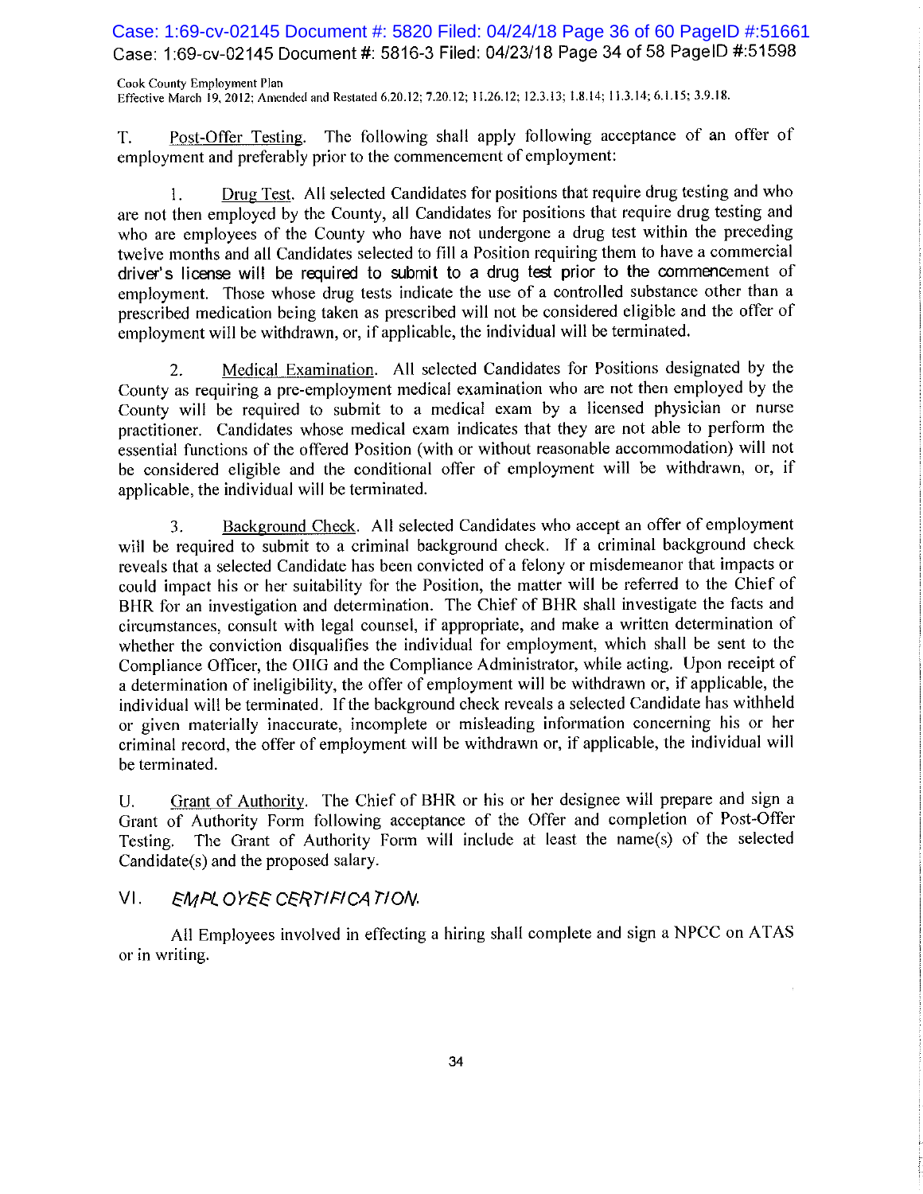T. Post-Offer Testing. The following shall apply following acceptance of an offer of employment and preferably prior to the commencement of employment:

1. Drug Test. All selected Candidates for positions that require drug testing and who are not then employed by the County, all Candidates for positions that require drug testing and who are employees of the County who have not undergone a drug test within the preceding twelve months and all Candidates selected to fill a Position requiring them to have a commercial driver's license will be required to submit to a drug test prior to the commencement of employment. Those whose drug tests indicate the use of a controlled substance other than a prescribed medication being taken as prescribed will not be considered eligible and the offer of employment will be withdrawn, or, if applicable, the individual will be terminated.

2. Medical Examination. All selected Candidates for Positions designated by the County as requiring a pre-employment medical examination who are not then employed by the County will be required to submit to a medical exam by a licensed physician or nurse practitioner. Candidates whose medical exam indicates that they are not able to perform the essential functions of the offered Position (with or without reasonable accommodation) will not be considered eligible and the conditional offer of employment will be withdrawn, or, if applicable, the individual will be terminated.

3. Background Check. All selected Candidates who accept an offer of employment will be required to submit to a criminal background check. If a criminal background check reveals that a selected Candidate has been convicted of a felony or misdemeanor that impacts or could impact his or her suitability for the Position, the matter will be referred to the Chief of BHR for an investigation and determination. The Chief of BHR shall investigate the facts and circumstances, consult with legal counsel, if appropriate, and make a written determination of whether the conviction disqualifies the individual for employment, which shall be sent to the Compliance Officer, the OIIG and the Compliance Administrator, while acting. Upon receipt of a determination of ineligibility, the offer of employment will be withdrawn or, if applicable, the individual will be terminated. If the background check reveals a selected Candidate has withheld or given materially inaccurate, incomplete or misleading information concerning his or her criminal record, the offer of employment will be withdrawn or, if applicable, the individual will be terminated.

U. Grant of Authority. The Chief of BHR or his or her designee will prepare and sign a Grant of Authority Form following acceptance of the Offer and completion of Post-Offer Testing. The Grant of Authority Form will include at least the name(s) of the selected Candidate(s) and the proposed salary.

## VI. *EMPLOYEE CERTIFICATION.*

All Employees involved in effecting a hiring shall complete and sign a NPCC on ATAS or in writing.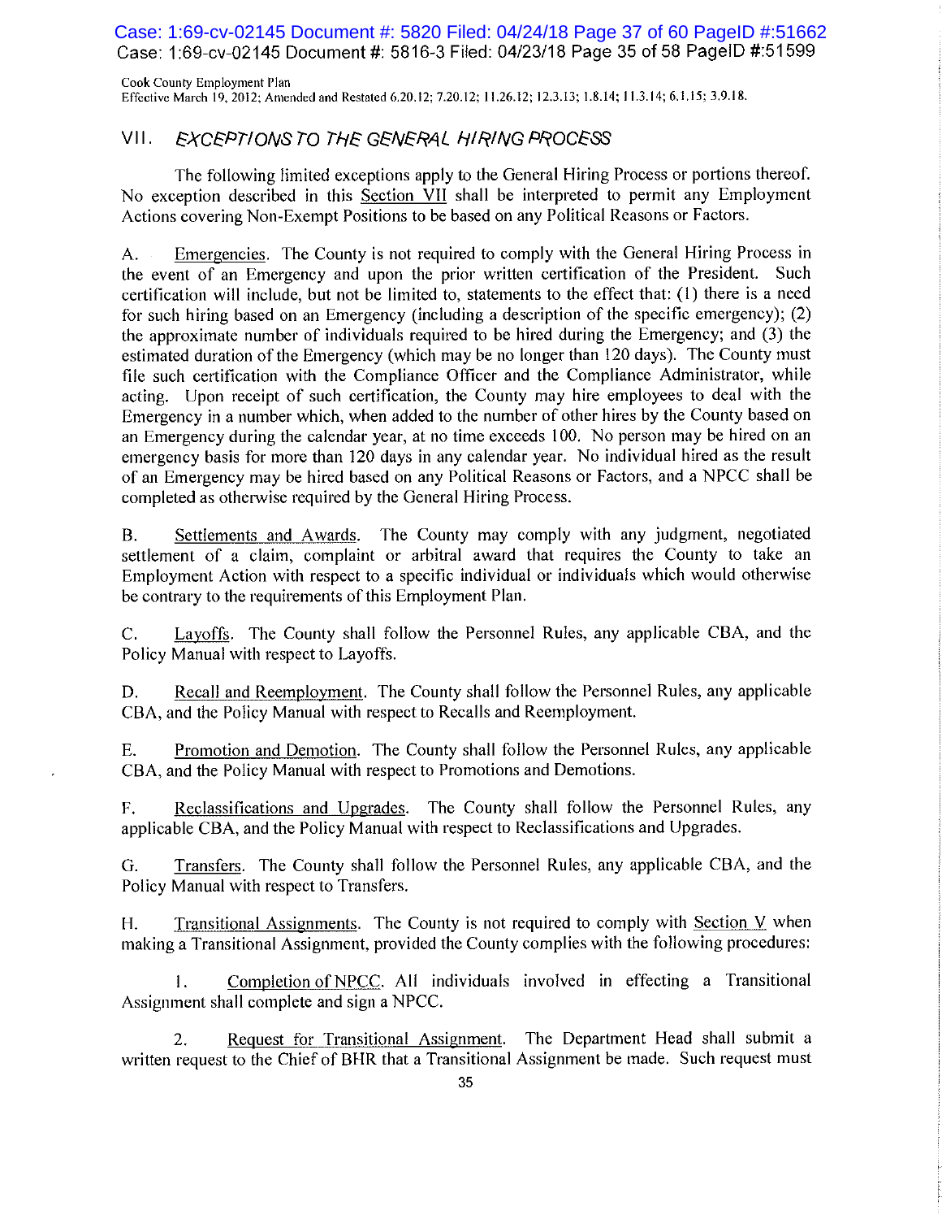## VII. *EXCEPTIONS TO THE GENERAL HIRING PROCESS*

The following limited exceptions apply to the General Hiring Process or portions thereof. No exception described in this Section VII shall be interpreted to permit any Employment Actions covering Non-Exempt Positions to be based on any Political Reasons or Factors.

A. Emergencies. The County is not required to comply with the General Hiring Process in the event of an Emergency and upon the prior written certification of the President. Such certification will include, but not be limited to, statements to the effect that: (1) there is a need for such hiring based on an Emergency (including a description of the specific emergency); (2) the approximate number of individuals required to be hired during the Emergency; and (3) the estimated duration of the Emergency (which may be no longer than 120 days). The County must file such certification with the Compliance Officer and the Compliance Administrator, while acting. Upon receipt of such certification, the County may hire employees to deal with the Emergency in a number which, when added to the number of other hires by the County based on an Emergency during the calendar year, at no time exceeds 100. No person may be hired on an emergency basis for more than 120 days in any calendar year. No individual hired as the result of an Emergency may be hired based on any Political Reasons or Factors, and a NPCC shall be completed as otherwise required by the General Hiring Process.

B. Settlements and Awards. The County may comply with any judgment, negotiated settlement of a claim, complaint or arbitral award that requires the County to take an Employment Action with respect to a specific individual or individuals which would otherwise be contrary to the requirements of this Employment Plan.

C. Layoffs. The County shall follow the Personnel Rules, any applicable CBA, and the Policy Manual with respect to Layoffs.

D. Recall and Reemployment. The County shall follow the Personnel Rules, any applicable CBA, and the Policy Manual with respect to Recalls and Reemployment.

E. Promotion and Demotion. The County shall follow the Personnel Rules, any applicable CBA, and the Policy Manual with respect to Promotions and Demotions.

F. Reclassifications and Upgrades. The County shall follow the Personnel Rules, any applicable CBA, and the Policy Manual with respect to Reclassifications and Upgrades.

G. Transfers. The County shall follow the Personnel Rules, any applicable CBA, and the Policy Manual with respect to Transfers.

H. Transitional Assignments. The County is not required to comply with Section V when making a Transitional Assignment, provided the County complies with the following procedures:

1. Completion of NPCC. All individuals involved in effecting a Transitional Assignment shall complete and sign a NPCC.

2. Request for Transitional Assignment. The Department Head shall submit a written request to the Chief of BHR that a Transitional Assignment be made. Such request must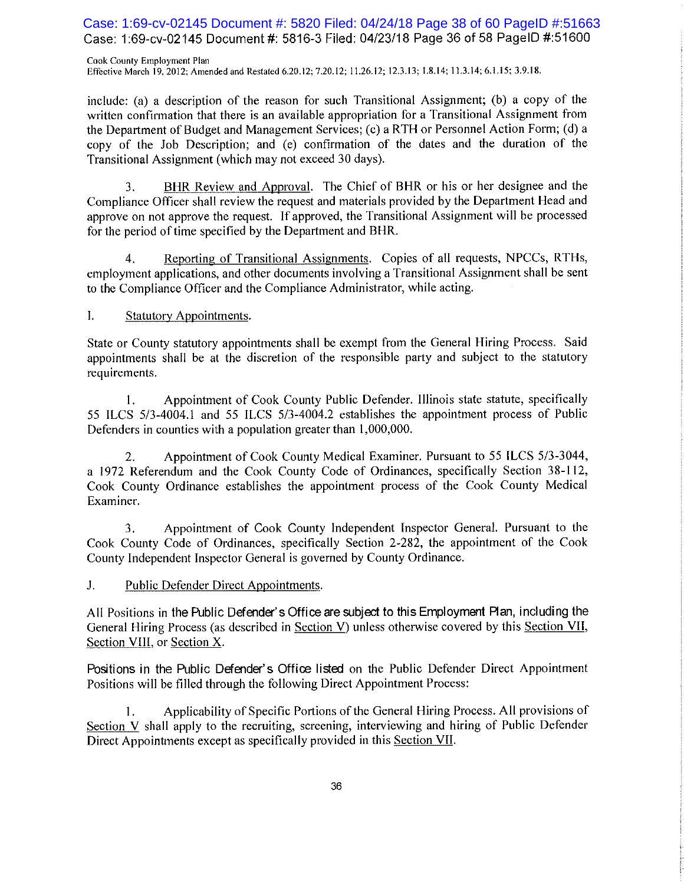include: (a) a description of the reason for such Transitional Assignment; (b) a copy of the written confirmation that there is an available appropriation for a Transitional Assignment from the Department of Budget and Management Services; (c) a RTH or Personnel Action Form; (d) a copy of the Job Description; and (e) confirmation of the dates and the duration of the Transitional Assignment (which may not exceed 30 days).

3. BHR Review and Approval. The Chief of BHR or his or her designee and the Compliance Officer shall review the request and materials provided by the Department Head and approve on not approve the request. If approved, the Transitional Assignment will be processed for the period of time specified by the Department and BHR.

4. Reporting of Transitional Assignments. Copies of all requests, NPCCs, RTHs, employment applications, and other documents involving a Transitional Assignment shall be sent to the Compliance Officer and the Compliance Administrator, while acting.

I. Statutory Appointments.

State or County statutory appointments shall be exempt from the General Hiring Process. Said appointments shall be at the discretion of the responsible party and subject to the statutory requirements.

1. Appointment of Cook County Public Defender. Illinois state statute, specifically 55 ILCS 5/3-4004.1 and 55 ILCS 5/3-4004.2 establishes the appointment process of Public Defenders in counties with a population greater than 1,000,000.

2. Appointment of Cook County Medical Examiner. Pursuant to 55 ILCS 5/3-3044, a 1972 Referendum and the Cook County Code of Ordinances, specifically Section 38-112, Cook County Ordinance establishes the appointment process of the Cook County Medical Examiner.

3. Appointment of Cook County Independent Inspector General. Pursuant to the Cook County Code of Ordinances, specifically Section 2-282, the appointment of the Cook County Independent Inspector General is governed by County Ordinance.

J. Public Defender Direct Appointments.

All Positions in the Public Defender's Office are subject to this Employment Plan, including the General Hiring Process (as described in Section V) unless otherwise covered by this Section VII, Section VIII, or Section X.

Positions in the Public Defender's Office listed on the Public Defender Direct Appointment Positions will be filled through the following Direct Appointment Process:

1. Applicability of Specific Portions of the General Hiring Process. All provisions of Section V shall apply to the recruiting, screening, interviewing and hiring of Public Defender Direct Appointments except as specifically provided in this Section VII.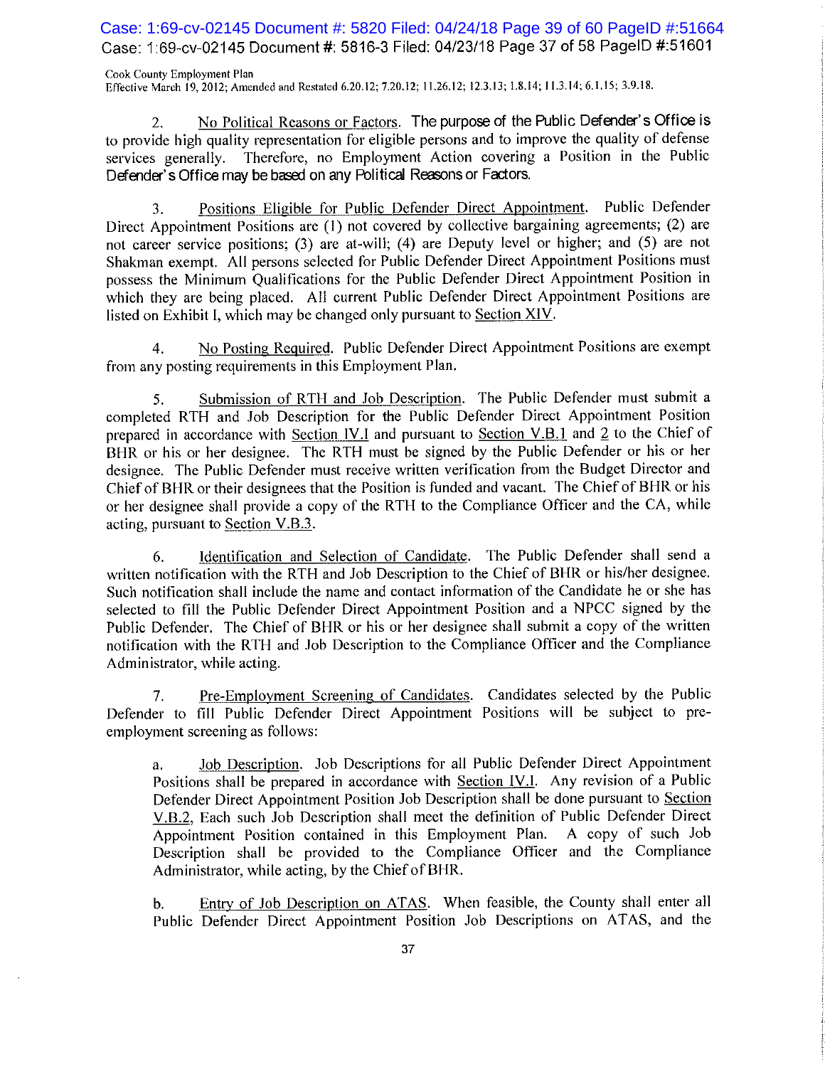2. No Political Reasons or Factors. The purpose of the Public Defender's Office is to provide high quality representation for eligible persons and to improve the quality of defense services generally. Therefore, no Employment Action covering a Position in the Public Defender's Office may be based on any Political Reasons or Factors.

3. Positions Eligible for Public Defender Direct Appointment. Public Defender Direct Appointment Positions are (1) not covered by collective bargaining agreements; (2) are not career service positions; (3) are at-will; (4) are Deputy level or higher; and (5) are not Shakman exempt. All persons selected for Public Defender Direct Appointment Positions must possess the Minimum Qualifications for the Public Defender Direct Appointment Position in which they are being placed. All current Public Defender Direct Appointment Positions are listed on Exhibit I, which may be changed only pursuant to Section XIV.

4. No Posting Required. Public Defender Direct Appointment Positions are exempt from any posting requirements in this Employment Plan.

5. Submission of RTH and Job Description. The Public Defender must submit a completed RTH and Job Description for the Public Defender Direct Appointment Position prepared in accordance with Section IV.I and pursuant to Section V.B.1 and 2 to the Chief of BHR or his or her designee. The RTH must be signed by the Public Defender or his or her designee. The Public Defender must receive written verification from the Budget Director and Chief of BHR or their designees that the Position is funded and vacant. The Chief of BHR or his or her designee shall provide a copy of the RTH to the Compliance Officer and the CA, while acting, pursuant to Section V.B.3.

6. Identification and Selection of Candidate. The Public Defender shall send a written notification with the RTH and Job Description to the Chief of BHR or his/her designee. Such notification shall include the name and contact information of the Candidate he or she has selected to fill the Public Defender Direct Appointment Position and a NPCC signed by the Public Defender. The Chief of BHR or his or her designee shall submit a copy of the written notification with the RTH and Job Description to the Compliance Officer and the Compliance Administrator, while acting.

7. Pre-Employment Screening of Candidates. Candidates selected by the Public Defender to fill Public Defender Direct Appointment Positions will be subject to pre-employment screening as follows:

   a. Job Description. Job Descriptions for all Public Defender Direct Appointment Positions shall be prepared in accordance with Section IV.I. Any revision of a Public Defender Direct Appointment Position Job Description shall be done pursuant to Section V.B.2. Each such Job Description shall meet the definition of Public Defender Direct Appointment Position contained in this Employment Plan. A copy of such Job Description shall be provided to the Compliance Officer and the Compliance Administrator, while acting, by the Chief of BHR.

   b. Entry of Job Description on ATAS. When feasible, the County shall enter all Public Defender Direct Appointment Position Job Descriptions on ATAS, and the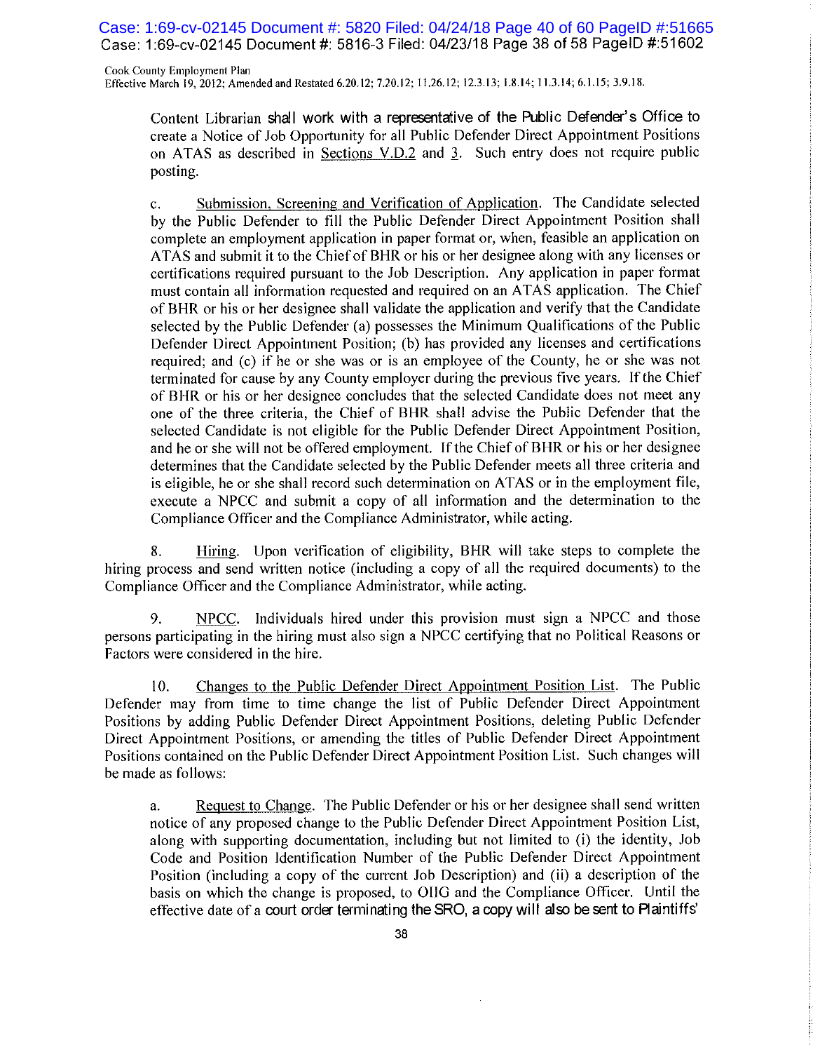Content Librarian shall work with a representative of the Public Defender's Office to create a Notice of Job Opportunity for all Public Defender Direct Appointment Positions on ATAS as described in Sections V.D.2 and 3. Such entry does not require public posting.

c. Submission, Screening and Verification of Application. The Candidate selected by the Public Defender to fill the Public Defender Direct Appointment Position shall complete an employment application in paper format or, when, feasible an application on ATAS and submit it to the Chief of BHR or his or her designee along with any licenses or certifications required pursuant to the Job Description. Any application in paper format must contain all information requested and required on an ATAS application. The Chief of BHR or his or her designee shall validate the application and verify that the Candidate selected by the Public Defender (a) possesses the Minimum Qualifications of the Public Defender Direct Appointment Position; (b) has provided any licenses and certifications required; and (c) if he or she was or is an employee of the County, he or she was not terminated for cause by any County employer during the previous five years. If the Chief of BHR or his or her designee concludes that the selected Candidate does not meet any one of the three criteria, the Chief of BHR shall advise the Public Defender that the selected Candidate is not eligible for the Public Defender Direct Appointment Position, and he or she will not be offered employment. If the Chief of BHR or his or her designee determines that the Candidate selected by the Public Defender meets all three criteria and is eligible, he or she shall record such determination on ATAS or in the employment file, execute a NPCC and submit a copy of all information and the determination to the Compliance Officer and the Compliance Administrator, while acting.

8. Hiring. Upon verification of eligibility, BHR will take steps to complete the hiring process and send written notice (including a copy of all the required documents) to the Compliance Officer and the Compliance Administrator, while acting.

9. NPCC. Individuals hired under this provision must sign a NPCC and those persons participating in the hiring must also sign a NPCC certifying that no Political Reasons or Factors were considered in the hire.

10. Changes to the Public Defender Direct Appointment Position List. The Public Defender may from time to time change the list of Public Defender Direct Appointment Positions by adding Public Defender Direct Appointment Positions, deleting Public Defender Direct Appointment Positions, or amending the titles of Public Defender Direct Appointment Positions contained on the Public Defender Direct Appointment Position List. Such changes will be made as follows:

a. Request to Change. The Public Defender or his or her designee shall send written notice of any proposed change to the Public Defender Direct Appointment Position List, along with supporting documentation, including but not limited to (i) the identity, Job Code and Position Identification Number of the Public Defender Direct Appointment Position (including a copy of the current Job Description) and (ii) a description of the basis on which the change is proposed, to OIIG and the Compliance Officer. Until the effective date of a court order terminating the SRO, a copy will also be sent to Plaintiffs'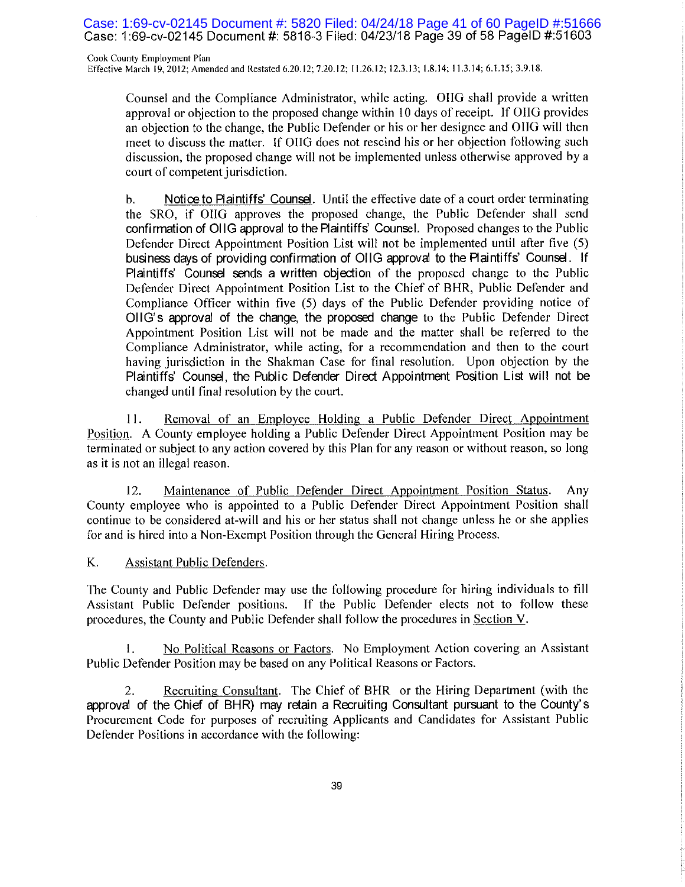Counsel and the Compliance Administrator, while acting. OIIG shall provide a written approval or objection to the proposed change within 10 days of receipt. If OIIG provides an objection to the change, the Public Defender or his or her designee and OIIG will then meet to discuss the matter. If OIIG does not rescind his or her objection following such discussion, the proposed change will not be implemented unless otherwise approved by a court of competent jurisdiction.

b. Notice to Plaintiffs' Counsel. Until the effective date of a court order terminating the SRO, if OIIG approves the proposed change, the Public Defender shall send confirmation of OIIG approval to the Plaintiffs' Counsel. Proposed changes to the Public Defender Direct Appointment Position List will not be implemented until after five (5) business days of providing confirmation of OIIG approval to the Plaintiffs' Counsel. If Plaintiffs' Counsel sends a written objection of the proposed change to the Public Defender Direct Appointment Position List to the Chief of BHR, Public Defender and Compliance Officer within five (5) days of the Public Defender providing notice of OIIG's approval of the change, the proposed change to the Public Defender Direct Appointment Position List will not be made and the matter shall be referred to the Compliance Administrator, while acting, for a recommendation and then to the court having jurisdiction in the Shakman Case for final resolution. Upon objection by the Plaintiffs' Counsel, the Public Defender Direct Appointment Position List will not be changed until final resolution by the court.

11. Removal of an Employee Holding a Public Defender Direct Appointment Position. A County employee holding a Public Defender Direct Appointment Position may be terminated or subject to any action covered by this Plan for any reason or without reason, so long as it is not an illegal reason.

12. Maintenance of Public Defender Direct Appointment Position Status. Any County employee who is appointed to a Public Defender Direct Appointment Position shall continue to be considered at-will and his or her status shall not change unless he or she applies for and is hired into a Non-Exempt Position through the General Hiring Process.

K. Assistant Public Defenders.

The County and Public Defender may use the following procedure for hiring individuals to fill Assistant Public Defender positions. If the Public Defender elects not to follow these procedures, the County and Public Defender shall follow the procedures in Section V.

1. No Political Reasons or Factors. No Employment Action covering an Assistant Public Defender Position may be based on any Political Reasons or Factors.

2. Recruiting Consultant. The Chief of BHR or the Hiring Department (with the approval of the Chief of BHR) may retain a Recruiting Consultant pursuant to the County's Procurement Code for purposes of recruiting Applicants and Candidates for Assistant Public Defender Positions in accordance with the following: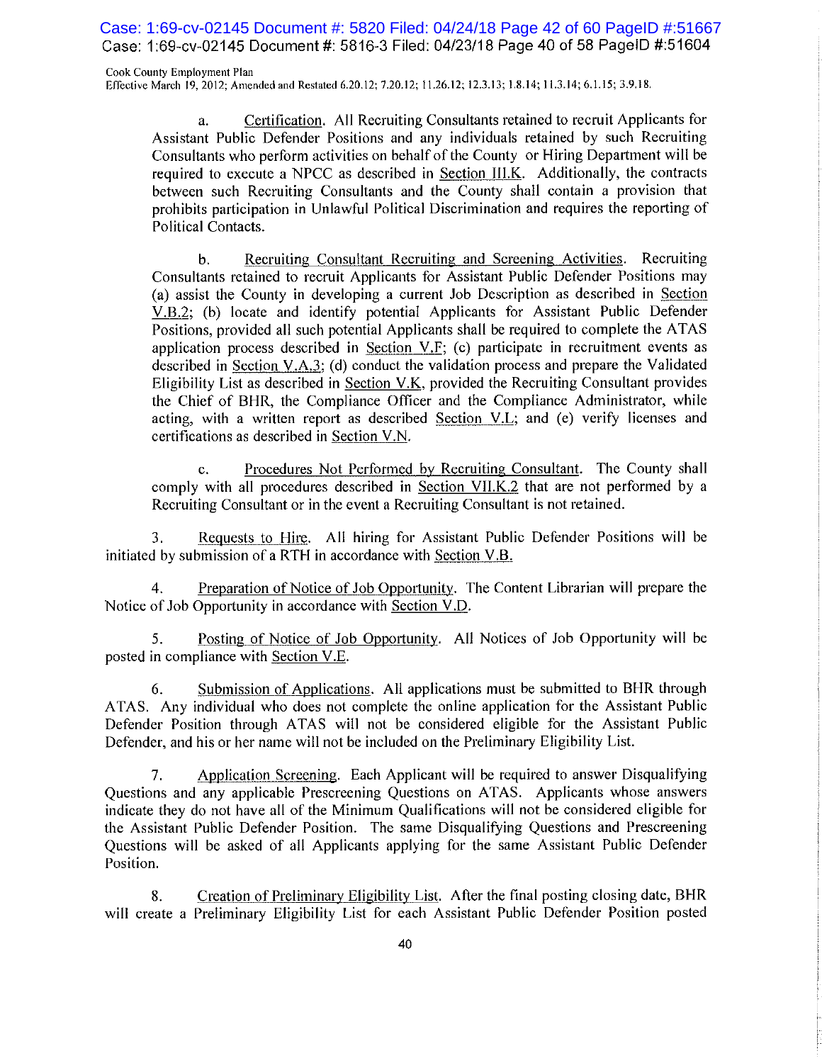a. Certification. All Recruiting Consultants retained to recruit Applicants for Assistant Public Defender Positions and any individuals retained by such Recruiting Consultants who perform activities on behalf of the County or Hiring Department will be required to execute a NPCC as described in Section III.K. Additionally, the contracts between such Recruiting Consultants and the County shall contain a provision that prohibits participation in Unlawful Political Discrimination and requires the reporting of Political Contacts.

b. Recruiting Consultant Recruiting and Screening Activities. Recruiting Consultants retained to recruit Applicants for Assistant Public Defender Positions may (a) assist the County in developing a current Job Description as described in Section V.B.2; (b) locate and identify potential Applicants for Assistant Public Defender Positions, provided all such potential Applicants shall be required to complete the ATAS application process described in Section V.F; (c) participate in recruitment events as described in Section V.A.3; (d) conduct the validation process and prepare the Validated Eligibility List as described in Section V.K, provided the Recruiting Consultant provides the Chief of BHR, the Compliance Officer and the Compliance Administrator, while acting, with a written report as described Section V.L; and (e) verify licenses and certifications as described in Section V.N.

c. Procedures Not Performed by Recruiting Consultant. The County shall comply with all procedures described in Section VII.K.2 that are not performed by a Recruiting Consultant or in the event a Recruiting Consultant is not retained.

3. Requests to Hire. All hiring for Assistant Public Defender Positions will be initiated by submission of a RTH in accordance with Section V.B.

4. Preparation of Notice of Job Opportunity. The Content Librarian will prepare the Notice of Job Opportunity in accordance with Section V.D.

5. Posting of Notice of Job Opportunity. All Notices of Job Opportunity will be posted in compliance with Section V.E.

6. Submission of Applications. All applications must be submitted to BHR through ATAS. Any individual who does not complete the online application for the Assistant Public Defender Position through ATAS will not be considered eligible for the Assistant Public Defender, and his or her name will not be included on the Preliminary Eligibility List.

7. Application Screening. Each Applicant will be required to answer Disqualifying Questions and any applicable Prescreening Questions on ATAS. Applicants whose answers indicate they do not have all of the Minimum Qualifications will not be considered eligible for the Assistant Public Defender Position. The same Disqualifying Questions and Prescreening Questions will be asked of all Applicants applying for the same Assistant Public Defender Position.

8. Creation of Preliminary Eligibility List. After the final posting closing date, BHR will create a Preliminary Eligibility List for each Assistant Public Defender Position posted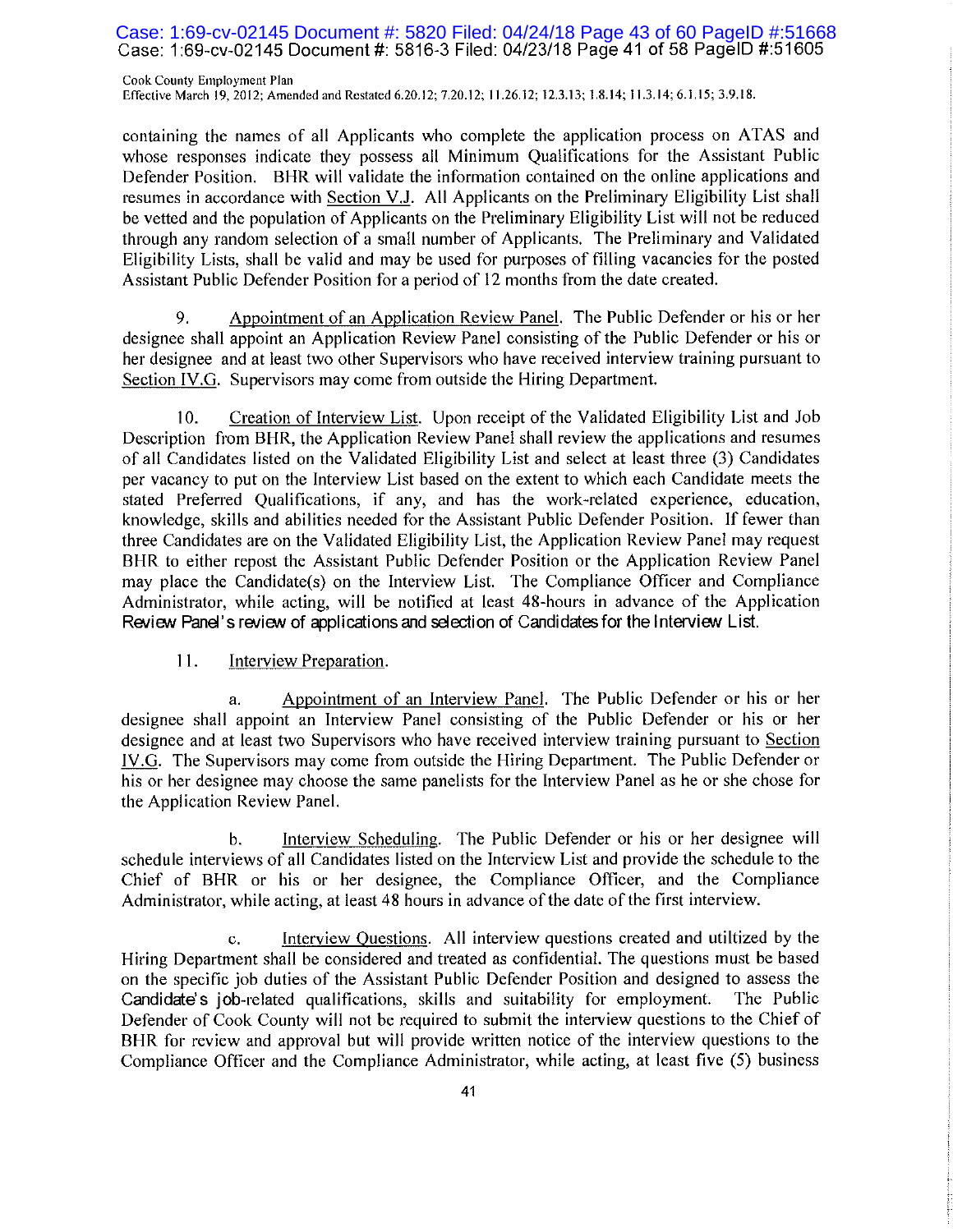containing the names of all Applicants who complete the application process on ATAS and whose responses indicate they possess all Minimum Qualifications for the Assistant Public Defender Position. BHR will validate the information contained on the online applications and resumes in accordance with Section V.J. All Applicants on the Preliminary Eligibility List shall be vetted and the population of Applicants on the Preliminary Eligibility List will not be reduced through any random selection of a small number of Applicants. The Preliminary and Validated Eligibility Lists, shall be valid and may be used for purposes of filling vacancies for the posted Assistant Public Defender Position for a period of 12 months from the date created.

9. Appointment of an Application Review Panel. The Public Defender or his or her designee shall appoint an Application Review Panel consisting of the Public Defender or his or her designee and at least two other Supervisors who have received interview training pursuant to Section IV.G. Supervisors may come from outside the Hiring Department.

10. Creation of Interview List. Upon receipt of the Validated Eligibility List and Job Description from BHR, the Application Review Panel shall review the applications and resumes of all Candidates listed on the Validated Eligibility List and select at least three (3) Candidates per vacancy to put on the Interview List based on the extent to which each Candidate meets the stated Preferred Qualifications, if any, and has the work-related experience, education, knowledge, skills and abilities needed for the Assistant Public Defender Position. If fewer than three Candidates are on the Validated Eligibility List, the Application Review Panel may request BHR to either repost the Assistant Public Defender Position or the Application Review Panel may place the Candidate(s) on the Interview List. The Compliance Officer and Compliance Administrator, while acting, will be notified at least 48-hours in advance of the Application Review Panel's review of applications and selection of Candidates for the Interview List.

11. Interview Preparation.

a. Appointment of an Interview Panel. The Public Defender or his or her designee shall appoint an Interview Panel consisting of the Public Defender or his or her designee and at least two Supervisors who have received interview training pursuant to Section IV.G. The Supervisors may come from outside the Hiring Department. The Public Defender or his or her designee may choose the same panelists for the Interview Panel as he or she chose for the Application Review Panel.

b. Interview Scheduling. The Public Defender or his or her designee will schedule interviews of all Candidates listed on the Interview List and provide the schedule to the Chief of BHR or his or her designee, the Compliance Officer, and the Compliance Administrator, while acting, at least 48 hours in advance of the date of the first interview.

c. Interview Questions. All interview questions created and utiltized by the Hiring Department shall be considered and treated as confidential. The questions must be based on the specific job duties of the Assistant Public Defender Position and designed to assess the Candidate's job-related qualifications, skills and suitability for employment. The Public Defender of Cook County will not be required to submit the interview questions to the Chief of BHR for review and approval but will provide written notice of the interview questions to the Compliance Officer and the Compliance Administrator, while acting, at least five (5) business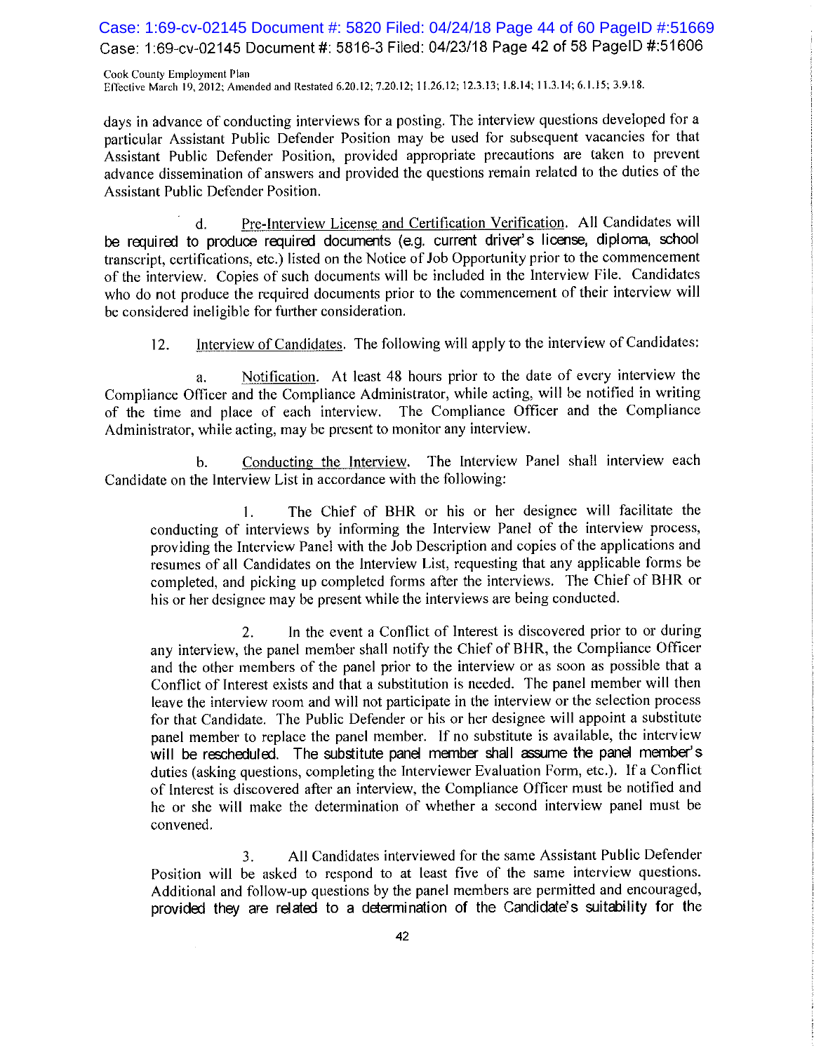days in advance of conducting interviews for a posting. The interview questions developed for a particular Assistant Public Defender Position may be used for subsequent vacancies for that Assistant Public Defender Position, provided appropriate precautions are taken to prevent advance dissemination of answers and provided the questions remain related to the duties of the Assistant Public Defender Position.

d. Pre-Interview License and Certification Verification. All Candidates will be required to produce required documents (e.g. current driver's license, diploma, school transcript, certifications, etc.) listed on the Notice of Job Opportunity prior to the commencement of the interview. Copies of such documents will be included in the Interview File. Candidates who do not produce the required documents prior to the commencement of their interview will be considered ineligible for further consideration.

12. Interview of Candidates. The following will apply to the interview of Candidates:

a. Notification. At least 48 hours prior to the date of every interview the Compliance Officer and the Compliance Administrator, while acting, will be notified in writing of the time and place of each interview. The Compliance Officer and the Compliance Administrator, while acting, may be present to monitor any interview.

b. Conducting the Interview. The Interview Panel shall interview each Candidate on the Interview List in accordance with the following:

1. The Chief of BHR or his or her designee will facilitate the conducting of interviews by informing the Interview Panel of the interview process, providing the Interview Panel with the Job Description and copies of the applications and resumes of all Candidates on the Interview List, requesting that any applicable forms be completed, and picking up completed forms after the interviews. The Chief of BHR or his or her designee may be present while the interviews are being conducted.

2. In the event a Conflict of Interest is discovered prior to or during any interview, the panel member shall notify the Chief of BHR, the Compliance Officer and the other members of the panel prior to the interview or as soon as possible that a Conflict of Interest exists and that a substitution is needed. The panel member will then leave the interview room and will not participate in the interview or the selection process for that Candidate. The Public Defender or his or her designee will appoint a substitute panel member to replace the panel member. If no substitute is available, the interview will be rescheduled. The substitute panel member shall assume the panel member's duties (asking questions, completing the Interviewer Evaluation Form, etc.). If a Conflict of Interest is discovered after an interview, the Compliance Officer must be notified and he or she will make the determination of whether a second interview panel must be convened.

3. All Candidates interviewed for the same Assistant Public Defender Position will be asked to respond to at least five of the same interview questions. Additional and follow-up questions by the panel members are permitted and encouraged, provided they are related to a determination of the Candidate's suitability for the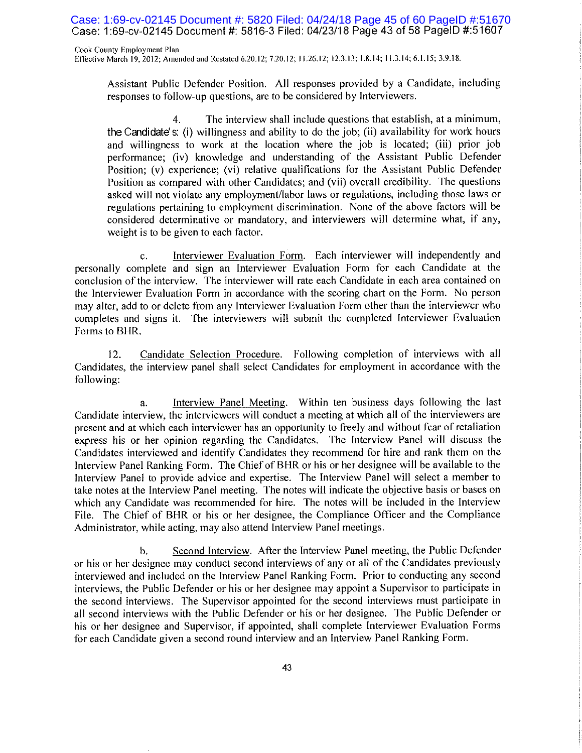Assistant Public Defender Position. All responses provided by a Candidate, including responses to follow-up questions, are to be considered by Interviewers.

4. The interview shall include questions that establish, at a minimum, the Candidate's: (i) willingness and ability to do the job; (ii) availability for work hours and willingness to work at the location where the job is located; (iii) prior job performance; (iv) knowledge and understanding of the Assistant Public Defender Position; (v) experience; (vi) relative qualifications for the Assistant Public Defender Position as compared with other Candidates; and (vii) overall credibility. The questions asked will not violate any employment/labor laws or regulations, including those laws or regulations pertaining to employment discrimination. None of the above factors will be considered determinative or mandatory, and interviewers will determine what, if any, weight is to be given to each factor.

c. Interviewer Evaluation Form. Each interviewer will independently and personally complete and sign an Interviewer Evaluation Form for each Candidate at the conclusion of the interview. The interviewer will rate each Candidate in each area contained on the Interviewer Evaluation Form in accordance with the scoring chart on the Form. No person may alter, add to or delete from any Interviewer Evaluation Form other than the interviewer who completes and signs it. The interviewers will submit the completed Interviewer Evaluation Forms to BHR.

12. Candidate Selection Procedure. Following completion of interviews with all Candidates, the interview panel shall select Candidates for employment in accordance with the following:

a. Interview Panel Meeting. Within ten business days following the last Candidate interview, the interviewers will conduct a meeting at which all of the interviewers are present and at which each interviewer has an opportunity to freely and without fear of retaliation express his or her opinion regarding the Candidates. The Interview Panel will discuss the Candidates interviewed and identify Candidates they recommend for hire and rank them on the Interview Panel Ranking Form. The Chief of BHR or his or her designee will be available to the Interview Panel to provide advice and expertise. The Interview Panel will select a member to take notes at the Interview Panel meeting. The notes will indicate the objective basis or bases on which any Candidate was recommended for hire. The notes will be included in the Interview File. The Chief of BHR or his or her designee, the Compliance Officer and the Compliance Administrator, while acting, may also attend Interview Panel meetings.

b. Second Interview. After the Interview Panel meeting, the Public Defender or his or her designee may conduct second interviews of any or all of the Candidates previously interviewed and included on the Interview Panel Ranking Form. Prior to conducting any second interviews, the Public Defender or his or her designee may appoint a Supervisor to participate in the second interviews. The Supervisor appointed for the second interviews must participate in all second interviews with the Public Defender or his or her designee. The Public Defender or his or her designee and Supervisor, if appointed, shall complete Interviewer Evaluation Forms for each Candidate given a second round interview and an Interview Panel Ranking Form.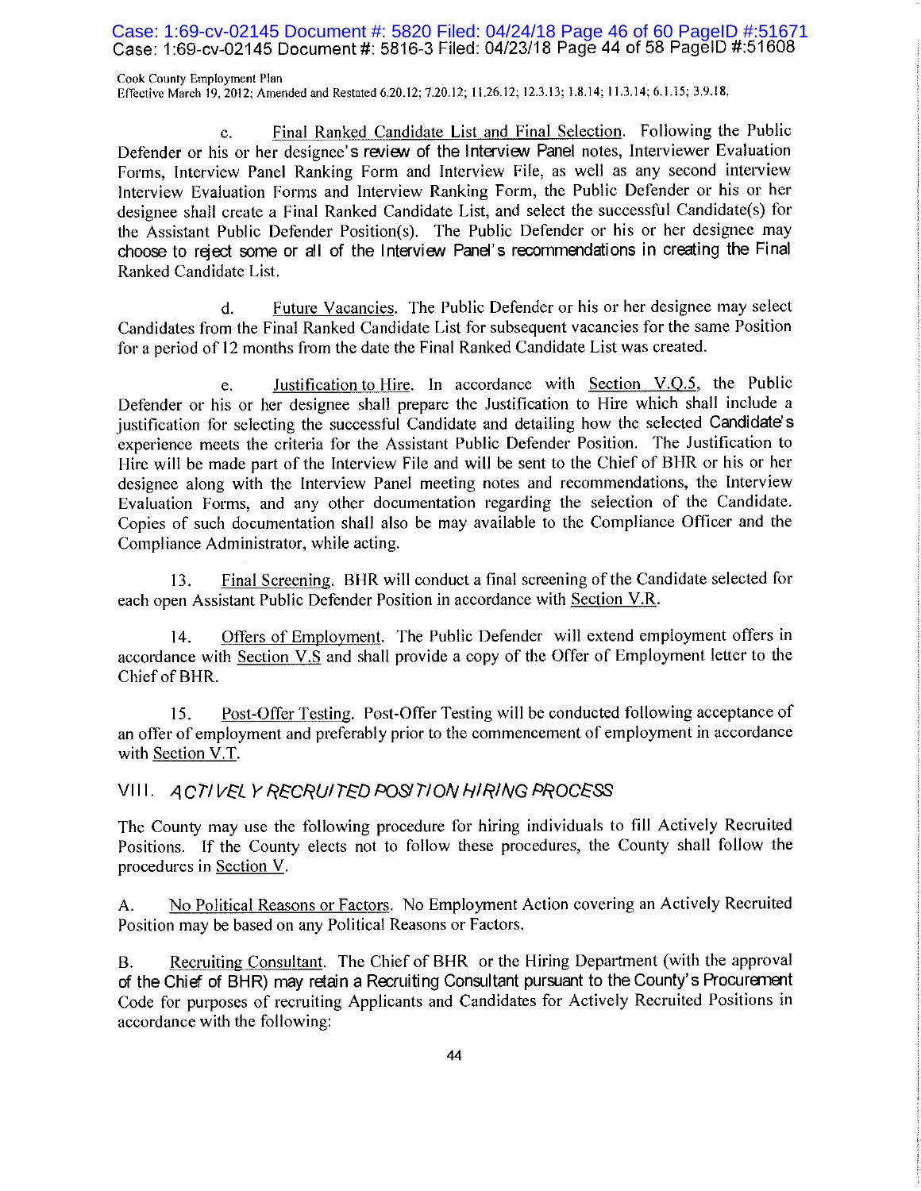c. Final Ranked Candidate List and Final Selection. Following the Public Defender or his or her designee's review of the Interview Panel notes, Interviewer Evaluation Forms, Interview Panel Ranking Form and Interview File, as well as any second interview Interview Evaluation Forms and Interview Ranking Form, the Public Defender or his or her designee shall create a Final Ranked Candidate List, and select the successful Candidate(s) for the Assistant Public Defender Position(s). The Public Defender or his or her designee may choose to reject some or all of the Interview Panel's recommendations in creating the Final Ranked Candidate List.

d. Future Vacancies. The Public Defender or his or her designee may select Candidates from the Final Ranked Candidate List for subsequent vacancies for the same Position for a period of 12 months from the date the Final Ranked Candidate List was created.

e. Justification to Hire. In accordance with Section V.Q.5, the Public Defender or his or her designee shall prepare the Justification to Hire which shall include a justification for selecting the successful Candidate and detailing how the selected Candidate's experience meets the criteria for the Assistant Public Defender Position. The Justification to Hire will be made part of the Interview File and will be sent to the Chief of BHR or his or her designee along with the Interview Panel meeting notes and recommendations, the Interview Evaluation Forms, and any other documentation regarding the selection of the Candidate. Copies of such documentation shall also be may available to the Compliance Officer and the Compliance Administrator, while acting.

13. Final Screening. BHR will conduct a final screening of the Candidate selected for each open Assistant Public Defender Position in accordance with Section V.R.

14. Offers of Employment. The Public Defender will extend employment offers in accordance with Section V.S and shall provide a copy of the Offer of Employment letter to the Chief of BHR.

15. Post-Offer Testing. Post-Offer Testing will be conducted following acceptance of an offer of employment and preferably prior to the commencement of employment in accordance with Section V.T.

## VIII. *ACTIVELY RECRUITED POSITION HIRING PROCESS*

The County may use the following procedure for hiring individuals to fill Actively Recruited Positions. If the County elects not to follow these procedures, the County shall follow the procedures in Section V.

A. No Political Reasons or Factors. No Employment Action covering an Actively Recruited Position may be based on any Political Reasons or Factors.

B. Recruiting Consultant. The Chief of BHR or the Hiring Department (with the approval of the Chief of BHR) may retain a Recruiting Consultant pursuant to the County's Procurement Code for purposes of recruiting Applicants and Candidates for Actively Recruited Positions in accordance with the following: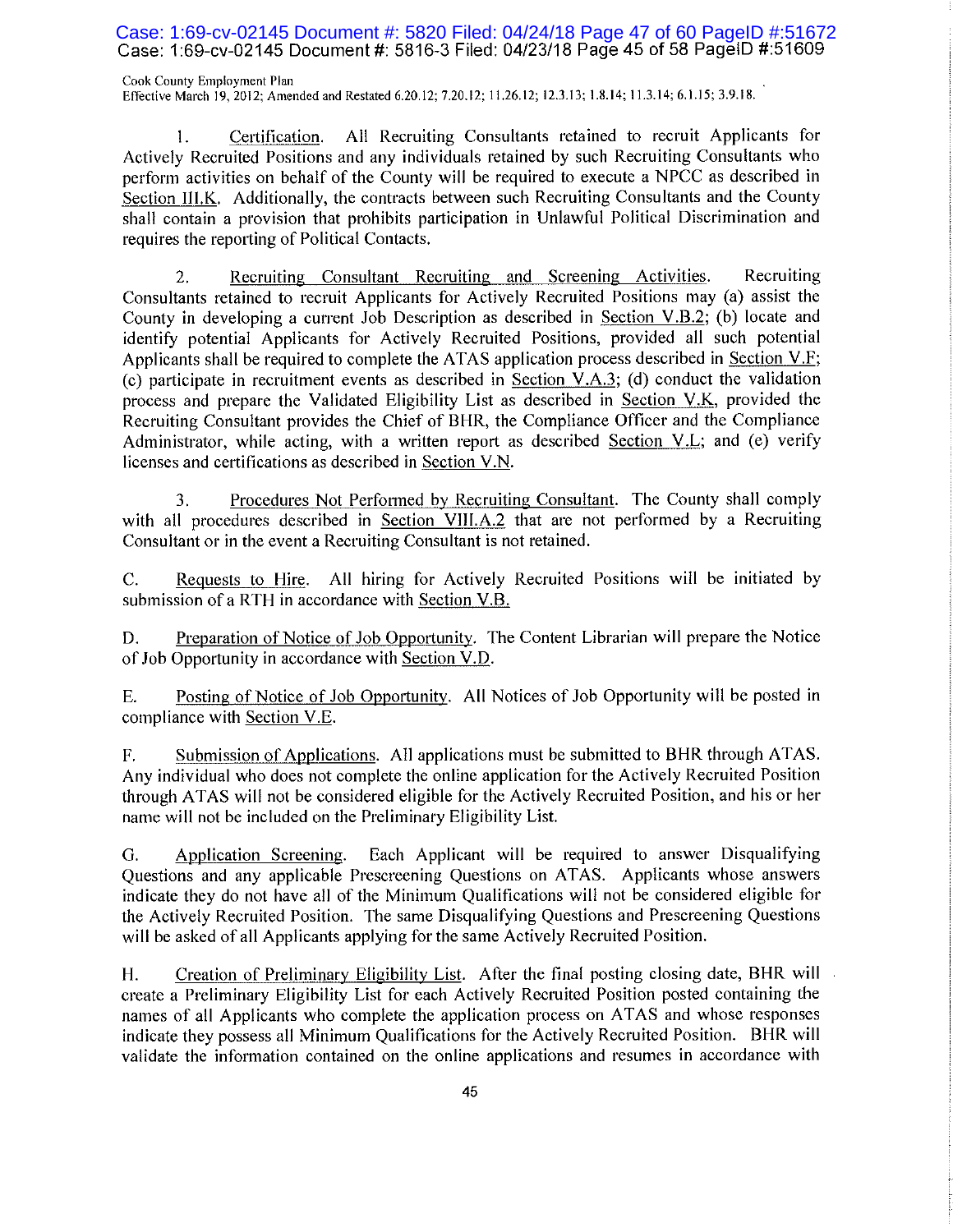1. Certification. All Recruiting Consultants retained to recruit Applicants for Actively Recruited Positions and any individuals retained by such Recruiting Consultants who perform activities on behalf of the County will be required to execute a NPCC as described in Section III.K. Additionally, the contracts between such Recruiting Consultants and the County shall contain a provision that prohibits participation in Unlawful Political Discrimination and requires the reporting of Political Contacts.

2. Recruiting Consultant Recruiting and Screening Activities. Recruiting Consultants retained to recruit Applicants for Actively Recruited Positions may (a) assist the County in developing a current Job Description as described in Section V.B.2; (b) locate and identify potential Applicants for Actively Recruited Positions, provided all such potential Applicants shall be required to complete the ATAS application process described in Section V.F; (c) participate in recruitment events as described in Section V.A.3; (d) conduct the validation process and prepare the Validated Eligibility List as described in Section V.K, provided the Recruiting Consultant provides the Chief of BHR, the Compliance Officer and the Compliance Administrator, while acting, with a written report as described Section V.L; and (e) verify licenses and certifications as described in Section V.N.

3. Procedures Not Performed by Recruiting Consultant. The County shall comply with all procedures described in Section VIII.A.2 that are not performed by a Recruiting Consultant or in the event a Recruiting Consultant is not retained.

C. Requests to Hire. All hiring for Actively Recruited Positions will be initiated by submission of a RTH in accordance with Section V.B.

D. Preparation of Notice of Job Opportunity. The Content Librarian will prepare the Notice of Job Opportunity in accordance with Section V.D.

E. Posting of Notice of Job Opportunity. All Notices of Job Opportunity will be posted in compliance with Section V.E.

F. Submission of Applications. All applications must be submitted to BHR through ATAS. Any individual who does not complete the online application for the Actively Recruited Position through ATAS will not be considered eligible for the Actively Recruited Position, and his or her name will not be included on the Preliminary Eligibility List.

G. Application Screening. Each Applicant will be required to answer Disqualifying Questions and any applicable Prescreening Questions on ATAS. Applicants whose answers indicate they do not have all of the Minimum Qualifications will not be considered eligible for the Actively Recruited Position. The same Disqualifying Questions and Prescreening Questions will be asked of all Applicants applying for the same Actively Recruited Position.

H. Creation of Preliminary Eligibility List. After the final posting closing date, BHR will create a Preliminary Eligibility List for each Actively Recruited Position posted containing the names of all Applicants who complete the application process on ATAS and whose responses indicate they possess all Minimum Qualifications for the Actively Recruited Position. BHR will validate the information contained on the online applications and resumes in accordance with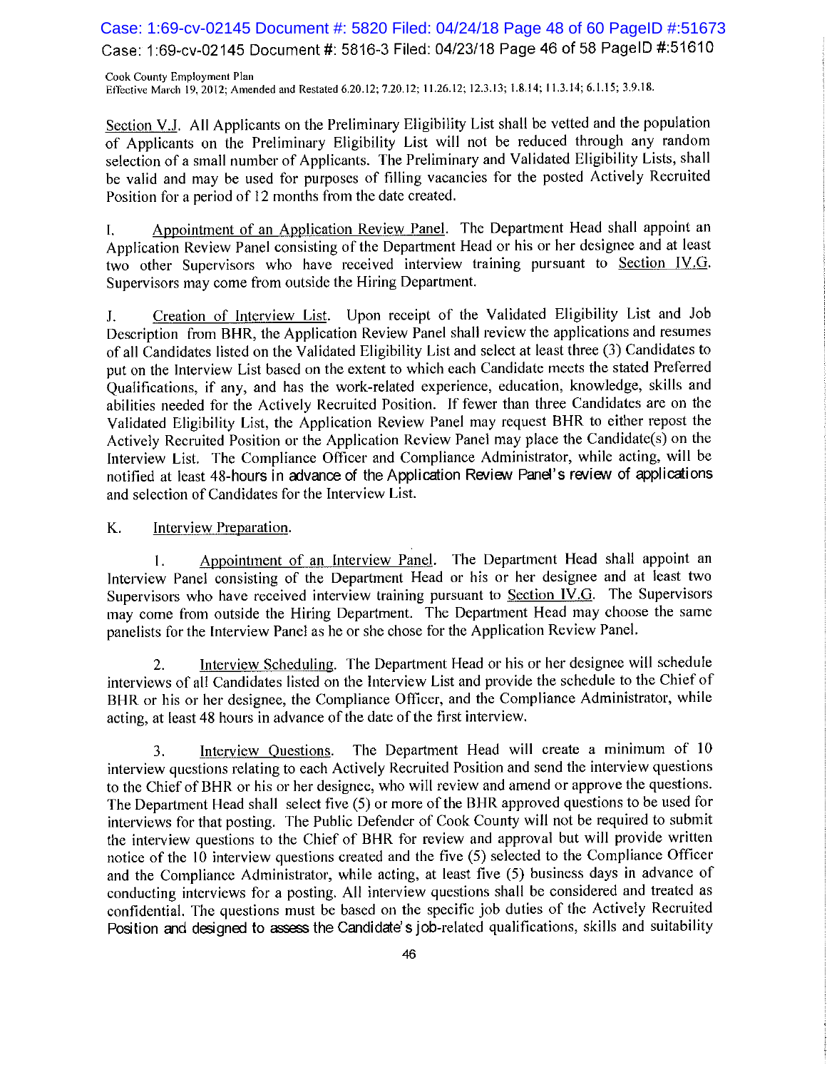Section V.J. All Applicants on the Preliminary Eligibility List shall be vetted and the population of Applicants on the Preliminary Eligibility List will not be reduced through any random selection of a small number of Applicants. The Preliminary and Validated Eligibility Lists, shall be valid and may be used for purposes of filling vacancies for the posted Actively Recruited Position for a period of 12 months from the date created.

I. Appointment of an Application Review Panel. The Department Head shall appoint an Application Review Panel consisting of the Department Head or his or her designee and at least two other Supervisors who have received interview training pursuant to Section IV.G. Supervisors may come from outside the Hiring Department.

J. Creation of Interview List. Upon receipt of the Validated Eligibility List and Job Description from BHR, the Application Review Panel shall review the applications and resumes of all Candidates listed on the Validated Eligibility List and select at least three (3) Candidates to put on the Interview List based on the extent to which each Candidate meets the stated Preferred Qualifications, if any, and has the work-related experience, education, knowledge, skills and abilities needed for the Actively Recruited Position. If fewer than three Candidates are on the Validated Eligibility List, the Application Review Panel may request BHR to either repost the Actively Recruited Position or the Application Review Panel may place the Candidate(s) on the Interview List. The Compliance Officer and Compliance Administrator, while acting, will be notified at least 48-hours in advance of the Application Review Panel's review of applications and selection of Candidates for the Interview List.

K. Interview Preparation.

1. Appointment of an Interview Panel. The Department Head shall appoint an Interview Panel consisting of the Department Head or his or her designee and at least two Supervisors who have received interview training pursuant to Section IV.G. The Supervisors may come from outside the Hiring Department. The Department Head may choose the same panelists for the Interview Panel as he or she chose for the Application Review Panel.

2. Interview Scheduling. The Department Head or his or her designee will schedule interviews of all Candidates listed on the Interview List and provide the schedule to the Chief of BHR or his or her designee, the Compliance Officer, and the Compliance Administrator, while acting, at least 48 hours in advance of the date of the first interview.

3. Interview Questions. The Department Head will create a minimum of 10 interview questions relating to each Actively Recruited Position and send the interview questions to the Chief of BHR or his or her designee, who will review and amend or approve the questions. The Department Head shall select five (5) or more of the BHR approved questions to be used for interviews for that posting. The Public Defender of Cook County will not be required to submit the interview questions to the Chief of BHR for review and approval but will provide written notice of the 10 interview questions created and the five (5) selected to the Compliance Officer and the Compliance Administrator, while acting, at least five (5) business days in advance of conducting interviews for a posting. All interview questions shall be considered and treated as confidential. The questions must be based on the specific job duties of the Actively Recruited Position and designed to assess the Candidate's job-related qualifications, skills and suitability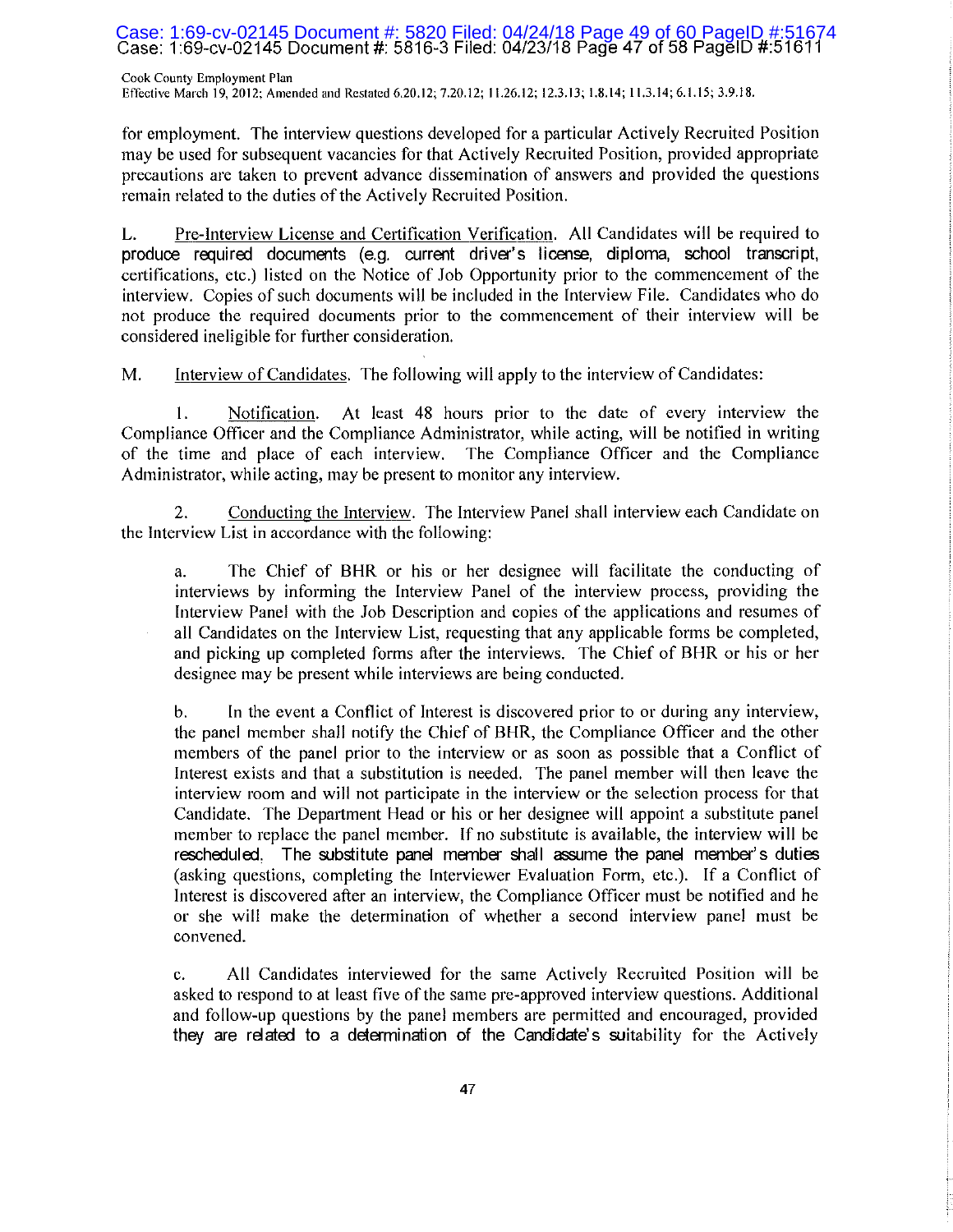for employment. The interview questions developed for a particular Actively Recruited Position may be used for subsequent vacancies for that Actively Recruited Position, provided appropriate precautions are taken to prevent advance dissemination of answers and provided the questions remain related to the duties of the Actively Recruited Position.

L. Pre-Interview License and Certification Verification. All Candidates will be required to produce required documents (e.g. current driver's license, diploma, school transcript, certifications, etc.) listed on the Notice of Job Opportunity prior to the commencement of the interview. Copies of such documents will be included in the Interview File. Candidates who do not produce the required documents prior to the commencement of their interview will be considered ineligible for further consideration.

M. Interview of Candidates. The following will apply to the interview of Candidates:

1. Notification. At least 48 hours prior to the date of every interview the Compliance Officer and the Compliance Administrator, while acting, will be notified in writing of the time and place of each interview. The Compliance Officer and the Compliance Administrator, while acting, may be present to monitor any interview.

2. Conducting the Interview. The Interview Panel shall interview each Candidate on the Interview List in accordance with the following:

a. The Chief of BHR or his or her designee will facilitate the conducting of interviews by informing the Interview Panel of the interview process, providing the Interview Panel with the Job Description and copies of the applications and resumes of all Candidates on the Interview List, requesting that any applicable forms be completed, and picking up completed forms after the interviews. The Chief of BHR or his or her designee may be present while interviews are being conducted.

b. In the event a Conflict of Interest is discovered prior to or during any interview, the panel member shall notify the Chief of BHR, the Compliance Officer and the other members of the panel prior to the interview or as soon as possible that a Conflict of Interest exists and that a substitution is needed. The panel member will then leave the interview room and will not participate in the interview or the selection process for that Candidate. The Department Head or his or her designee will appoint a substitute panel member to replace the panel member. If no substitute is available, the interview will be rescheduled. The substitute panel member shall assume the panel member's duties (asking questions, completing the Interviewer Evaluation Form, etc.). If a Conflict of Interest is discovered after an interview, the Compliance Officer must be notified and he or she will make the determination of whether a second interview panel must be convened.

c. All Candidates interviewed for the same Actively Recruited Position will be asked to respond to at least five of the same pre-approved interview questions. Additional and follow-up questions by the panel members are permitted and encouraged, provided they are related to a determination of the Candidate's suitability for the Actively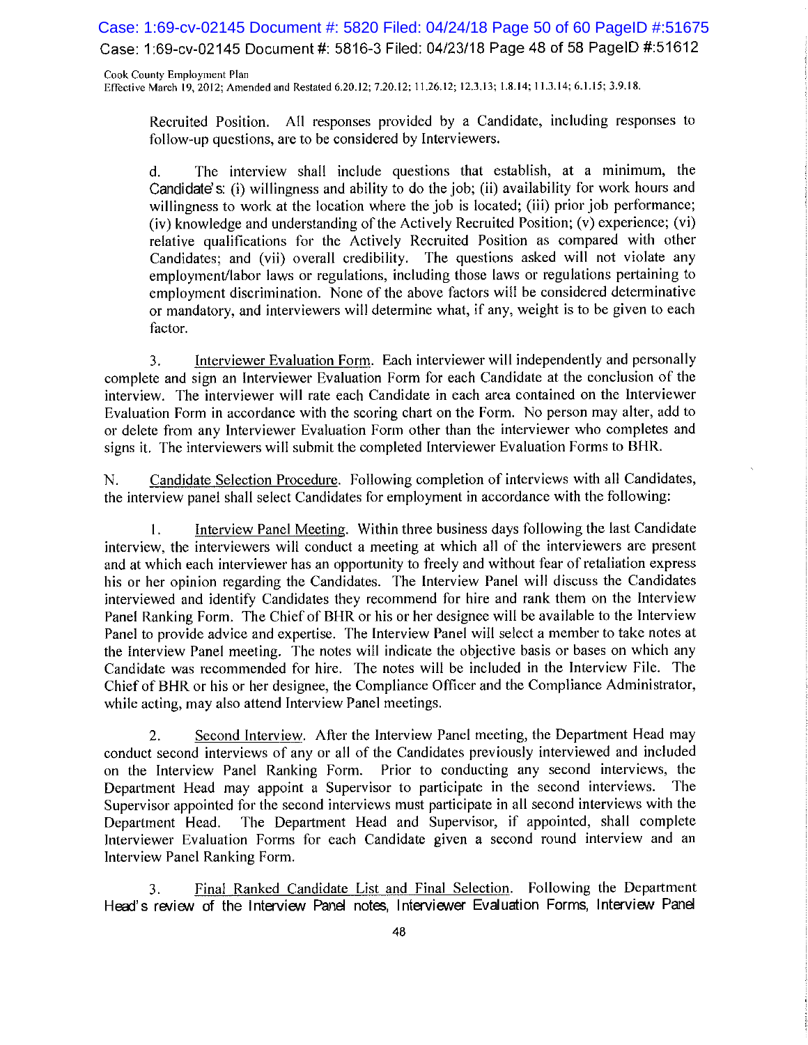Recruited Position. All responses provided by a Candidate, including responses to follow-up questions, are to be considered by Interviewers.

d. The interview shall include questions that establish, at a minimum, the Candidate's: (i) willingness and ability to do the job; (ii) availability for work hours and willingness to work at the location where the job is located; (iii) prior job performance; (iv) knowledge and understanding of the Actively Recruited Position; (v) experience; (vi) relative qualifications for the Actively Recruited Position as compared with other Candidates; and (vii) overall credibility. The questions asked will not violate any employment/labor laws or regulations, including those laws or regulations pertaining to employment discrimination. None of the above factors will be considered determinative or mandatory, and interviewers will determine what, if any, weight is to be given to each factor.

3. Interviewer Evaluation Form. Each interviewer will independently and personally complete and sign an Interviewer Evaluation Form for each Candidate at the conclusion of the interview. The interviewer will rate each Candidate in each area contained on the Interviewer Evaluation Form in accordance with the scoring chart on the Form. No person may alter, add to or delete from any Interviewer Evaluation Form other than the interviewer who completes and signs it. The interviewers will submit the completed Interviewer Evaluation Forms to BHR.

N. Candidate Selection Procedure. Following completion of interviews with all Candidates, the interview panel shall select Candidates for employment in accordance with the following:

1. Interview Panel Meeting. Within three business days following the last Candidate interview, the interviewers will conduct a meeting at which all of the interviewers are present and at which each interviewer has an opportunity to freely and without fear of retaliation express his or her opinion regarding the Candidates. The Interview Panel will discuss the Candidates interviewed and identify Candidates they recommend for hire and rank them on the Interview Panel Ranking Form. The Chief of BHR or his or her designee will be available to the Interview Panel to provide advice and expertise. The Interview Panel will select a member to take notes at the Interview Panel meeting. The notes will indicate the objective basis or bases on which any Candidate was recommended for hire. The notes will be included in the Interview File. The Chief of BHR or his or her designee, the Compliance Officer and the Compliance Administrator, while acting, may also attend Interview Panel meetings.

2. Second Interview. After the Interview Panel meeting, the Department Head may conduct second interviews of any or all of the Candidates previously interviewed and included on the Interview Panel Ranking Form. Prior to conducting any second interviews, the Department Head may appoint a Supervisor to participate in the second interviews. The Supervisor appointed for the second interviews must participate in all second interviews with the Department Head. The Department Head and Supervisor, if appointed, shall complete Interviewer Evaluation Forms for each Candidate given a second round interview and an Interview Panel Ranking Form.

3. Final Ranked Candidate List and Final Selection. Following the Department Head's review of the Interview Panel notes, Interviewer Evaluation Forms, Interview Panel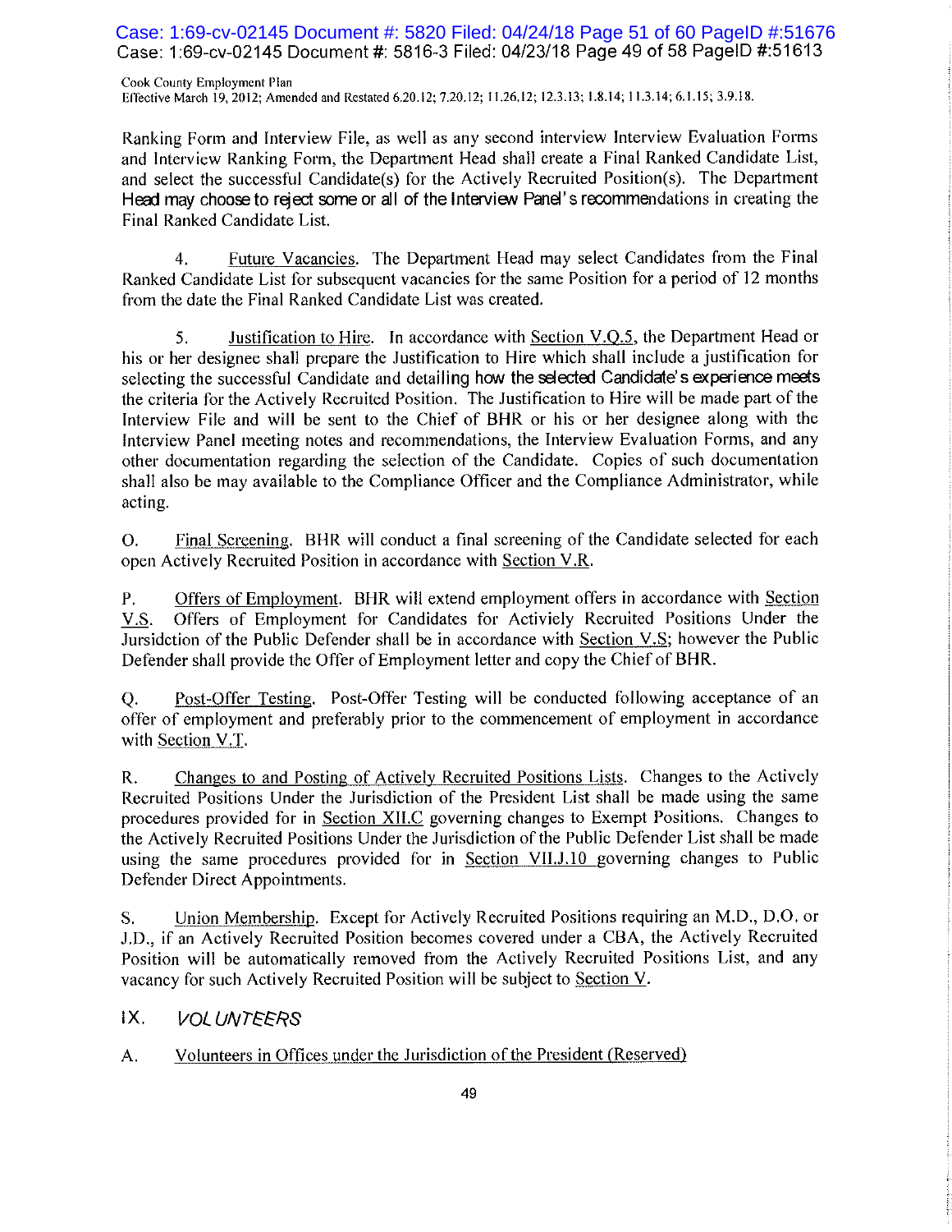Ranking Form and Interview File, as well as any second interview Interview Evaluation Forms and Interview Ranking Form, the Department Head shall create a Final Ranked Candidate List, and select the successful Candidate(s) for the Actively Recruited Position(s). The Department Head may choose to reject some or all of the Interview Panel's recommendations in creating the Final Ranked Candidate List.

4. Future Vacancies. The Department Head may select Candidates from the Final Ranked Candidate List for subsequent vacancies for the same Position for a period of 12 months from the date the Final Ranked Candidate List was created.

5. Justification to Hire. In accordance with Section V.Q.5, the Department Head or his or her designee shall prepare the Justification to Hire which shall include a justification for selecting the successful Candidate and detailing how the selected Candidate's experience meets the criteria for the Actively Recruited Position. The Justification to Hire will be made part of the Interview File and will be sent to the Chief of BHR or his or her designee along with the Interview Panel meeting notes and recommendations, the Interview Evaluation Forms, and any other documentation regarding the selection of the Candidate. Copies of such documentation shall also be may available to the Compliance Officer and the Compliance Administrator, while acting.

O. Final Screening. BHR will conduct a final screening of the Candidate selected for each open Actively Recruited Position in accordance with Section V.R.

P. Offers of Employment. BHR will extend employment offers in accordance with Section V.S. Offers of Employment for Candidates for Activiely Recruited Positions Under the Jursidction of the Public Defender shall be in accordance with Section V.S; however the Public Defender shall provide the Offer of Employment letter and copy the Chief of BHR.

Q. Post-Offer Testing. Post-Offer Testing will be conducted following acceptance of an offer of employment and preferably prior to the commencement of employment in accordance with Section V.T.

R. Changes to and Posting of Actively Recruited Positions Lists. Changes to the Actively Recruited Positions Under the Jurisdiction of the President List shall be made using the same procedures provided for in Section XII.C governing changes to Exempt Positions. Changes to the Actively Recruited Positions Under the Jurisdiction of the Public Defender List shall be made using the same procedures provided for in Section VII.J.10 governing changes to Public Defender Direct Appointments.

S. Union Membership. Except for Actively Recruited Positions requiring an M.D., D.O. or J.D., if an Actively Recruited Position becomes covered under a CBA, the Actively Recruited Position will be automatically removed from the Actively Recruited Positions List, and any vacancy for such Actively Recruited Position will be subject to Section V.

## IX. *VOLUNTEERS*

A. Volunteers in Offices under the Jurisdiction of the President (Reserved)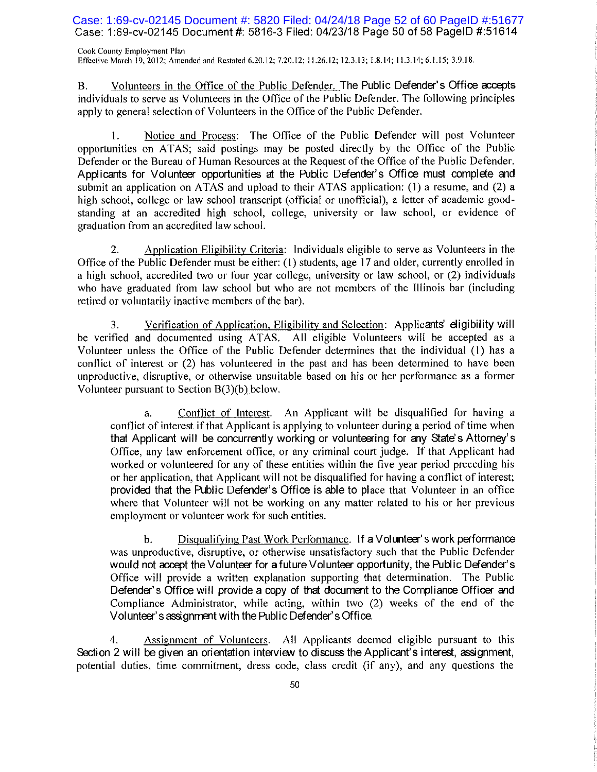B. Volunteers in the Office of the Public Defender. The Public Defender's Office accepts individuals to serve as Volunteers in the Office of the Public Defender. The following principles apply to general selection of Volunteers in the Office of the Public Defender.

1. Notice and Process: The Office of the Public Defender will post Volunteer opportunities on ATAS; said postings may be posted directly by the Office of the Public Defender or the Bureau of Human Resources at the Request of the Office of the Public Defender. Applicants for Volunteer opportunities at the Public Defender's Office must complete and submit an application on ATAS and upload to their ATAS application: (1) a resume, and (2) a high school, college or law school transcript (official or unofficial), a letter of academic good-standing at an accredited high school, college, university or law school, or evidence of graduation from an accredited law school.

2. Application Eligibility Criteria: Individuals eligible to serve as Volunteers in the Office of the Public Defender must be either: (1) students, age 17 and older, currently enrolled in a high school, accredited two or four year college, university or law school, or (2) individuals who have graduated from law school but who are not members of the Illinois bar (including retired or voluntarily inactive members of the bar).

3. Verification of Application, Eligibility and Selection: Applicants' eligibility will be verified and documented using ATAS. All eligible Volunteers will be accepted as a Volunteer unless the Office of the Public Defender determines that the individual (1) has a conflict of interest or (2) has volunteered in the past and has been determined to have been unproductive, disruptive, or otherwise unsuitable based on his or her performance as a former Volunteer pursuant to Section B(3)(b) below.

a. Conflict of Interest. An Applicant will be disqualified for having a conflict of interest if that Applicant is applying to volunteer during a period of time when that Applicant will be concurrently working or volunteering for any State's Attorney's Office, any law enforcement office, or any criminal court judge. If that Applicant had worked or volunteered for any of these entities within the five year period preceding his or her application, that Applicant will not be disqualified for having a conflict of interest; provided that the Public Defender's Office is able to place that Volunteer in an office where that Volunteer will not be working on any matter related to his or her previous employment or volunteer work for such entities.

b. Disqualifying Past Work Performance. If a Volunteer's work performance was unproductive, disruptive, or otherwise unsatisfactory such that the Public Defender would not accept the Volunteer for a future Volunteer opportunity, the Public Defender's Office will provide a written explanation supporting that determination. The Public Defender's Office will provide a copy of that document to the Compliance Officer and Compliance Administrator, while acting, within two (2) weeks of the end of the Volunteer's assignment with the Public Defender's Office.

4. Assignment of Volunteers. All Applicants deemed eligible pursuant to this Section 2 will be given an orientation interview to discuss the Applicant's interest, assignment, potential duties, time commitment, dress code, class credit (if any), and any questions the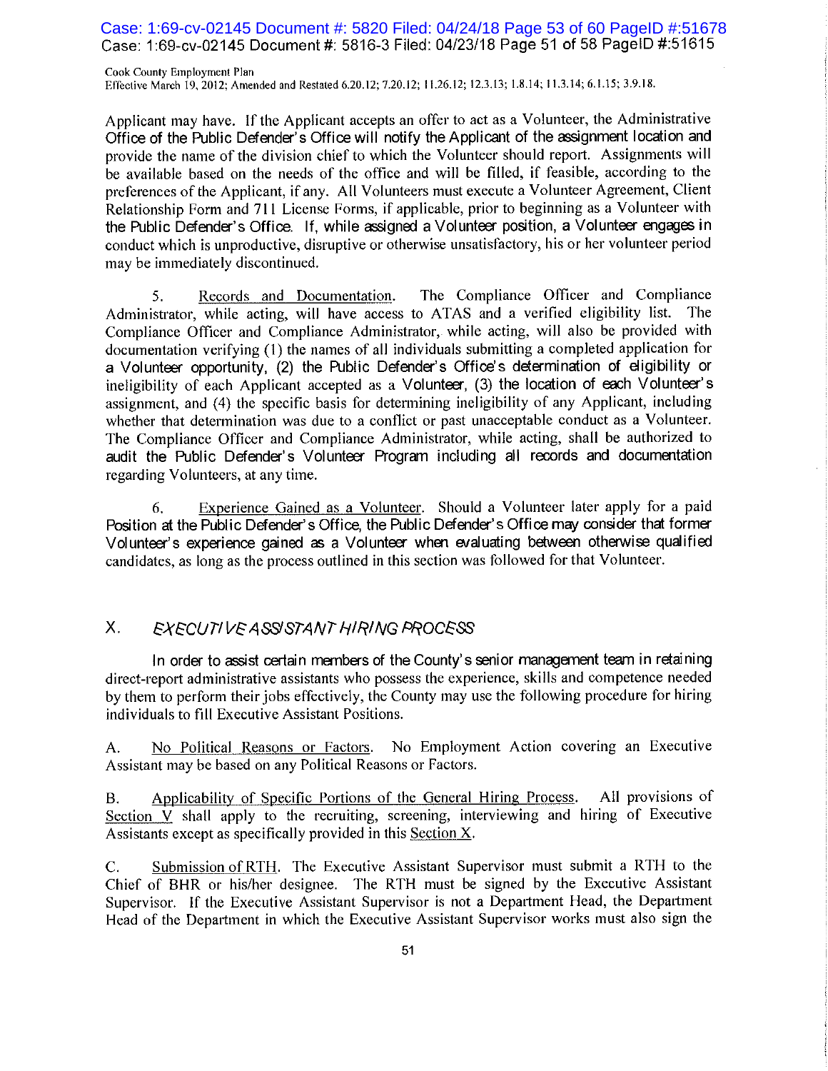Applicant may have. If the Applicant accepts an offer to act as a Volunteer, the Administrative Office of the Public Defender's Office will notify the Applicant of the assignment location and provide the name of the division chief to which the Volunteer should report. Assignments will be available based on the needs of the office and will be filled, if feasible, according to the preferences of the Applicant, if any. All Volunteers must execute a Volunteer Agreement, Client Relationship Form and 711 License Forms, if applicable, prior to beginning as a Volunteer with the Public Defender's Office. If, while assigned a Volunteer position, a Volunteer engages in conduct which is unproductive, disruptive or otherwise unsatisfactory, his or her volunteer period may be immediately discontinued.

5. Records and Documentation. The Compliance Officer and Compliance Administrator, while acting, will have access to ATAS and a verified eligibility list. The Compliance Officer and Compliance Administrator, while acting, will also be provided with documentation verifying (1) the names of all individuals submitting a completed application for a Volunteer opportunity, (2) the Public Defender's Office's determination of eligibility or ineligibility of each Applicant accepted as a Volunteer, (3) the location of each Volunteer's assignment, and (4) the specific basis for determining ineligibility of any Applicant, including whether that determination was due to a conflict or past unacceptable conduct as a Volunteer. The Compliance Officer and Compliance Administrator, while acting, shall be authorized to audit the Public Defender's Volunteer Program including all records and documentation regarding Volunteers, at any time.

6. Experience Gained as a Volunteer. Should a Volunteer later apply for a paid Position at the Public Defender's Office, the Public Defender's Office may consider that former Volunteer's experience gained as a Volunteer when evaluating between otherwise qualified candidates, as long as the process outlined in this section was followed for that Volunteer.

## X. *EXECUTIVE ASSISTANT HIRING PROCESS*

In order to assist certain members of the County's senior management team in retaining direct-report administrative assistants who possess the experience, skills and competence needed by them to perform their jobs effectively, the County may use the following procedure for hiring individuals to fill Executive Assistant Positions.

A. No Political Reasons or Factors. No Employment Action covering an Executive Assistant may be based on any Political Reasons or Factors.

B. Applicability of Specific Portions of the General Hiring Process. All provisions of Section V shall apply to the recruiting, screening, interviewing and hiring of Executive Assistants except as specifically provided in this Section X.

C. Submission of RTH. The Executive Assistant Supervisor must submit a RTH to the Chief of BHR or his/her designee. The RTH must be signed by the Executive Assistant Supervisor. If the Executive Assistant Supervisor is not a Department Head, the Department Head of the Department in which the Executive Assistant Supervisor works must also sign the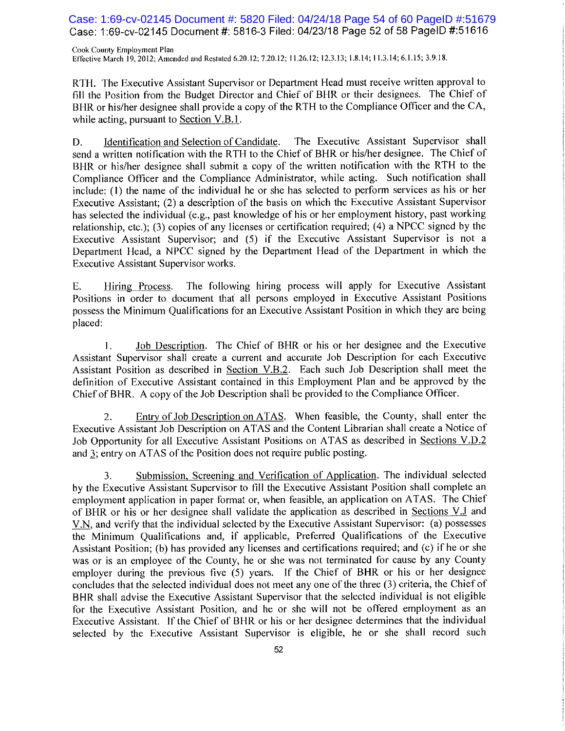RTH. The Executive Assistant Supervisor or Department Head must receive written approval to fill the Position from the Budget Director and Chief of BHR or their designees. The Chief of BHR or his/her designee shall provide a copy of the RTH to the Compliance Officer and the CA, while acting, pursuant to Section V.B.1.

D. Identification and Selection of Candidate. The Executive Assistant Supervisor shall send a written notification with the RTH to the Chief of BHR or his/her designee. The Chief of BHR or his/her designee shall submit a copy of the written notification with the RTH to the Compliance Officer and the Compliance Administrator, while acting. Such notification shall include: (1) the name of the individual he or she has selected to perform services as his or her Executive Assistant; (2) a description of the basis on which the Executive Assistant Supervisor has selected the individual (e.g., past knowledge of his or her employment history, past working relationship, etc.); (3) copies of any licenses or certification required; (4) a NPCC signed by the Executive Assistant Supervisor; and (5) if the Executive Assistant Supervisor is not a Department Head, a NPCC signed by the Department Head of the Department in which the Executive Assistant Supervisor works.

E. Hiring Process. The following hiring process will apply for Executive Assistant Positions in order to document that all persons employed in Executive Assistant Positions possess the Minimum Qualifications for an Executive Assistant Position in which they are being placed:

1. Job Description. The Chief of BHR or his or her designee and the Executive Assistant Supervisor shall create a current and accurate Job Description for each Executive Assistant Position as described in Section V.B.2. Each such Job Description shall meet the definition of Executive Assistant contained in this Employment Plan and be approved by the Chief of BHR. A copy of the Job Description shall be provided to the Compliance Officer.

2. Entry of Job Description on ATAS. When feasible, the County, shall enter the Executive Assistant Job Description on ATAS and the Content Librarian shall create a Notice of Job Opportunity for all Executive Assistant Positions on ATAS as described in Sections V.D.2 and 3; entry on ATAS of the Position does not require public posting.

3. Submission, Screening and Verification of Application. The individual selected by the Executive Assistant Supervisor to fill the Executive Assistant Position shall complete an employment application in paper format or, when feasible, an application on ATAS. The Chief of BHR or his or her designee shall validate the application as described in Sections V.J and V.N, and verify that the individual selected by the Executive Assistant Supervisor: (a) possesses the Minimum Qualifications and, if applicable, Preferred Qualifications of the Executive Assistant Position; (b) has provided any licenses and certifications required; and (c) if he or she was or is an employee of the County, he or she was not terminated for cause by any County employer during the previous five (5) years. If the Chief of BHR or his or her designee concludes that the selected individual does not meet any one of the three (3) criteria, the Chief of BHR shall advise the Executive Assistant Supervisor that the selected individual is not eligible for the Executive Assistant Position, and he or she will not be offered employment as an Executive Assistant. If the Chief of BHR or his or her designee determines that the individual selected by the Executive Assistant Supervisor is eligible, he or she shall record such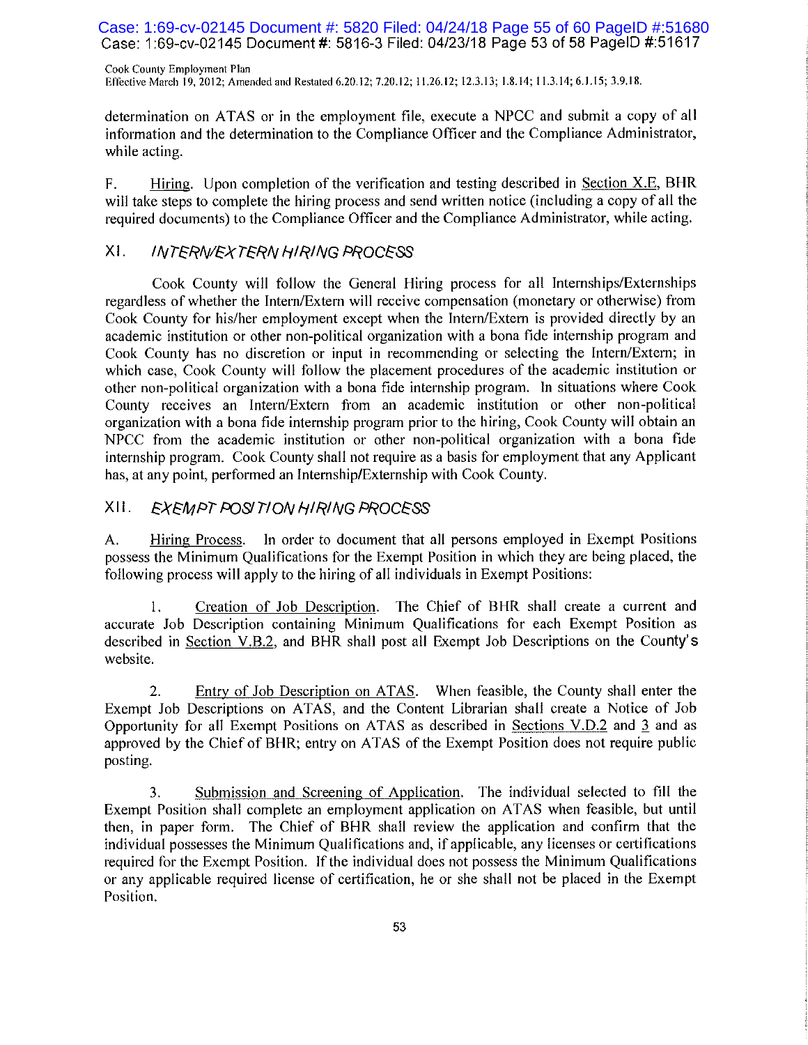determination on ATAS or in the employment file, execute a NPCC and submit a copy of all information and the determination to the Compliance Officer and the Compliance Administrator, while acting.

F. Hiring. Upon completion of the verification and testing described in Section X.E, BHR will take steps to complete the hiring process and send written notice (including a copy of all the required documents) to the Compliance Officer and the Compliance Administrator, while acting.

## XI. *INTERN/EXTERN HIRING PROCESS*

Cook County will follow the General Hiring process for all Internships/Externships regardless of whether the Intern/Extern will receive compensation (monetary or otherwise) from Cook County for his/her employment except when the Intern/Extern is provided directly by an academic institution or other non-political organization with a bona fide internship program and Cook County has no discretion or input in recommending or selecting the Intern/Extern; in which case, Cook County will follow the placement procedures of the academic institution or other non-political organization with a bona fide internship program. In situations where Cook County receives an Intern/Extern from an academic institution or other non-political organization with a bona fide internship program prior to the hiring, Cook County will obtain an NPCC from the academic institution or other non-political organization with a bona fide internship program. Cook County shall not require as a basis for employment that any Applicant has, at any point, performed an Internship/Externship with Cook County.

## XII. *EXEMPT POSITION HIRING PROCESS*

A. Hiring Process. In order to document that all persons employed in Exempt Positions possess the Minimum Qualifications for the Exempt Position in which they are being placed, the following process will apply to the hiring of all individuals in Exempt Positions:

1. Creation of Job Description. The Chief of BHR shall create a current and accurate Job Description containing Minimum Qualifications for each Exempt Position as described in Section V.B.2, and BHR shall post all Exempt Job Descriptions on the County's website.

2. Entry of Job Description on ATAS. When feasible, the County shall enter the Exempt Job Descriptions on ATAS, and the Content Librarian shall create a Notice of Job Opportunity for all Exempt Positions on ATAS as described in Sections V.D.2 and 3 and as approved by the Chief of BHR; entry on ATAS of the Exempt Position does not require public posting.

3. Submission and Screening of Application. The individual selected to fill the Exempt Position shall complete an employment application on ATAS when feasible, but until then, in paper form. The Chief of BHR shall review the application and confirm that the individual possesses the Minimum Qualifications and, if applicable, any licenses or certifications required for the Exempt Position. If the individual does not possess the Minimum Qualifications or any applicable required license of certification, he or she shall not be placed in the Exempt Position.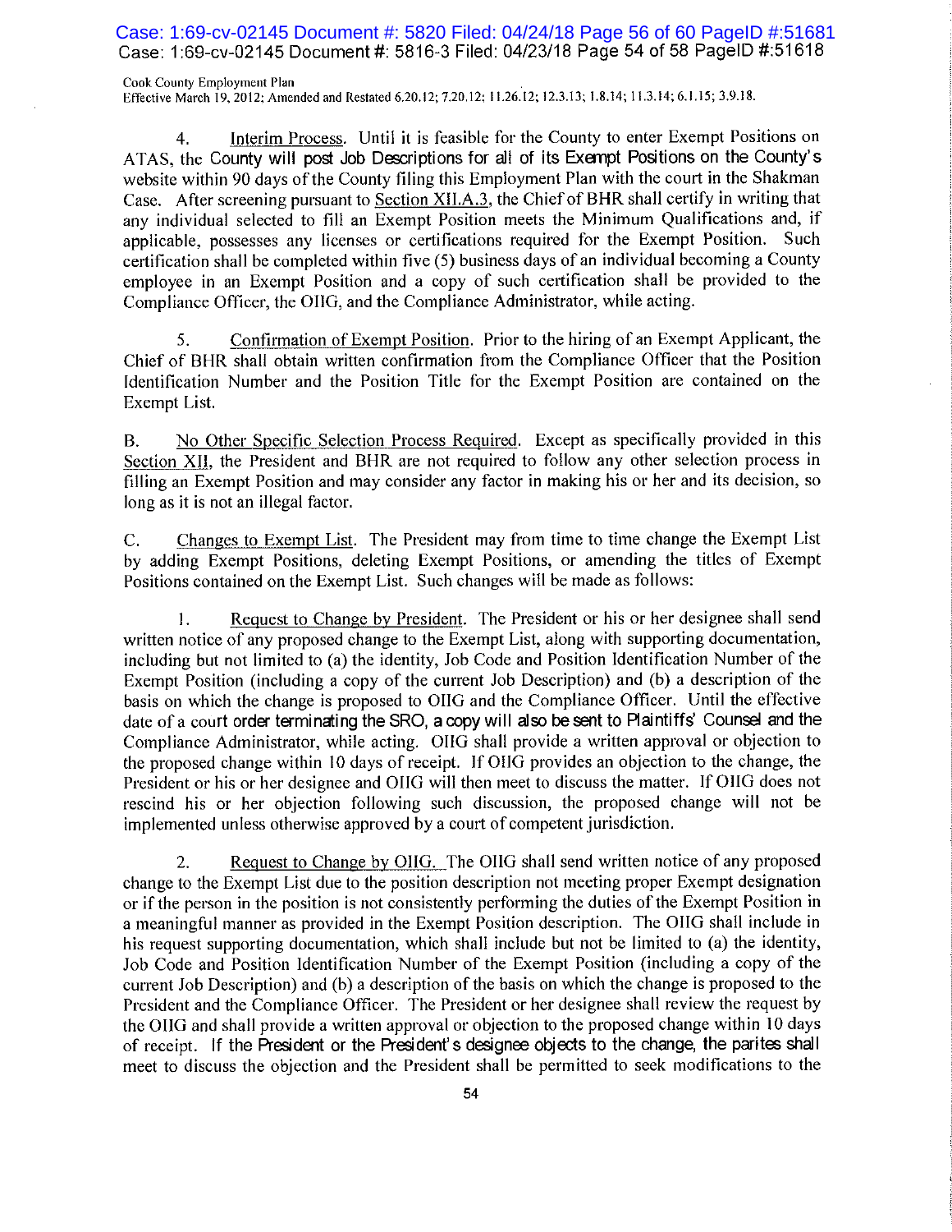4. Interim Process. Until it is feasible for the County to enter Exempt Positions on ATAS, the County will post Job Descriptions for all of its Exempt Positions on the County's website within 90 days of the County filing this Employment Plan with the court in the Shakman Case. After screening pursuant to Section XII.A.3, the Chief of BHR shall certify in writing that any individual selected to fill an Exempt Position meets the Minimum Qualifications and, if applicable, possesses any licenses or certifications required for the Exempt Position. Such certification shall be completed within five (5) business days of an individual becoming a County employee in an Exempt Position and a copy of such certification shall be provided to the Compliance Officer, the OIIG, and the Compliance Administrator, while acting.

5. Confirmation of Exempt Position. Prior to the hiring of an Exempt Applicant, the Chief of BHR shall obtain written confirmation from the Compliance Officer that the Position Identification Number and the Position Title for the Exempt Position are contained on the Exempt List.

B. No Other Specific Selection Process Required. Except as specifically provided in this Section XII, the President and BHR are not required to follow any other selection process in filling an Exempt Position and may consider any factor in making his or her and its decision, so long as it is not an illegal factor.

C. Changes to Exempt List. The President may from time to time change the Exempt List by adding Exempt Positions, deleting Exempt Positions, or amending the titles of Exempt Positions contained on the Exempt List. Such changes will be made as follows:

1. Request to Change by President. The President or his or her designee shall send written notice of any proposed change to the Exempt List, along with supporting documentation, including but not limited to (a) the identity, Job Code and Position Identification Number of the Exempt Position (including a copy of the current Job Description) and (b) a description of the basis on which the change is proposed to OIIG and the Compliance Officer. Until the effective date of a court order terminating the SRO, a copy will also be sent to Plaintiffs' Counsel and the Compliance Administrator, while acting. OIIG shall provide a written approval or objection to the proposed change within 10 days of receipt. If OIIG provides an objection to the change, the President or his or her designee and OIIG will then meet to discuss the matter. If OIIG does not rescind his or her objection following such discussion, the proposed change will not be implemented unless otherwise approved by a court of competent jurisdiction.

2. Request to Change by OIIG. The OIIG shall send written notice of any proposed change to the Exempt List due to the position description not meeting proper Exempt designation or if the person in the position is not consistently performing the duties of the Exempt Position in a meaningful manner as provided in the Exempt Position description. The OIIG shall include in his request supporting documentation, which shall include but not be limited to (a) the identity, Job Code and Position Identification Number of the Exempt Position (including a copy of the current Job Description) and (b) a description of the basis on which the change is proposed to the President and the Compliance Officer. The President or her designee shall review the request by the OIIG and shall provide a written approval or objection to the proposed change within 10 days of receipt. If the President or the President's designee objects to the change, the parites shall meet to discuss the objection and the President shall be permitted to seek modifications to the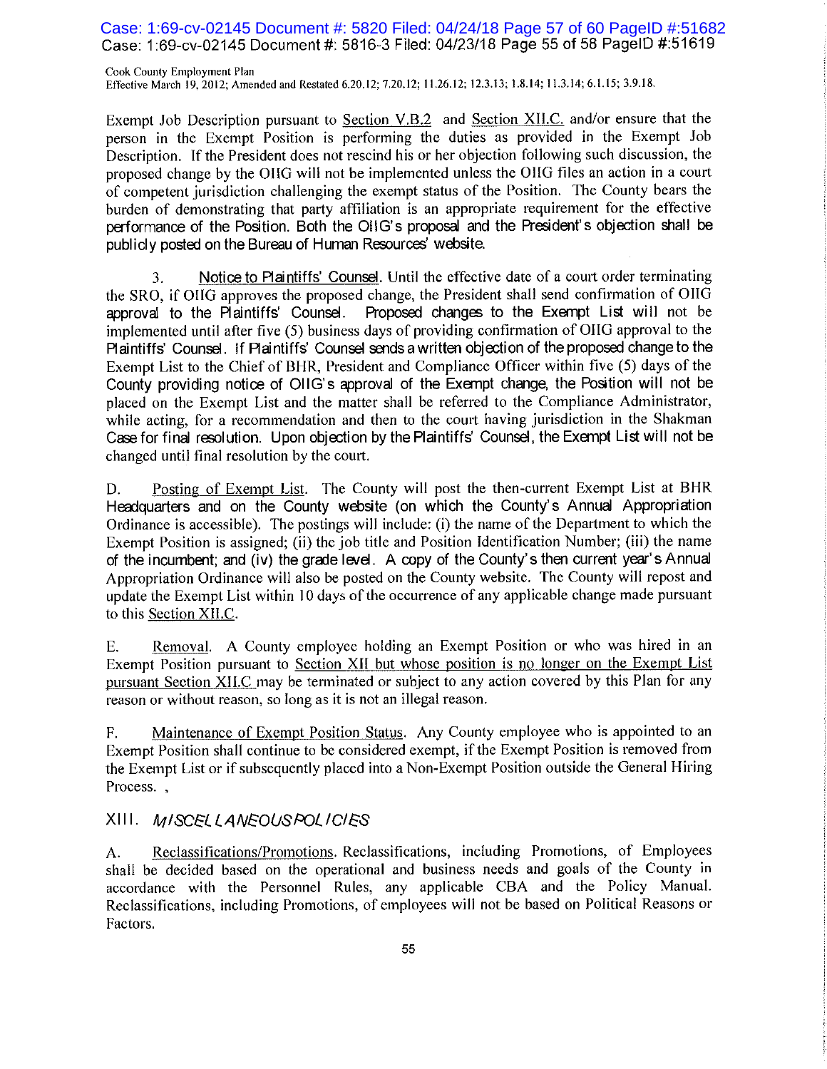Exempt Job Description pursuant to Section V.B.2 and Section XII.C. and/or ensure that the person in the Exempt Position is performing the duties as provided in the Exempt Job Description. If the President does not rescind his or her objection following such discussion, the proposed change by the OIIG will not be implemented unless the OIIG files an action in a court of competent jurisdiction challenging the exempt status of the Position. The County bears the burden of demonstrating that party affiliation is an appropriate requirement for the effective performance of the Position. Both the OIIG's proposal and the President's objection shall be publicly posted on the Bureau of Human Resources' website.

3. Notice to Plaintiffs' Counsel. Until the effective date of a court order terminating the SRO, if OIIG approves the proposed change, the President shall send confirmation of OIIG approval to the Plaintiffs' Counsel. Proposed changes to the Exempt List will not be implemented until after five (5) business days of providing confirmation of OIIG approval to the Plaintiffs' Counsel. If Plaintiffs' Counsel sends a written objection of the proposed change to the Exempt List to the Chief of BHR, President and Compliance Officer within five (5) days of the County providing notice of OIIG's approval of the Exempt change, the Position will not be placed on the Exempt List and the matter shall be referred to the Compliance Administrator, while acting, for a recommendation and then to the court having jurisdiction in the Shakman Case for final resolution. Upon objection by the Plaintiffs' Counsel, the Exempt List will not be changed until final resolution by the court.

D. Posting of Exempt List. The County will post the then-current Exempt List at BHR Headquarters and on the County website (on which the County's Annual Appropriation Ordinance is accessible). The postings will include: (i) the name of the Department to which the Exempt Position is assigned; (ii) the job title and Position Identification Number; (iii) the name of the incumbent; and (iv) the grade level. A copy of the County's then current year's Annual Appropriation Ordinance will also be posted on the County website. The County will repost and update the Exempt List within 10 days of the occurrence of any applicable change made pursuant to this Section XII.C.

E. Removal. A County employee holding an Exempt Position or who was hired in an Exempt Position pursuant to Section XII but whose position is no longer on the Exempt List pursuant Section XII.C may be terminated or subject to any action covered by this Plan for any reason or without reason, so long as it is not an illegal reason.

F. Maintenance of Exempt Position Status. Any County employee who is appointed to an Exempt Position shall continue to be considered exempt, if the Exempt Position is removed from the Exempt List or if subsequently placed into a Non-Exempt Position outside the General Hiring Process. ,

## XIII. *MISCELLANEOUS POLICIES*

A. Reclassifications/Promotions. Reclassifications, including Promotions, of Employees shall be decided based on the operational and business needs and goals of the County in accordance with the Personnel Rules, any applicable CBA and the Policy Manual. Reclassifications, including Promotions, of employees will not be based on Political Reasons or Factors.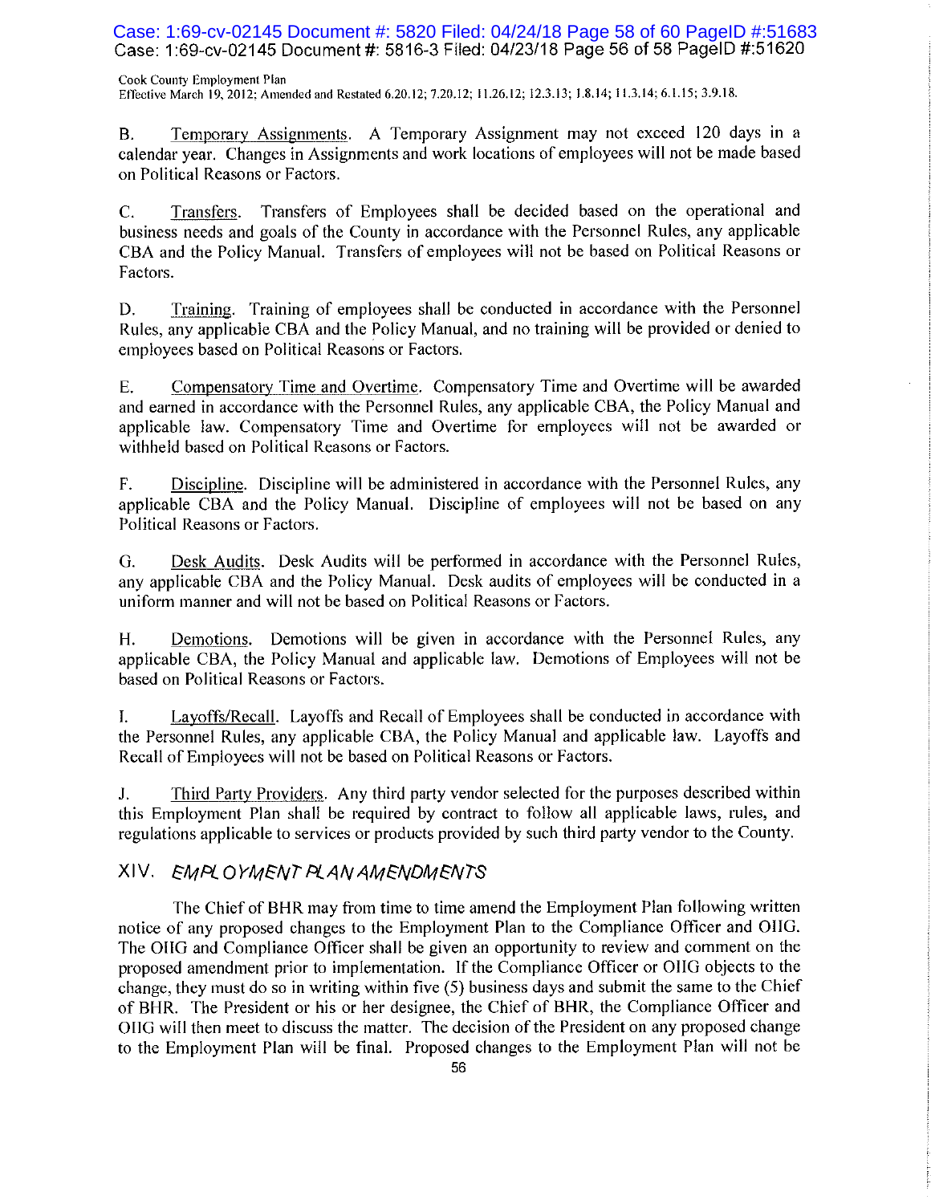B. Temporary Assignments. A Temporary Assignment may not exceed 120 days in a calendar year. Changes in Assignments and work locations of employees will not be made based on Political Reasons or Factors.

C. Transfers. Transfers of Employees shall be decided based on the operational and business needs and goals of the County in accordance with the Personnel Rules, any applicable CBA and the Policy Manual. Transfers of employees will not be based on Political Reasons or Factors.

D. Training. Training of employees shall be conducted in accordance with the Personnel Rules, any applicable CBA and the Policy Manual, and no training will be provided or denied to employees based on Political Reasons or Factors.

E. Compensatory Time and Overtime. Compensatory Time and Overtime will be awarded and earned in accordance with the Personnel Rules, any applicable CBA, the Policy Manual and applicable law. Compensatory Time and Overtime for employees will not be awarded or withheld based on Political Reasons or Factors.

F. Discipline. Discipline will be administered in accordance with the Personnel Rules, any applicable CBA and the Policy Manual. Discipline of employees will not be based on any Political Reasons or Factors.

G. Desk Audits. Desk Audits will be performed in accordance with the Personnel Rules, any applicable CBA and the Policy Manual. Desk audits of employees will be conducted in a uniform manner and will not be based on Political Reasons or Factors.

H. Demotions. Demotions will be given in accordance with the Personnel Rules, any applicable CBA, the Policy Manual and applicable law. Demotions of Employees will not be based on Political Reasons or Factors.

I. Layoffs/Recall. Layoffs and Recall of Employees shall be conducted in accordance with the Personnel Rules, any applicable CBA, the Policy Manual and applicable law. Layoffs and Recall of Employees will not be based on Political Reasons or Factors.

J. Third Party Providers. Any third party vendor selected for the purposes described within this Employment Plan shall be required by contract to follow all applicable laws, rules, and regulations applicable to services or products provided by such third party vendor to the County.

## XIV. EMPLOYMENT PLAN AMENDMENTS

The Chief of BHR may from time to time amend the Employment Plan following written notice of any proposed changes to the Employment Plan to the Compliance Officer and OIIG. The OIIG and Compliance Officer shall be given an opportunity to review and comment on the proposed amendment prior to implementation. If the Compliance Officer or OIIG objects to the change, they must do so in writing within five (5) business days and submit the same to the Chief of BHR. The President or his or her designee, the Chief of BHR, the Compliance Officer and OIIG will then meet to discuss the matter. The decision of the President on any proposed change to the Employment Plan will be final. Proposed changes to the Employment Plan will not be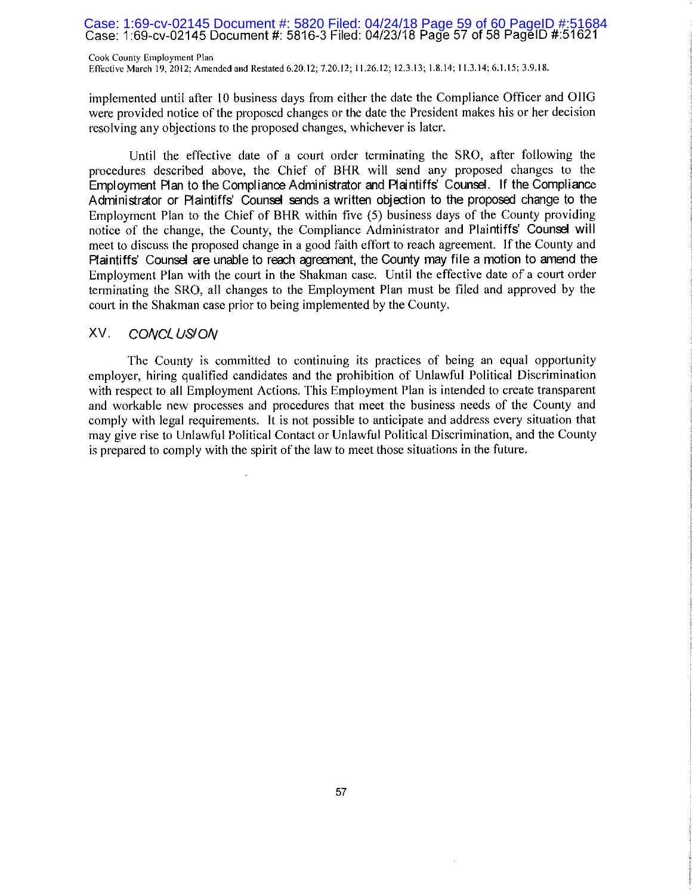implemented until after 10 business days from either the date the Compliance Officer and OIIG were provided notice of the proposed changes or the date the President makes his or her decision resolving any objections to the proposed changes, whichever is later.

Until the effective date of a court order terminating the SRO, after following the procedures described above, the Chief of BHR will send any proposed changes to the Employment Plan to the Compliance Administrator and Plaintiffs' Counsel. If the Compliance Administrator or Plaintiffs' Counsel sends a written objection to the proposed change to the Employment Plan to the Chief of BHR within five (5) business days of the County providing notice of the change, the County, the Compliance Administrator and Plaintiffs' Counsel will meet to discuss the proposed change in a good faith effort to reach agreement. If the County and Plaintiffs' Counsel are unable to reach agreement, the County may file a motion to amend the Employment Plan with the court in the Shakman case. Until the effective date of a court order terminating the SRO, all changes to the Employment Plan must be filed and approved by the court in the Shakman case prior to being implemented by the County.

## XV. *CONCLUSION*

The County is committed to continuing its practices of being an equal opportunity employer, hiring qualified candidates and the prohibition of Unlawful Political Discrimination with respect to all Employment Actions. This Employment Plan is intended to create transparent and workable new processes and procedures that meet the business needs of the County and comply with legal requirements. It is not possible to anticipate and address every situation that may give rise to Unlawful Political Contact or Unlawful Political Discrimination, and the County is prepared to comply with the spirit of the law to meet those situations in the future.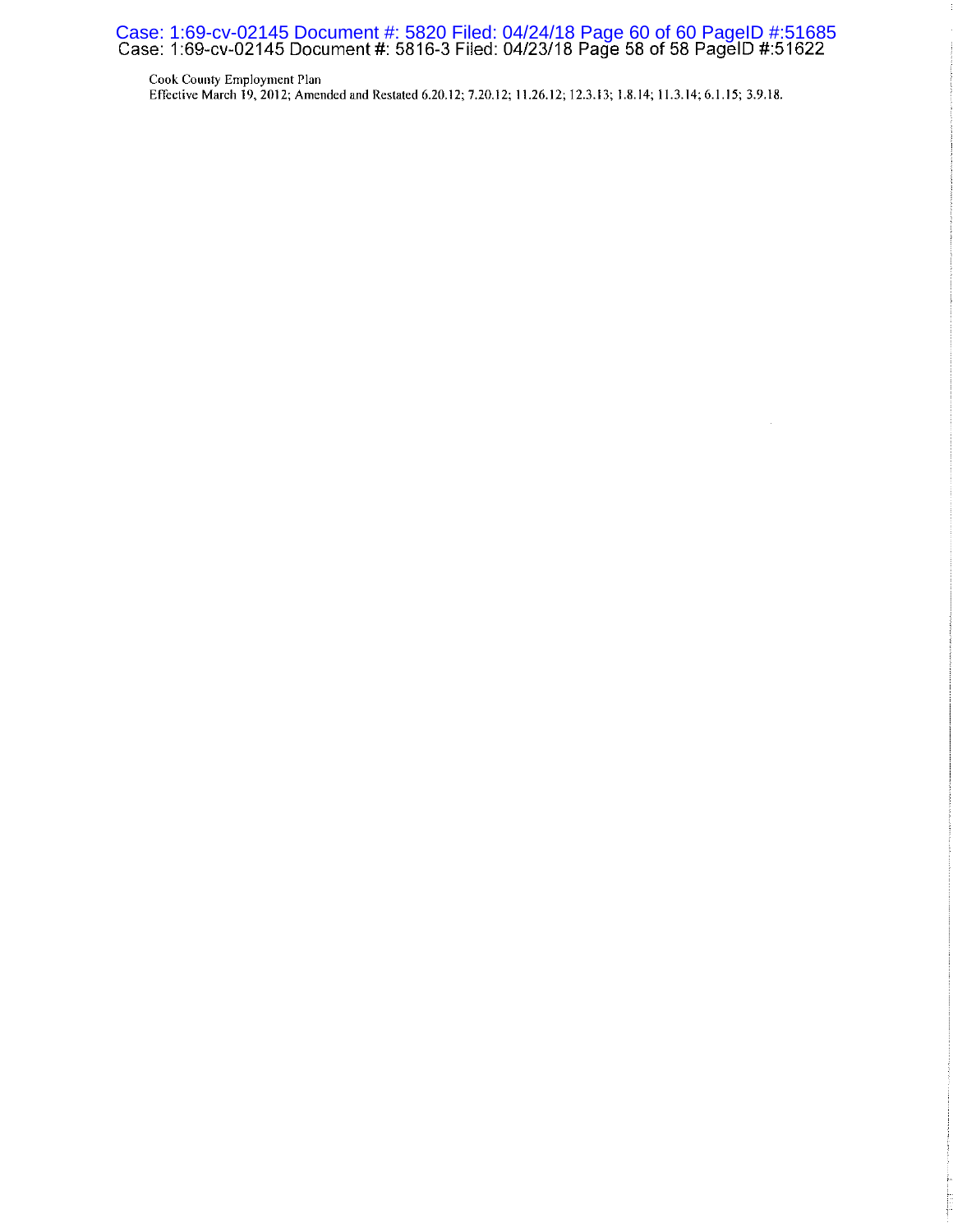Cook County Employment Plan
Effective March 19, 2012; Amended and Restated 6.20.12; 7.20.12; 11.26.12; 12.3.13; 1.8.14; 11.3.14; 6.1.15; 3.9.18.